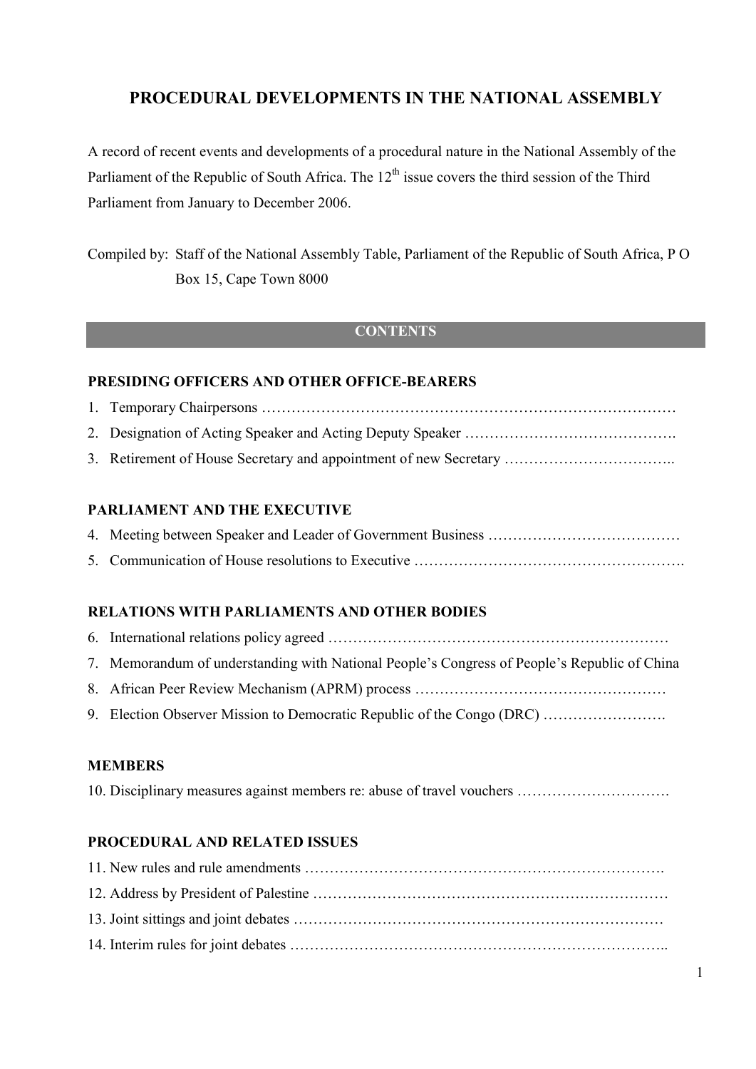# PROCEDURAL DEVELOPMENTS IN THE NATIONAL ASSEMBLY

A record of recent events and developments of a procedural nature in the National Assembly of the Parliament of the Republic of South Africa. The 12th issue covers the third session of the Third Parliament from January to December 2006.

Compiled by: Staff of the National Assembly Table, Parliament of the Republic of South Africa, P O Box 15, Cape Town 8000

## CONTENTS

### PRESIDING OFFICERS AND OTHER OFFICE-BEARERS

1. Temporary Chairpersons …………………………………………………………………………
2. Designation of Acting Speaker and Acting Deputy Speaker …………………………………….
3. Retirement of House Secretary and appointment of new Secretary ……………………………..

### PARLIAMENT AND THE EXECUTIVE

4. Meeting between Speaker and Leader of Government Business …………………………………
5. Communication of House resolutions to Executive ……………………………………………….

### RELATIONS WITH PARLIAMENTS AND OTHER BODIES

6. International relations policy agreed ……………………………………………………………
7. Memorandum of understanding with National People's Congress of People's Republic of China
8. African Peer Review Mechanism (APRM) process ……………………………………………
9. Election Observer Mission to Democratic Republic of the Congo (DRC) …………………….

### MEMBERS

10. Disciplinary measures against members re: abuse of travel vouchers ………………………….

### PROCEDURAL AND RELATED ISSUES

11. New rules and rule amendments ……………………………………………………………….
12. Address by President of Palestine ……………………………………………………………
13. Joint sittings and joint debates ………………………………………………………………
14. Interim rules for joint debates …………………………………………………………………..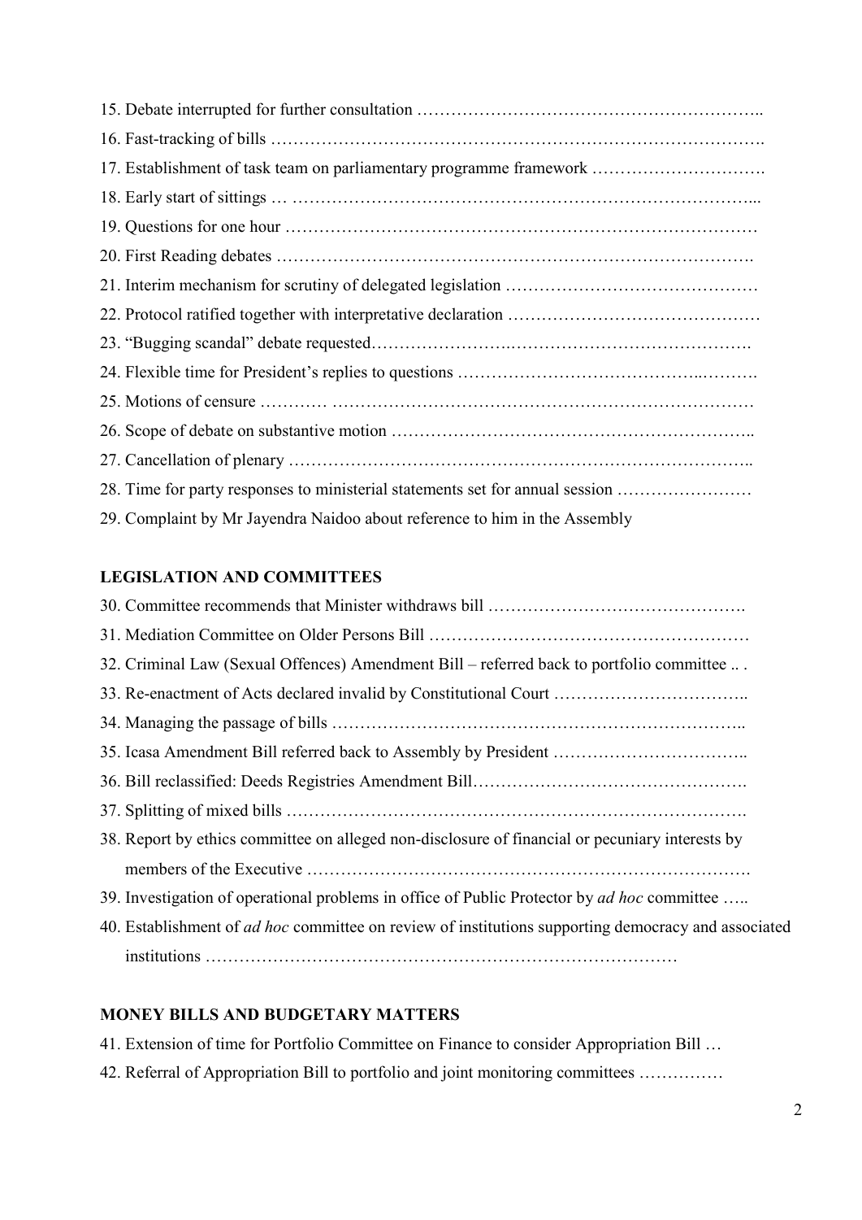15. Debate interrupted for further consultation ……………………………………………………..
16. Fast-tracking of bills …………………………………………………………………………….
17. Establishment of task team on parliamentary programme framework ………………………….
18. Early start of sittings … ………………………………………………………………………...
19. Questions for one hour …………………………………………………………………………
20. First Reading debates ………………………………………………………………………….
21. Interim mechanism for scrutiny of delegated legislation ………………………………………
22. Protocol ratified together with interpretative declaration ………………………………………
23. "Bugging scandal" debate requested…………………….…………………………………….
24. Flexible time for President's replies to questions …………………………………..……….
25. Motions of censure ………… …………………………………………………………………
26. Scope of debate on substantive motion ……………………………………………………..
27. Cancellation of plenary ………………………………………………………………………..
28. Time for party responses to ministerial statements set for annual session ……………………
29. Complaint by Mr Jayendra Naidoo about reference to him in the Assembly

**LEGISLATION AND COMMITTEES**

30. Committee recommends that Minister withdraws bill ……………………………………….
31. Mediation Committee on Older Persons Bill …………………………………………………
32. Criminal Law (Sexual Offences) Amendment Bill – referred back to portfolio committee .. .
33. Re-enactment of Acts declared invalid by Constitutional Court ……………………………..
34. Managing the passage of bills ………………………………………………………………..
35. Icasa Amendment Bill referred back to Assembly by President ……………………………..
36. Bill reclassified: Deeds Registries Amendment Bill………………………………………….
37. Splitting of mixed bills ……………………………………………………………………….
38. Report by ethics committee on alleged non-disclosure of financial or pecuniary interests by members of the Executive ……………………………………………………………………….
39. Investigation of operational problems in office of Public Protector by *ad hoc* committee …..
40. Establishment of *ad hoc* committee on review of institutions supporting democracy and associated institutions ………………………………………………………………………

**MONEY BILLS AND BUDGETARY MATTERS**

41. Extension of time for Portfolio Committee on Finance to consider Appropriation Bill …
42. Referral of Appropriation Bill to portfolio and joint monitoring committees ……………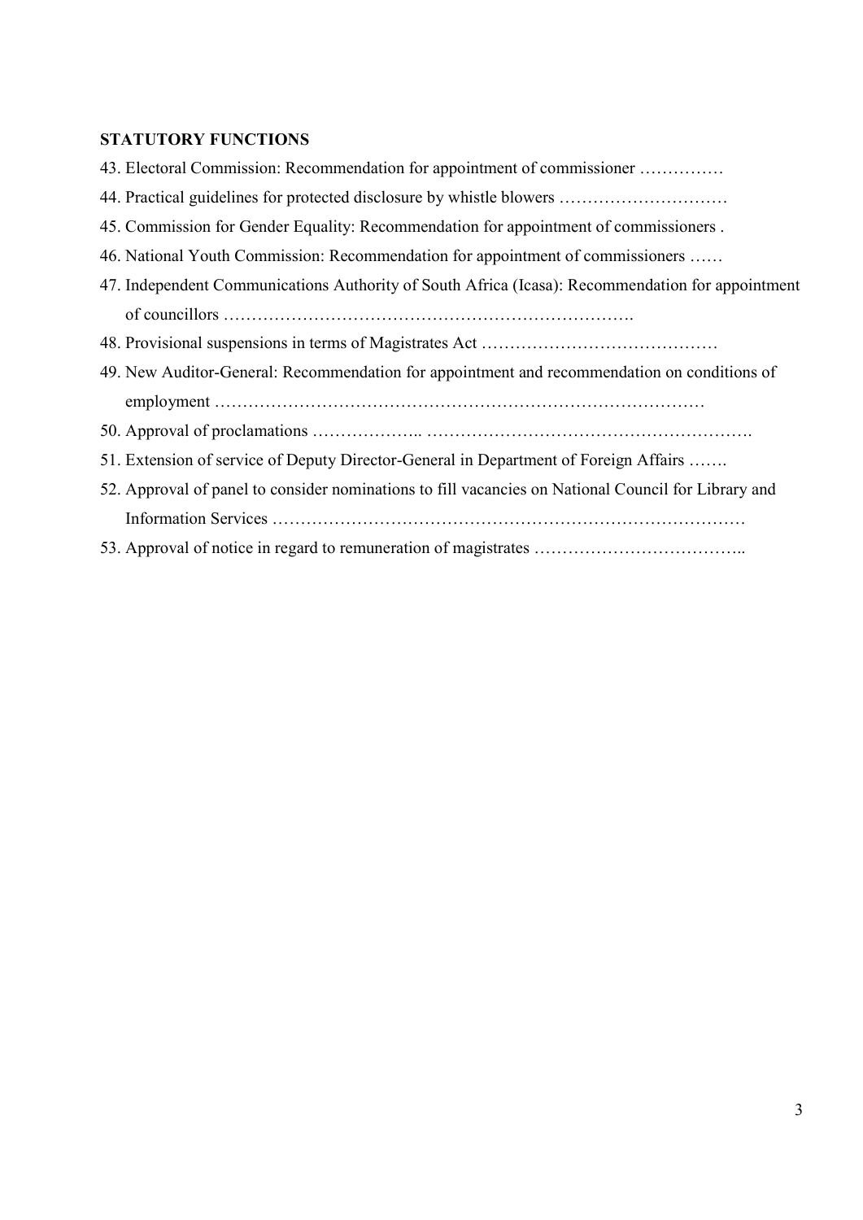**STATUTORY FUNCTIONS**

43. Electoral Commission: Recommendation for appointment of commissioner ……………
44. Practical guidelines for protected disclosure by whistle blowers …………………………
45. Commission for Gender Equality: Recommendation for appointment of commissioners .
46. National Youth Commission: Recommendation for appointment of commissioners ……
47. Independent Communications Authority of South Africa (Icasa): Recommendation for appointment of councillors ……………………………………………………………….
48. Provisional suspensions in terms of Magistrates Act ……………………………………
49. New Auditor-General: Recommendation for appointment and recommendation on conditions of employment ……………………………………………………………………………
50. Approval of proclamations ……………….. ………………………………………………….
51. Extension of service of Deputy Director-General in Department of Foreign Affairs …….
52. Approval of panel to consider nominations to fill vacancies on National Council for Library and Information Services …………………………………………………………………………
53. Approval of notice in regard to remuneration of magistrates ………………………………..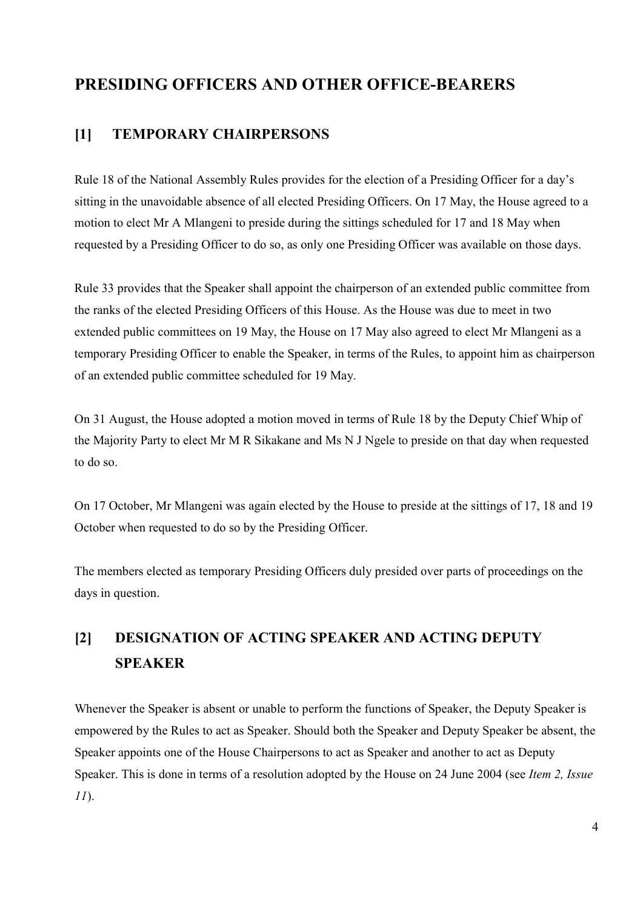# PRESIDING OFFICERS AND OTHER OFFICE-BEARERS

## [1] TEMPORARY CHAIRPERSONS

Rule 18 of the National Assembly Rules provides for the election of a Presiding Officer for a day's sitting in the unavoidable absence of all elected Presiding Officers. On 17 May, the House agreed to a motion to elect Mr A Mlangeni to preside during the sittings scheduled for 17 and 18 May when requested by a Presiding Officer to do so, as only one Presiding Officer was available on those days.

Rule 33 provides that the Speaker shall appoint the chairperson of an extended public committee from the ranks of the elected Presiding Officers of this House. As the House was due to meet in two extended public committees on 19 May, the House on 17 May also agreed to elect Mr Mlangeni as a temporary Presiding Officer to enable the Speaker, in terms of the Rules, to appoint him as chairperson of an extended public committee scheduled for 19 May.

On 31 August, the House adopted a motion moved in terms of Rule 18 by the Deputy Chief Whip of the Majority Party to elect Mr M R Sikakane and Ms N J Ngele to preside on that day when requested to do so.

On 17 October, Mr Mlangeni was again elected by the House to preside at the sittings of 17, 18 and 19 October when requested to do so by the Presiding Officer.

The members elected as temporary Presiding Officers duly presided over parts of proceedings on the days in question.

## [2] DESIGNATION OF ACTING SPEAKER AND ACTING DEPUTY SPEAKER

Whenever the Speaker is absent or unable to perform the functions of Speaker, the Deputy Speaker is empowered by the Rules to act as Speaker. Should both the Speaker and Deputy Speaker be absent, the Speaker appoints one of the House Chairpersons to act as Speaker and another to act as Deputy Speaker. This is done in terms of a resolution adopted by the House on 24 June 2004 (see *Item 2, Issue 11*).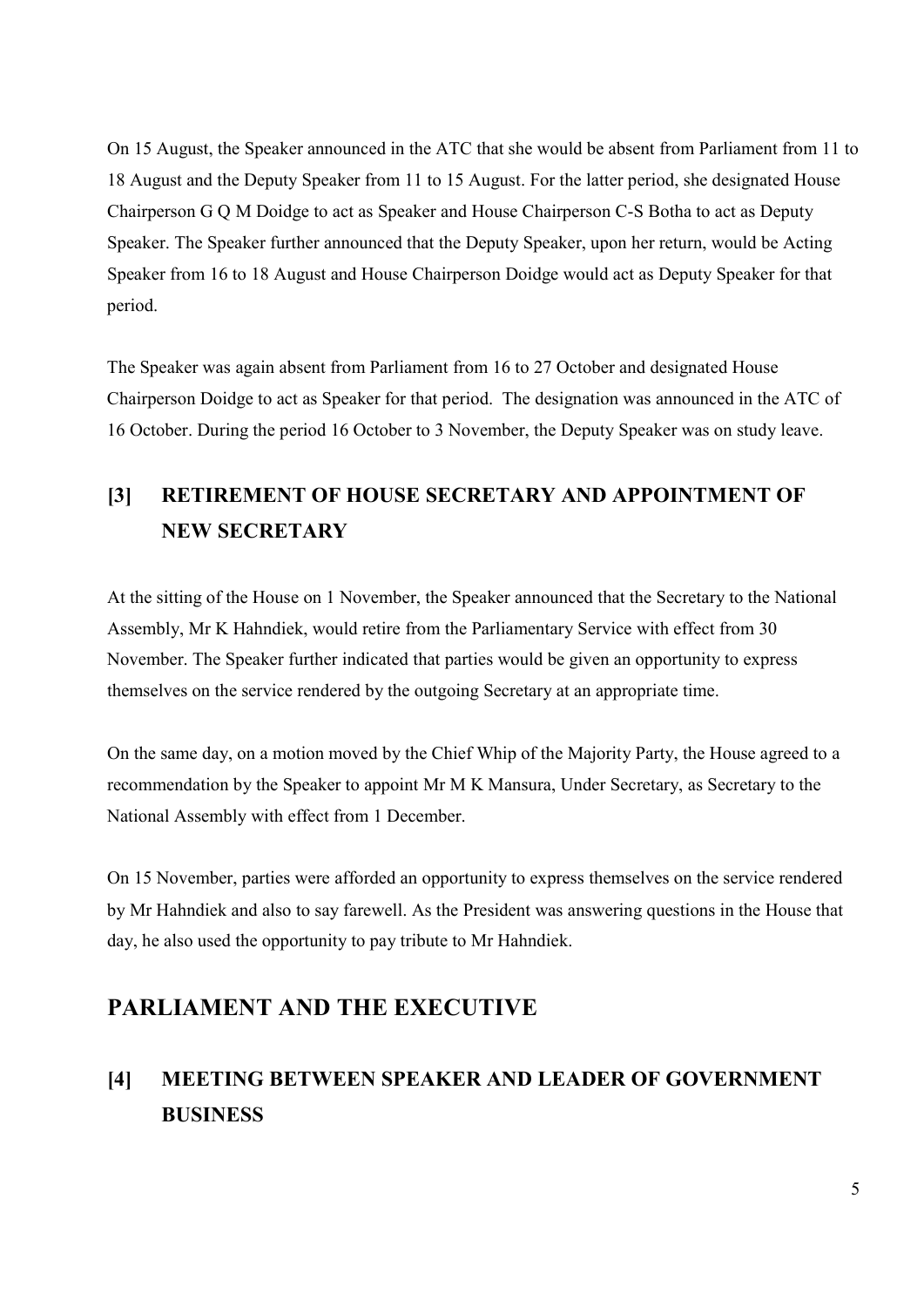On 15 August, the Speaker announced in the ATC that she would be absent from Parliament from 11 to 18 August and the Deputy Speaker from 11 to 15 August. For the latter period, she designated House Chairperson G Q M Doidge to act as Speaker and House Chairperson C-S Botha to act as Deputy Speaker. The Speaker further announced that the Deputy Speaker, upon her return, would be Acting Speaker from 16 to 18 August and House Chairperson Doidge would act as Deputy Speaker for that period.

The Speaker was again absent from Parliament from 16 to 27 October and designated House Chairperson Doidge to act as Speaker for that period. The designation was announced in the ATC of 16 October. During the period 16 October to 3 November, the Deputy Speaker was on study leave.

### [3] RETIREMENT OF HOUSE SECRETARY AND APPOINTMENT OF NEW SECRETARY

At the sitting of the House on 1 November, the Speaker announced that the Secretary to the National Assembly, Mr K Hahndiek, would retire from the Parliamentary Service with effect from 30 November. The Speaker further indicated that parties would be given an opportunity to express themselves on the service rendered by the outgoing Secretary at an appropriate time.

On the same day, on a motion moved by the Chief Whip of the Majority Party, the House agreed to a recommendation by the Speaker to appoint Mr M K Mansura, Under Secretary, as Secretary to the National Assembly with effect from 1 December.

On 15 November, parties were afforded an opportunity to express themselves on the service rendered by Mr Hahndiek and also to say farewell. As the President was answering questions in the House that day, he also used the opportunity to pay tribute to Mr Hahndiek.

## PARLIAMENT AND THE EXECUTIVE

### [4] MEETING BETWEEN SPEAKER AND LEADER OF GOVERNMENT BUSINESS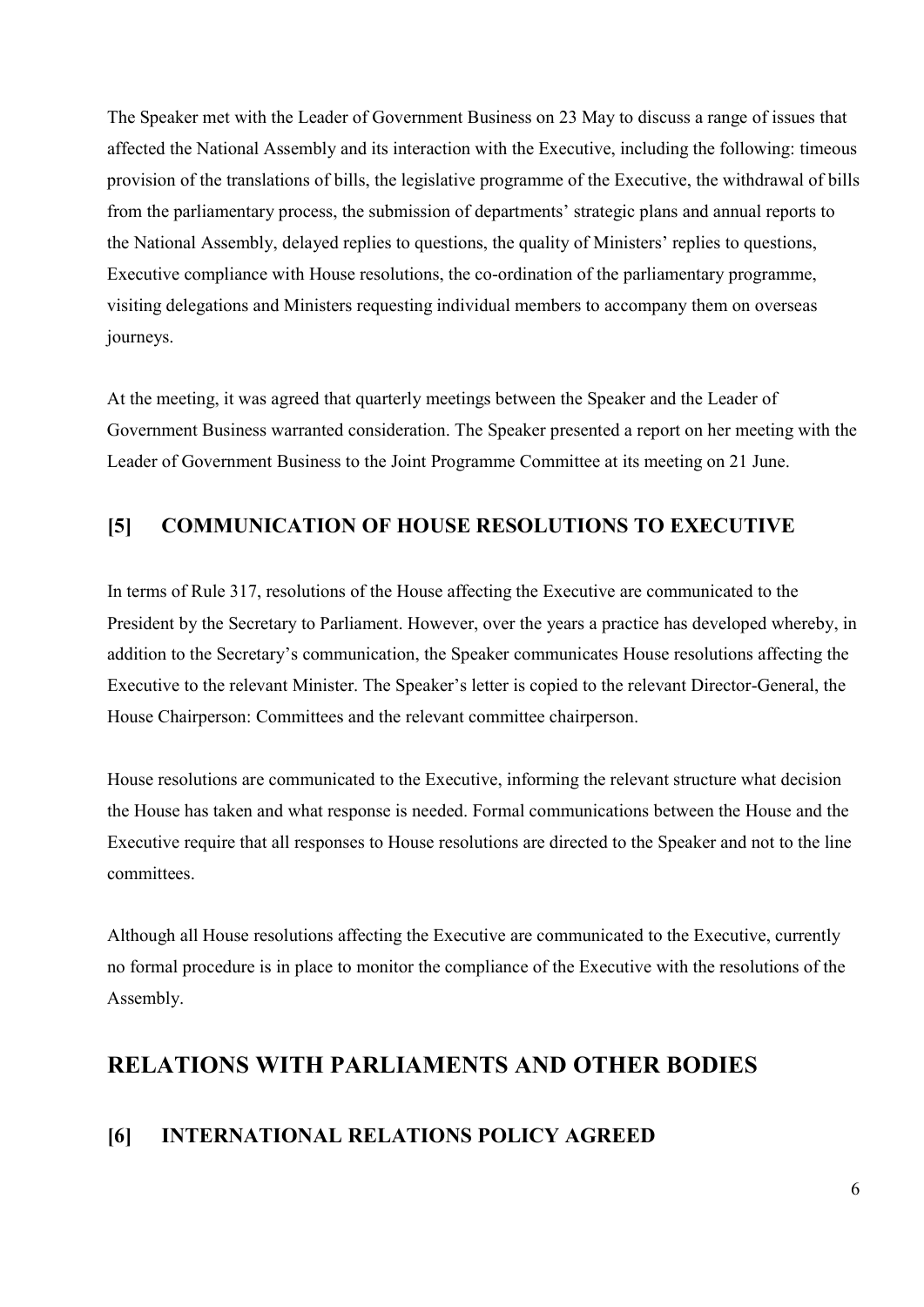The Speaker met with the Leader of Government Business on 23 May to discuss a range of issues that affected the National Assembly and its interaction with the Executive, including the following: timeous provision of the translations of bills, the legislative programme of the Executive, the withdrawal of bills from the parliamentary process, the submission of departments' strategic plans and annual reports to the National Assembly, delayed replies to questions, the quality of Ministers' replies to questions, Executive compliance with House resolutions, the co-ordination of the parliamentary programme, visiting delegations and Ministers requesting individual members to accompany them on overseas journeys.

At the meeting, it was agreed that quarterly meetings between the Speaker and the Leader of Government Business warranted consideration. The Speaker presented a report on her meeting with the Leader of Government Business to the Joint Programme Committee at its meeting on 21 June.

### [5] COMMUNICATION OF HOUSE RESOLUTIONS TO EXECUTIVE

In terms of Rule 317, resolutions of the House affecting the Executive are communicated to the President by the Secretary to Parliament. However, over the years a practice has developed whereby, in addition to the Secretary's communication, the Speaker communicates House resolutions affecting the Executive to the relevant Minister. The Speaker's letter is copied to the relevant Director-General, the House Chairperson: Committees and the relevant committee chairperson.

House resolutions are communicated to the Executive, informing the relevant structure what decision the House has taken and what response is needed. Formal communications between the House and the Executive require that all responses to House resolutions are directed to the Speaker and not to the line committees.

Although all House resolutions affecting the Executive are communicated to the Executive, currently no formal procedure is in place to monitor the compliance of the Executive with the resolutions of the Assembly.

## RELATIONS WITH PARLIAMENTS AND OTHER BODIES

### [6] INTERNATIONAL RELATIONS POLICY AGREED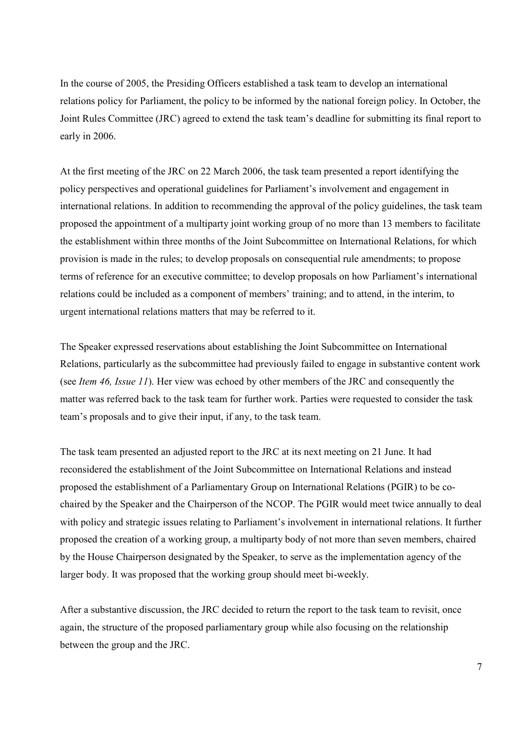In the course of 2005, the Presiding Officers established a task team to develop an international relations policy for Parliament, the policy to be informed by the national foreign policy. In October, the Joint Rules Committee (JRC) agreed to extend the task team's deadline for submitting its final report to early in 2006.

At the first meeting of the JRC on 22 March 2006, the task team presented a report identifying the policy perspectives and operational guidelines for Parliament's involvement and engagement in international relations. In addition to recommending the approval of the policy guidelines, the task team proposed the appointment of a multiparty joint working group of no more than 13 members to facilitate the establishment within three months of the Joint Subcommittee on International Relations, for which provision is made in the rules; to develop proposals on consequential rule amendments; to propose terms of reference for an executive committee; to develop proposals on how Parliament's international relations could be included as a component of members' training; and to attend, in the interim, to urgent international relations matters that may be referred to it.

The Speaker expressed reservations about establishing the Joint Subcommittee on International Relations, particularly as the subcommittee had previously failed to engage in substantive content work (see *Item 46, Issue 11*). Her view was echoed by other members of the JRC and consequently the matter was referred back to the task team for further work. Parties were requested to consider the task team's proposals and to give their input, if any, to the task team.

The task team presented an adjusted report to the JRC at its next meeting on 21 June. It had reconsidered the establishment of the Joint Subcommittee on International Relations and instead proposed the establishment of a Parliamentary Group on International Relations (PGIR) to be co-chaired by the Speaker and the Chairperson of the NCOP. The PGIR would meet twice annually to deal with policy and strategic issues relating to Parliament's involvement in international relations. It further proposed the creation of a working group, a multiparty body of not more than seven members, chaired by the House Chairperson designated by the Speaker, to serve as the implementation agency of the larger body. It was proposed that the working group should meet bi-weekly.

After a substantive discussion, the JRC decided to return the report to the task team to revisit, once again, the structure of the proposed parliamentary group while also focusing on the relationship between the group and the JRC.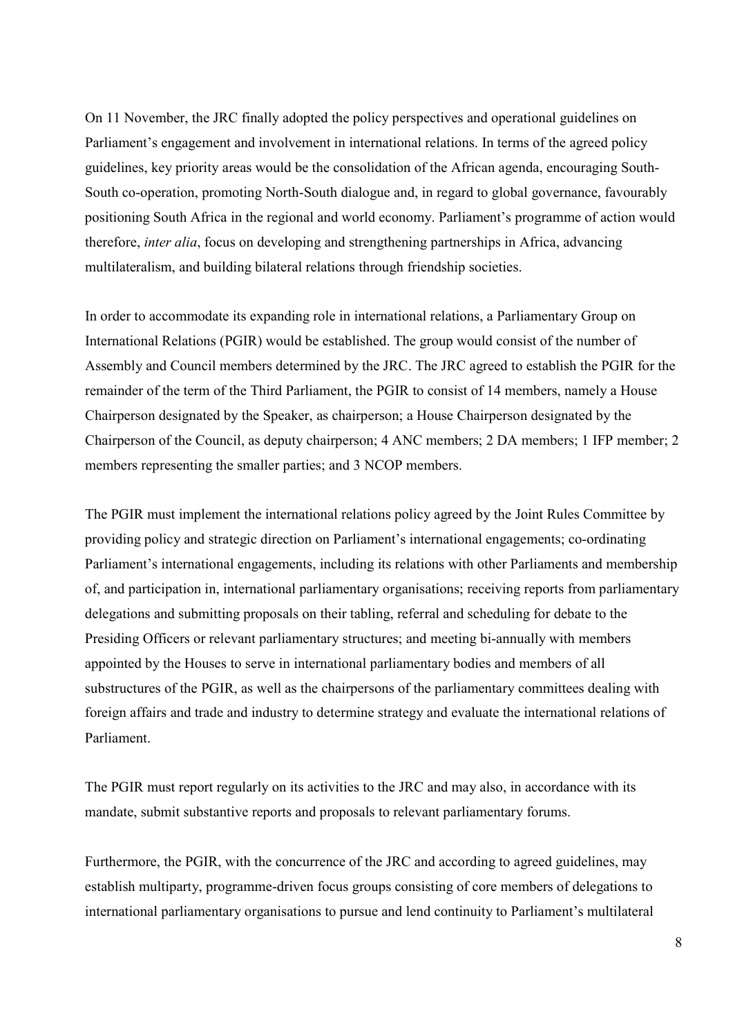On 11 November, the JRC finally adopted the policy perspectives and operational guidelines on Parliament's engagement and involvement in international relations. In terms of the agreed policy guidelines, key priority areas would be the consolidation of the African agenda, encouraging South-South co-operation, promoting North-South dialogue and, in regard to global governance, favourably positioning South Africa in the regional and world economy. Parliament's programme of action would therefore, *inter alia*, focus on developing and strengthening partnerships in Africa, advancing multilateralism, and building bilateral relations through friendship societies.

In order to accommodate its expanding role in international relations, a Parliamentary Group on International Relations (PGIR) would be established. The group would consist of the number of Assembly and Council members determined by the JRC. The JRC agreed to establish the PGIR for the remainder of the term of the Third Parliament, the PGIR to consist of 14 members, namely a House Chairperson designated by the Speaker, as chairperson; a House Chairperson designated by the Chairperson of the Council, as deputy chairperson; 4 ANC members; 2 DA members; 1 IFP member; 2 members representing the smaller parties; and 3 NCOP members.

The PGIR must implement the international relations policy agreed by the Joint Rules Committee by providing policy and strategic direction on Parliament's international engagements; co-ordinating Parliament's international engagements, including its relations with other Parliaments and membership of, and participation in, international parliamentary organisations; receiving reports from parliamentary delegations and submitting proposals on their tabling, referral and scheduling for debate to the Presiding Officers or relevant parliamentary structures; and meeting bi-annually with members appointed by the Houses to serve in international parliamentary bodies and members of all substructures of the PGIR, as well as the chairpersons of the parliamentary committees dealing with foreign affairs and trade and industry to determine strategy and evaluate the international relations of Parliament.

The PGIR must report regularly on its activities to the JRC and may also, in accordance with its mandate, submit substantive reports and proposals to relevant parliamentary forums.

Furthermore, the PGIR, with the concurrence of the JRC and according to agreed guidelines, may establish multiparty, programme-driven focus groups consisting of core members of delegations to international parliamentary organisations to pursue and lend continuity to Parliament's multilateral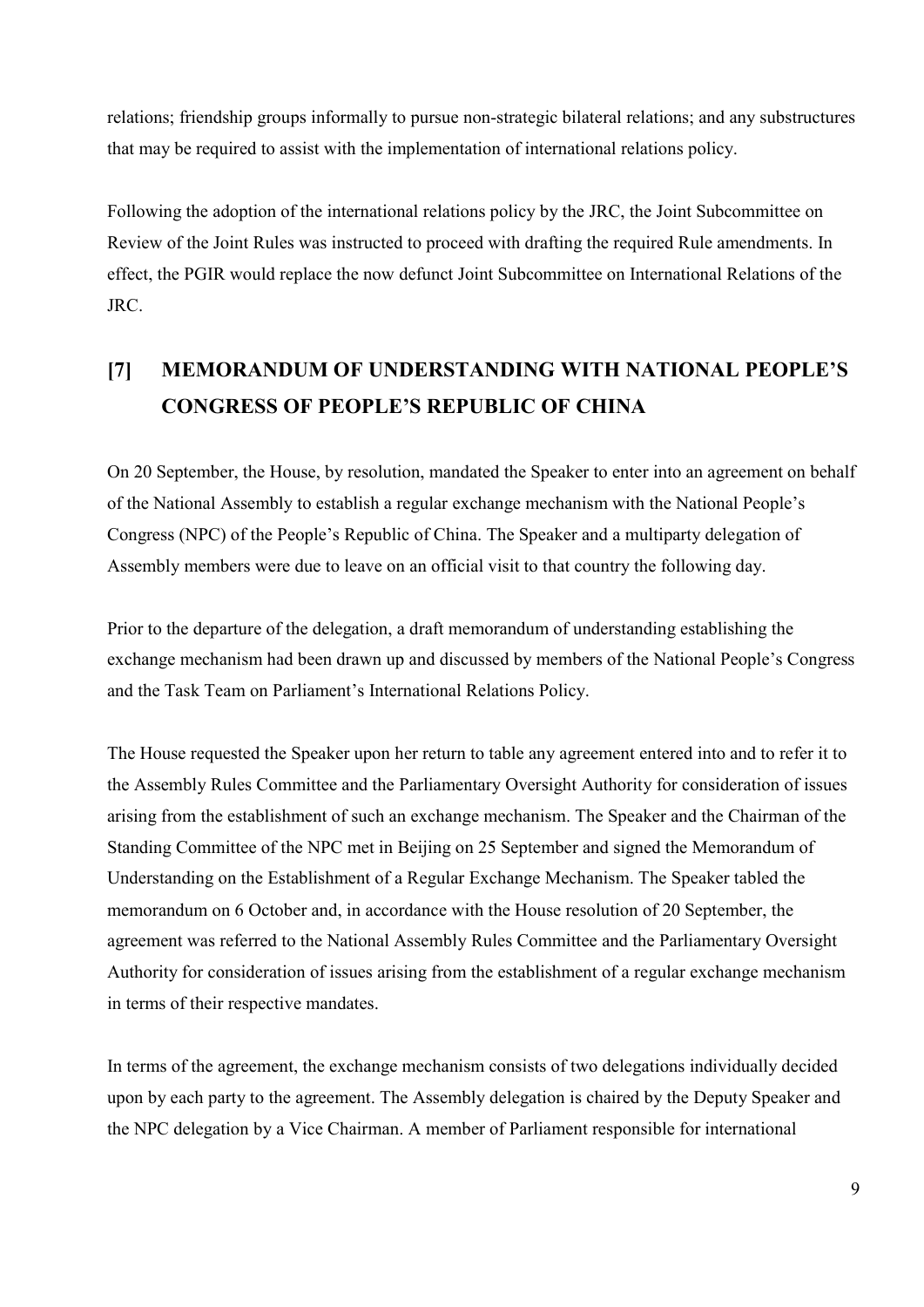relations; friendship groups informally to pursue non-strategic bilateral relations; and any substructures that may be required to assist with the implementation of international relations policy.

Following the adoption of the international relations policy by the JRC, the Joint Subcommittee on Review of the Joint Rules was instructed to proceed with drafting the required Rule amendments. In effect, the PGIR would replace the now defunct Joint Subcommittee on International Relations of the JRC.

## [7] MEMORANDUM OF UNDERSTANDING WITH NATIONAL PEOPLE'S CONGRESS OF PEOPLE'S REPUBLIC OF CHINA

On 20 September, the House, by resolution, mandated the Speaker to enter into an agreement on behalf of the National Assembly to establish a regular exchange mechanism with the National People's Congress (NPC) of the People's Republic of China. The Speaker and a multiparty delegation of Assembly members were due to leave on an official visit to that country the following day.

Prior to the departure of the delegation, a draft memorandum of understanding establishing the exchange mechanism had been drawn up and discussed by members of the National People's Congress and the Task Team on Parliament's International Relations Policy.

The House requested the Speaker upon her return to table any agreement entered into and to refer it to the Assembly Rules Committee and the Parliamentary Oversight Authority for consideration of issues arising from the establishment of such an exchange mechanism. The Speaker and the Chairman of the Standing Committee of the NPC met in Beijing on 25 September and signed the Memorandum of Understanding on the Establishment of a Regular Exchange Mechanism. The Speaker tabled the memorandum on 6 October and, in accordance with the House resolution of 20 September, the agreement was referred to the National Assembly Rules Committee and the Parliamentary Oversight Authority for consideration of issues arising from the establishment of a regular exchange mechanism in terms of their respective mandates.

In terms of the agreement, the exchange mechanism consists of two delegations individually decided upon by each party to the agreement. The Assembly delegation is chaired by the Deputy Speaker and the NPC delegation by a Vice Chairman. A member of Parliament responsible for international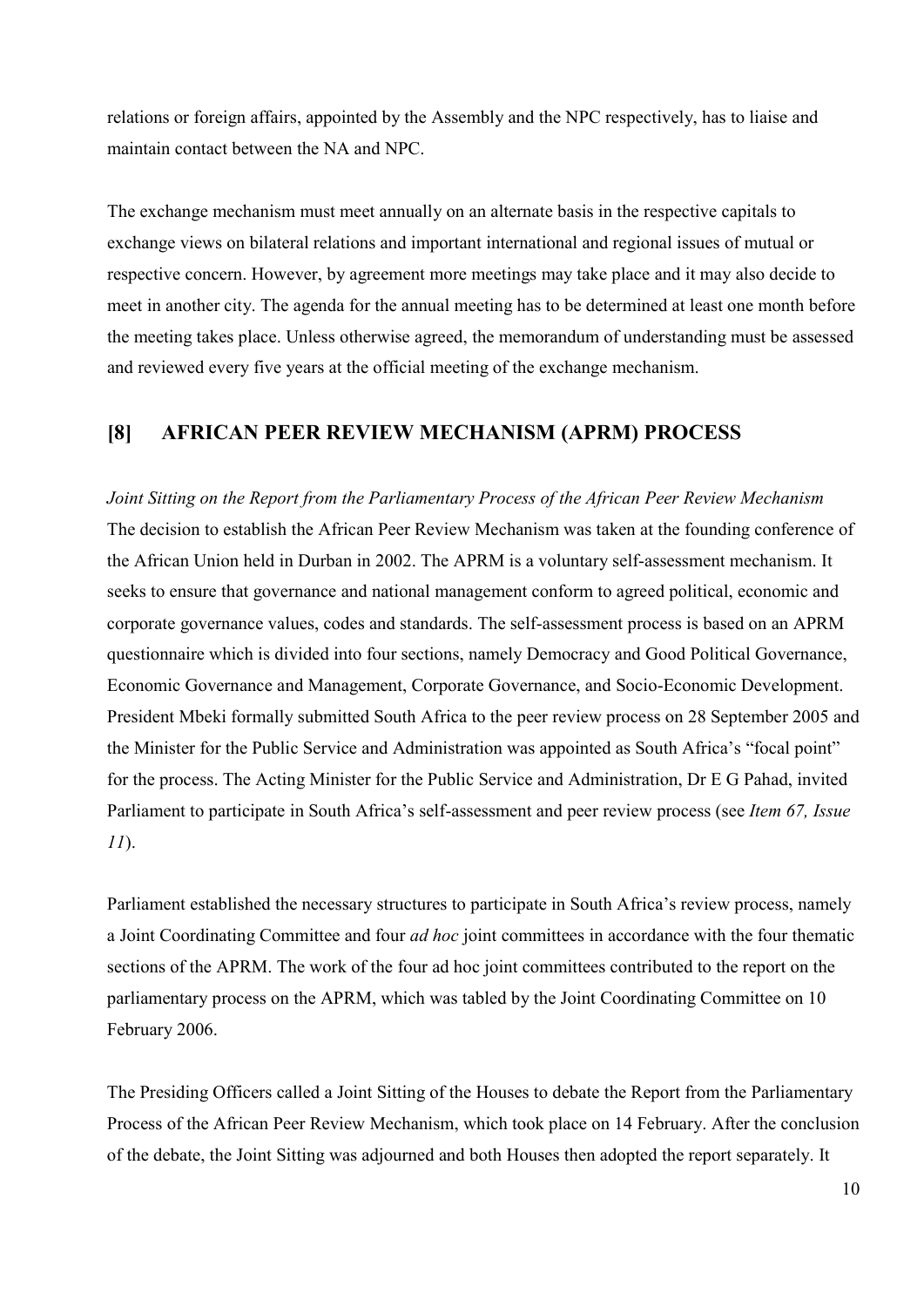relations or foreign affairs, appointed by the Assembly and the NPC respectively, has to liaise and maintain contact between the NA and NPC.

The exchange mechanism must meet annually on an alternate basis in the respective capitals to exchange views on bilateral relations and important international and regional issues of mutual or respective concern. However, by agreement more meetings may take place and it may also decide to meet in another city. The agenda for the annual meeting has to be determined at least one month before the meeting takes place. Unless otherwise agreed, the memorandum of understanding must be assessed and reviewed every five years at the official meeting of the exchange mechanism.

## [8] AFRICAN PEER REVIEW MECHANISM (APRM) PROCESS

*Joint Sitting on the Report from the Parliamentary Process of the African Peer Review Mechanism*
The decision to establish the African Peer Review Mechanism was taken at the founding conference of the African Union held in Durban in 2002. The APRM is a voluntary self-assessment mechanism. It seeks to ensure that governance and national management conform to agreed political, economic and corporate governance values, codes and standards. The self-assessment process is based on an APRM questionnaire which is divided into four sections, namely Democracy and Good Political Governance, Economic Governance and Management, Corporate Governance, and Socio-Economic Development. President Mbeki formally submitted South Africa to the peer review process on 28 September 2005 and the Minister for the Public Service and Administration was appointed as South Africa's "focal point" for the process. The Acting Minister for the Public Service and Administration, Dr E G Pahad, invited Parliament to participate in South Africa's self-assessment and peer review process (see *Item 67, Issue 11*).

Parliament established the necessary structures to participate in South Africa's review process, namely a Joint Coordinating Committee and four *ad hoc* joint committees in accordance with the four thematic sections of the APRM. The work of the four ad hoc joint committees contributed to the report on the parliamentary process on the APRM, which was tabled by the Joint Coordinating Committee on 10 February 2006.

The Presiding Officers called a Joint Sitting of the Houses to debate the Report from the Parliamentary Process of the African Peer Review Mechanism, which took place on 14 February. After the conclusion of the debate, the Joint Sitting was adjourned and both Houses then adopted the report separately. It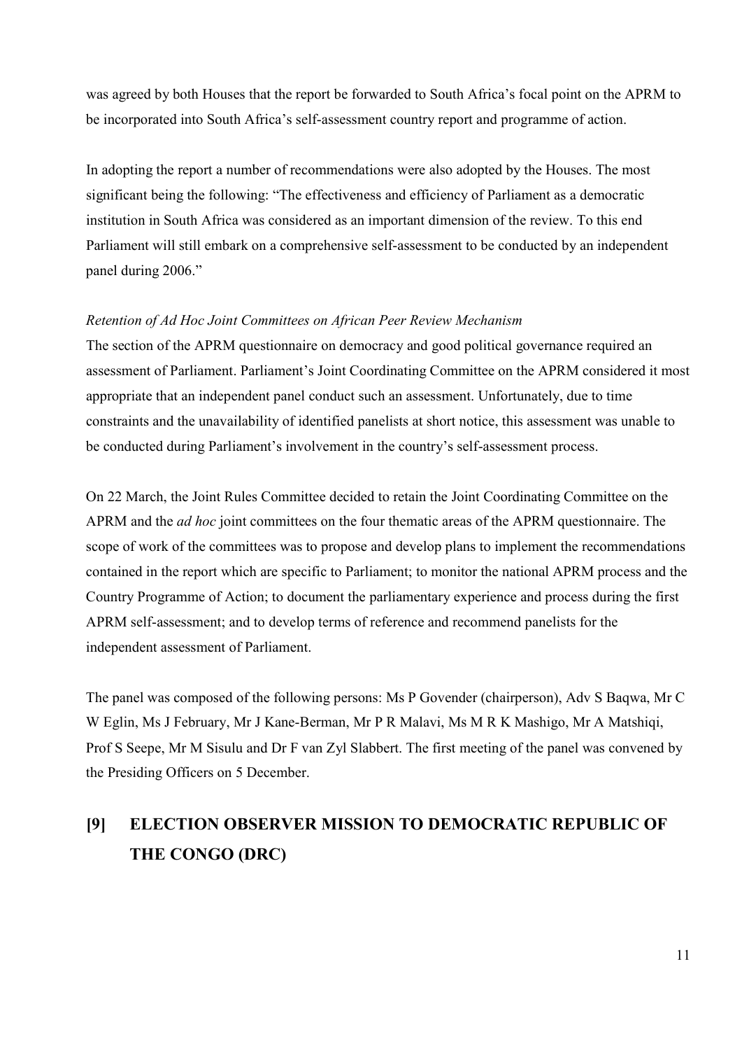was agreed by both Houses that the report be forwarded to South Africa's focal point on the APRM to be incorporated into South Africa's self-assessment country report and programme of action.

In adopting the report a number of recommendations were also adopted by the Houses. The most significant being the following: "The effectiveness and efficiency of Parliament as a democratic institution in South Africa was considered as an important dimension of the review. To this end Parliament will still embark on a comprehensive self-assessment to be conducted by an independent panel during 2006."

*Retention of Ad Hoc Joint Committees on African Peer Review Mechanism*

The section of the APRM questionnaire on democracy and good political governance required an assessment of Parliament. Parliament's Joint Coordinating Committee on the APRM considered it most appropriate that an independent panel conduct such an assessment. Unfortunately, due to time constraints and the unavailability of identified panelists at short notice, this assessment was unable to be conducted during Parliament's involvement in the country's self-assessment process.

On 22 March, the Joint Rules Committee decided to retain the Joint Coordinating Committee on the APRM and the *ad hoc* joint committees on the four thematic areas of the APRM questionnaire. The scope of work of the committees was to propose and develop plans to implement the recommendations contained in the report which are specific to Parliament; to monitor the national APRM process and the Country Programme of Action; to document the parliamentary experience and process during the first APRM self-assessment; and to develop terms of reference and recommend panelists for the independent assessment of Parliament.

The panel was composed of the following persons: Ms P Govender (chairperson), Adv S Baqwa, Mr C W Eglin, Ms J February, Mr J Kane-Berman, Mr P R Malavi, Ms M R K Mashigo, Mr A Matshiqi, Prof S Seepe, Mr M Sisulu and Dr F van Zyl Slabbert. The first meeting of the panel was convened by the Presiding Officers on 5 December.

## [9] ELECTION OBSERVER MISSION TO DEMOCRATIC REPUBLIC OF THE CONGO (DRC)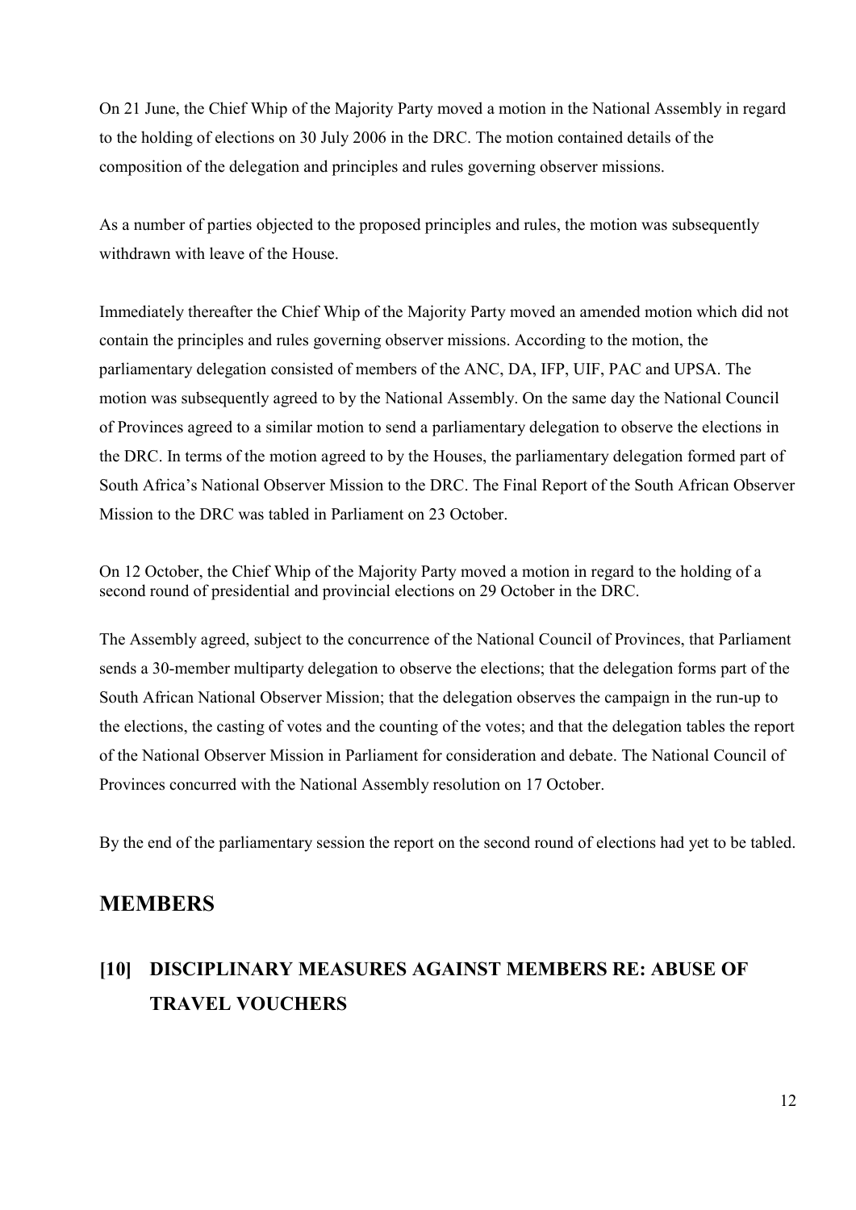On 21 June, the Chief Whip of the Majority Party moved a motion in the National Assembly in regard to the holding of elections on 30 July 2006 in the DRC. The motion contained details of the composition of the delegation and principles and rules governing observer missions.

As a number of parties objected to the proposed principles and rules, the motion was subsequently withdrawn with leave of the House.

Immediately thereafter the Chief Whip of the Majority Party moved an amended motion which did not contain the principles and rules governing observer missions. According to the motion, the parliamentary delegation consisted of members of the ANC, DA, IFP, UIF, PAC and UPSA. The motion was subsequently agreed to by the National Assembly. On the same day the National Council of Provinces agreed to a similar motion to send a parliamentary delegation to observe the elections in the DRC. In terms of the motion agreed to by the Houses, the parliamentary delegation formed part of South Africa's National Observer Mission to the DRC. The Final Report of the South African Observer Mission to the DRC was tabled in Parliament on 23 October.

On 12 October, the Chief Whip of the Majority Party moved a motion in regard to the holding of a second round of presidential and provincial elections on 29 October in the DRC.

The Assembly agreed, subject to the concurrence of the National Council of Provinces, that Parliament sends a 30-member multiparty delegation to observe the elections; that the delegation forms part of the South African National Observer Mission; that the delegation observes the campaign in the run-up to the elections, the casting of votes and the counting of the votes; and that the delegation tables the report of the National Observer Mission in Parliament for consideration and debate. The National Council of Provinces concurred with the National Assembly resolution on 17 October.

By the end of the parliamentary session the report on the second round of elections had yet to be tabled.

# MEMBERS

## [10] DISCIPLINARY MEASURES AGAINST MEMBERS RE: ABUSE OF TRAVEL VOUCHERS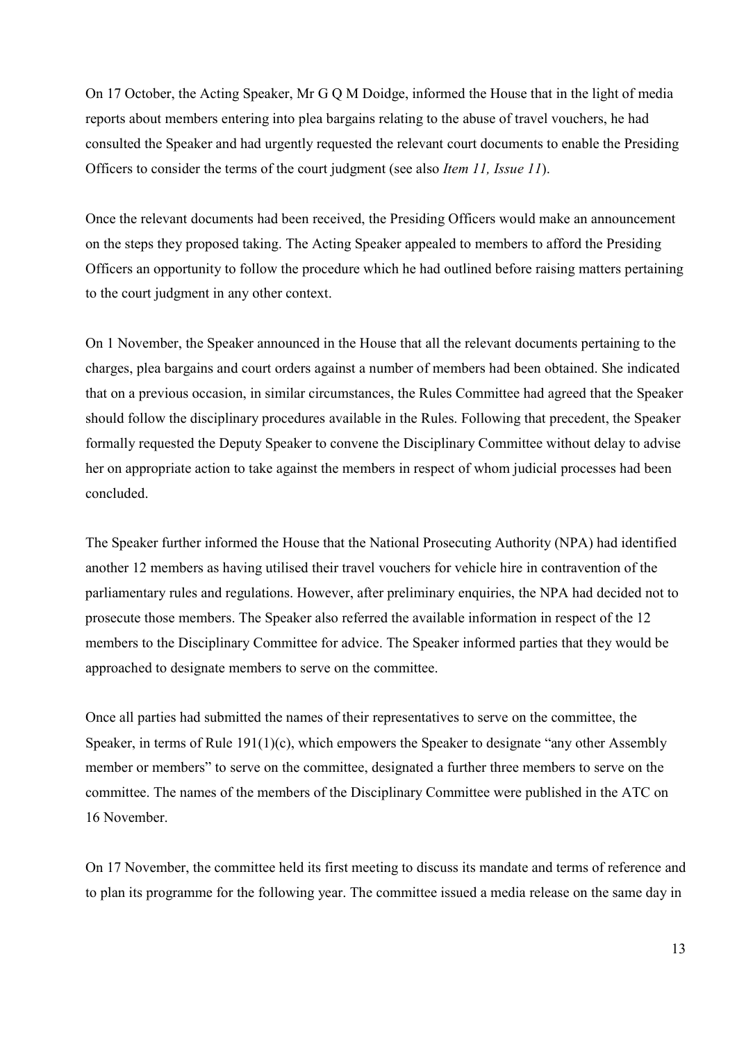On 17 October, the Acting Speaker, Mr G Q M Doidge, informed the House that in the light of media reports about members entering into plea bargains relating to the abuse of travel vouchers, he had consulted the Speaker and had urgently requested the relevant court documents to enable the Presiding Officers to consider the terms of the court judgment (see also *Item 11, Issue 11*).

Once the relevant documents had been received, the Presiding Officers would make an announcement on the steps they proposed taking. The Acting Speaker appealed to members to afford the Presiding Officers an opportunity to follow the procedure which he had outlined before raising matters pertaining to the court judgment in any other context.

On 1 November, the Speaker announced in the House that all the relevant documents pertaining to the charges, plea bargains and court orders against a number of members had been obtained. She indicated that on a previous occasion, in similar circumstances, the Rules Committee had agreed that the Speaker should follow the disciplinary procedures available in the Rules. Following that precedent, the Speaker formally requested the Deputy Speaker to convene the Disciplinary Committee without delay to advise her on appropriate action to take against the members in respect of whom judicial processes had been concluded.

The Speaker further informed the House that the National Prosecuting Authority (NPA) had identified another 12 members as having utilised their travel vouchers for vehicle hire in contravention of the parliamentary rules and regulations. However, after preliminary enquiries, the NPA had decided not to prosecute those members. The Speaker also referred the available information in respect of the 12 members to the Disciplinary Committee for advice. The Speaker informed parties that they would be approached to designate members to serve on the committee.

Once all parties had submitted the names of their representatives to serve on the committee, the Speaker, in terms of Rule 191(1)(c), which empowers the Speaker to designate "any other Assembly member or members" to serve on the committee, designated a further three members to serve on the committee. The names of the members of the Disciplinary Committee were published in the ATC on 16 November.

On 17 November, the committee held its first meeting to discuss its mandate and terms of reference and to plan its programme for the following year. The committee issued a media release on the same day in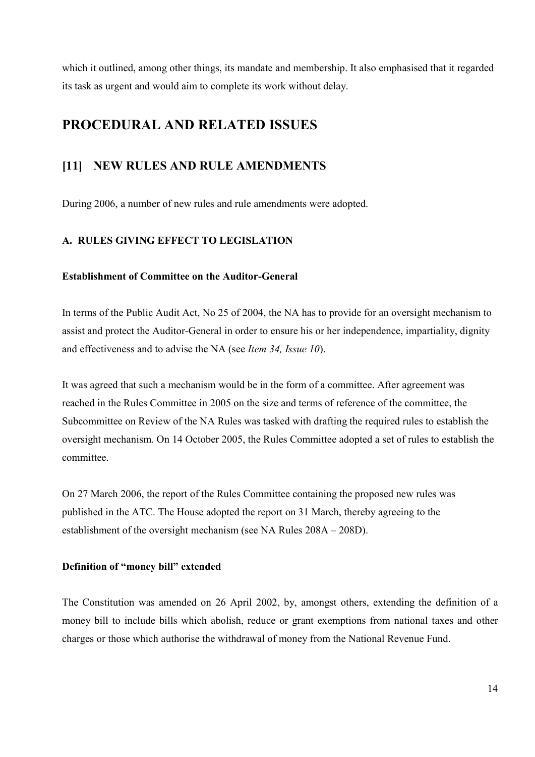which it outlined, among other things, its mandate and membership. It also emphasised that it regarded its task as urgent and would aim to complete its work without delay.

# PROCEDURAL AND RELATED ISSUES

## [11] NEW RULES AND RULE AMENDMENTS

During 2006, a number of new rules and rule amendments were adopted.

### A. RULES GIVING EFFECT TO LEGISLATION

#### Establishment of Committee on the Auditor-General

In terms of the Public Audit Act, No 25 of 2004, the NA has to provide for an oversight mechanism to assist and protect the Auditor-General in order to ensure his or her independence, impartiality, dignity and effectiveness and to advise the NA (see *Item 34, Issue 10*).

It was agreed that such a mechanism would be in the form of a committee. After agreement was reached in the Rules Committee in 2005 on the size and terms of reference of the committee, the Subcommittee on Review of the NA Rules was tasked with drafting the required rules to establish the oversight mechanism. On 14 October 2005, the Rules Committee adopted a set of rules to establish the committee.

On 27 March 2006, the report of the Rules Committee containing the proposed new rules was published in the ATC. The House adopted the report on 31 March, thereby agreeing to the establishment of the oversight mechanism (see NA Rules 208A – 208D).

#### Definition of "money bill" extended

The Constitution was amended on 26 April 2002, by, amongst others, extending the definition of a money bill to include bills which abolish, reduce or grant exemptions from national taxes and other charges or those which authorise the withdrawal of money from the National Revenue Fund.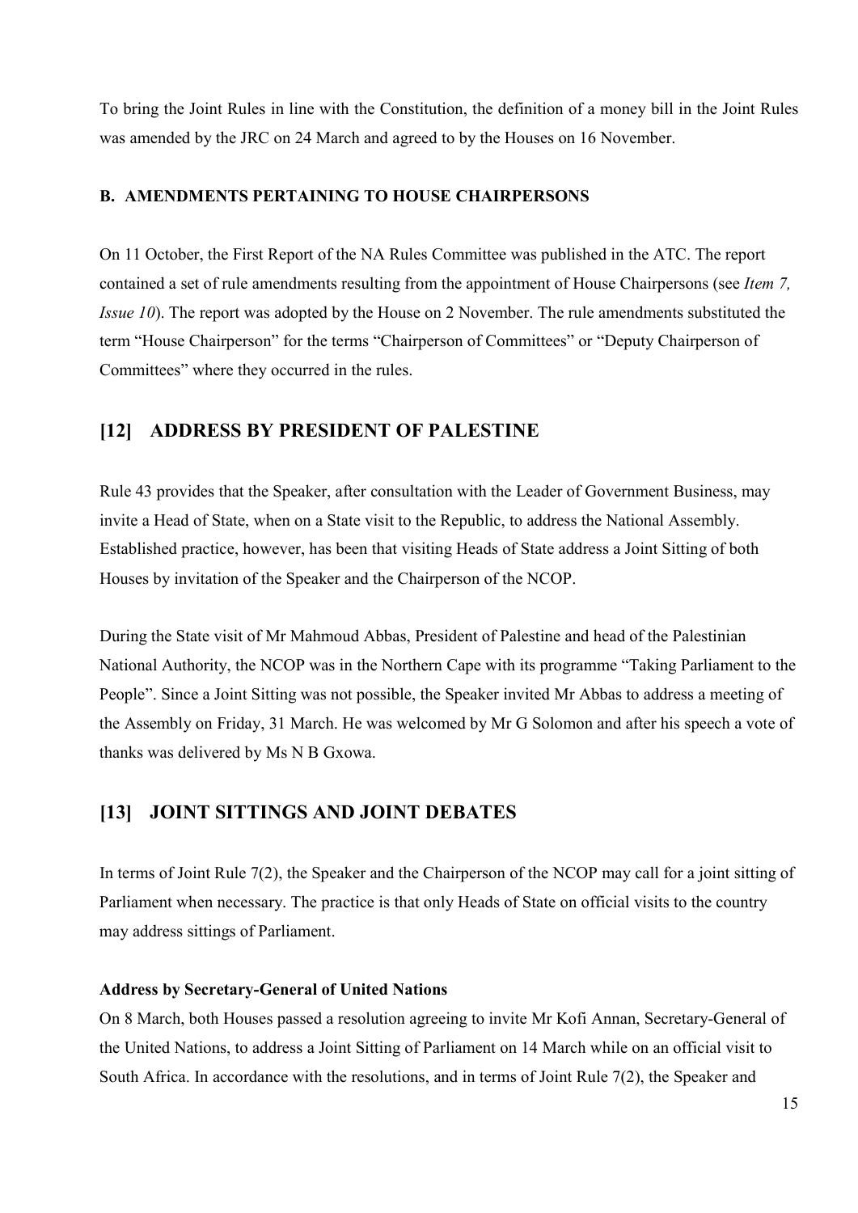To bring the Joint Rules in line with the Constitution, the definition of a money bill in the Joint Rules was amended by the JRC on 24 March and agreed to by the Houses on 16 November.

### B. AMENDMENTS PERTAINING TO HOUSE CHAIRPERSONS

On 11 October, the First Report of the NA Rules Committee was published in the ATC. The report contained a set of rule amendments resulting from the appointment of House Chairpersons (see *Item 7, Issue 10*). The report was adopted by the House on 2 November. The rule amendments substituted the term "House Chairperson" for the terms "Chairperson of Committees" or "Deputy Chairperson of Committees" where they occurred in the rules.

## [12] ADDRESS BY PRESIDENT OF PALESTINE

Rule 43 provides that the Speaker, after consultation with the Leader of Government Business, may invite a Head of State, when on a State visit to the Republic, to address the National Assembly. Established practice, however, has been that visiting Heads of State address a Joint Sitting of both Houses by invitation of the Speaker and the Chairperson of the NCOP.

During the State visit of Mr Mahmoud Abbas, President of Palestine and head of the Palestinian National Authority, the NCOP was in the Northern Cape with its programme "Taking Parliament to the People". Since a Joint Sitting was not possible, the Speaker invited Mr Abbas to address a meeting of the Assembly on Friday, 31 March. He was welcomed by Mr G Solomon and after his speech a vote of thanks was delivered by Ms N B Gxowa.

## [13] JOINT SITTINGS AND JOINT DEBATES

In terms of Joint Rule 7(2), the Speaker and the Chairperson of the NCOP may call for a joint sitting of Parliament when necessary. The practice is that only Heads of State on official visits to the country may address sittings of Parliament.

**Address by Secretary-General of United Nations**

On 8 March, both Houses passed a resolution agreeing to invite Mr Kofi Annan, Secretary-General of the United Nations, to address a Joint Sitting of Parliament on 14 March while on an official visit to South Africa. In accordance with the resolutions, and in terms of Joint Rule 7(2), the Speaker and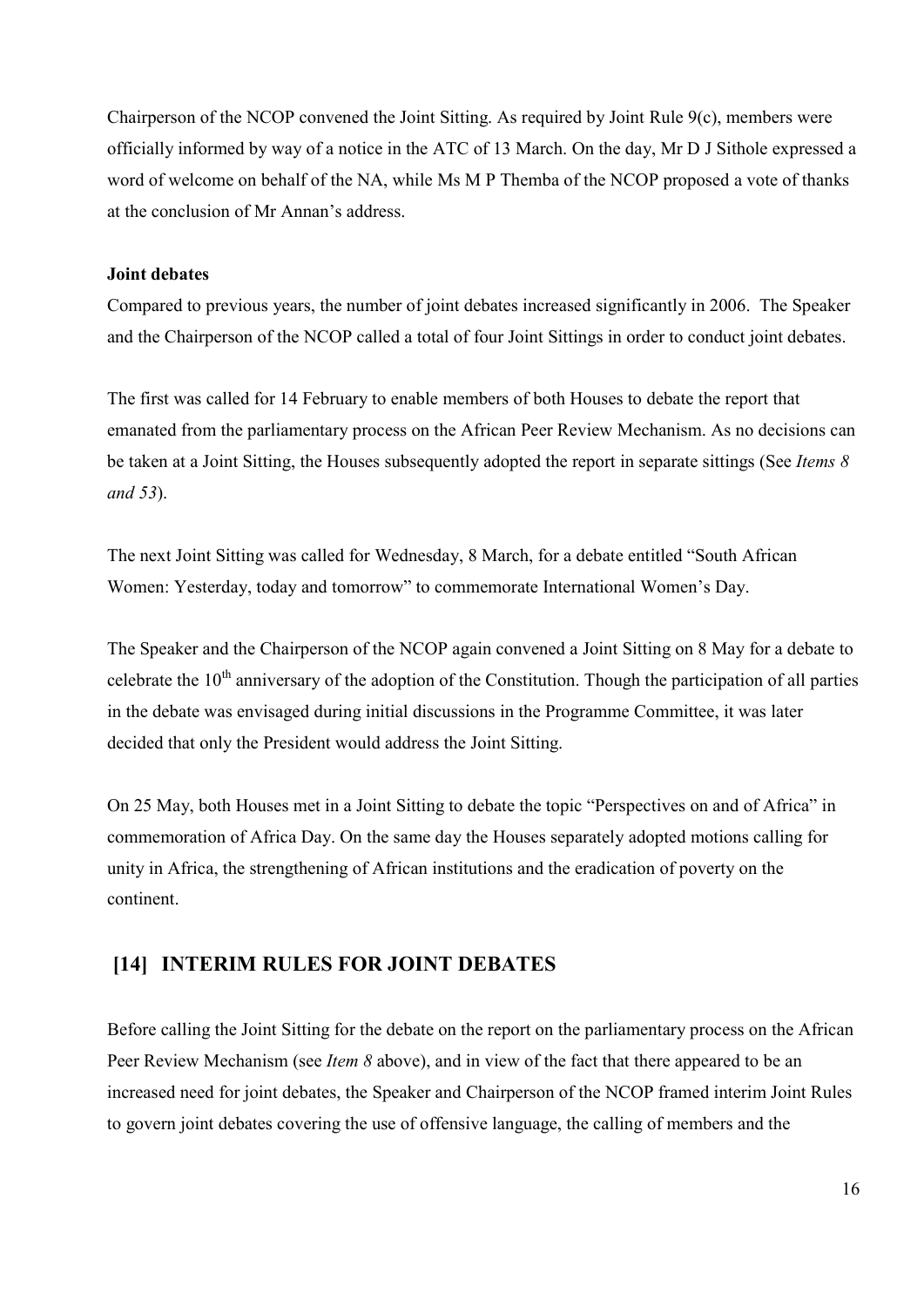Chairperson of the NCOP convened the Joint Sitting. As required by Joint Rule 9(c), members were officially informed by way of a notice in the ATC of 13 March. On the day, Mr D J Sithole expressed a word of welcome on behalf of the NA, while Ms M P Themba of the NCOP proposed a vote of thanks at the conclusion of Mr Annan's address.

**Joint debates**

Compared to previous years, the number of joint debates increased significantly in 2006. The Speaker and the Chairperson of the NCOP called a total of four Joint Sittings in order to conduct joint debates.

The first was called for 14 February to enable members of both Houses to debate the report that emanated from the parliamentary process on the African Peer Review Mechanism. As no decisions can be taken at a Joint Sitting, the Houses subsequently adopted the report in separate sittings (See *Items 8 and 53*).

The next Joint Sitting was called for Wednesday, 8 March, for a debate entitled "South African Women: Yesterday, today and tomorrow" to commemorate International Women's Day.

The Speaker and the Chairperson of the NCOP again convened a Joint Sitting on 8 May for a debate to celebrate the 10th anniversary of the adoption of the Constitution. Though the participation of all parties in the debate was envisaged during initial discussions in the Programme Committee, it was later decided that only the President would address the Joint Sitting.

On 25 May, both Houses met in a Joint Sitting to debate the topic "Perspectives on and of Africa" in commemoration of Africa Day. On the same day the Houses separately adopted motions calling for unity in Africa, the strengthening of African institutions and the eradication of poverty on the continent.

## [14] INTERIM RULES FOR JOINT DEBATES

Before calling the Joint Sitting for the debate on the report on the parliamentary process on the African Peer Review Mechanism (see *Item 8* above), and in view of the fact that there appeared to be an increased need for joint debates, the Speaker and Chairperson of the NCOP framed interim Joint Rules to govern joint debates covering the use of offensive language, the calling of members and the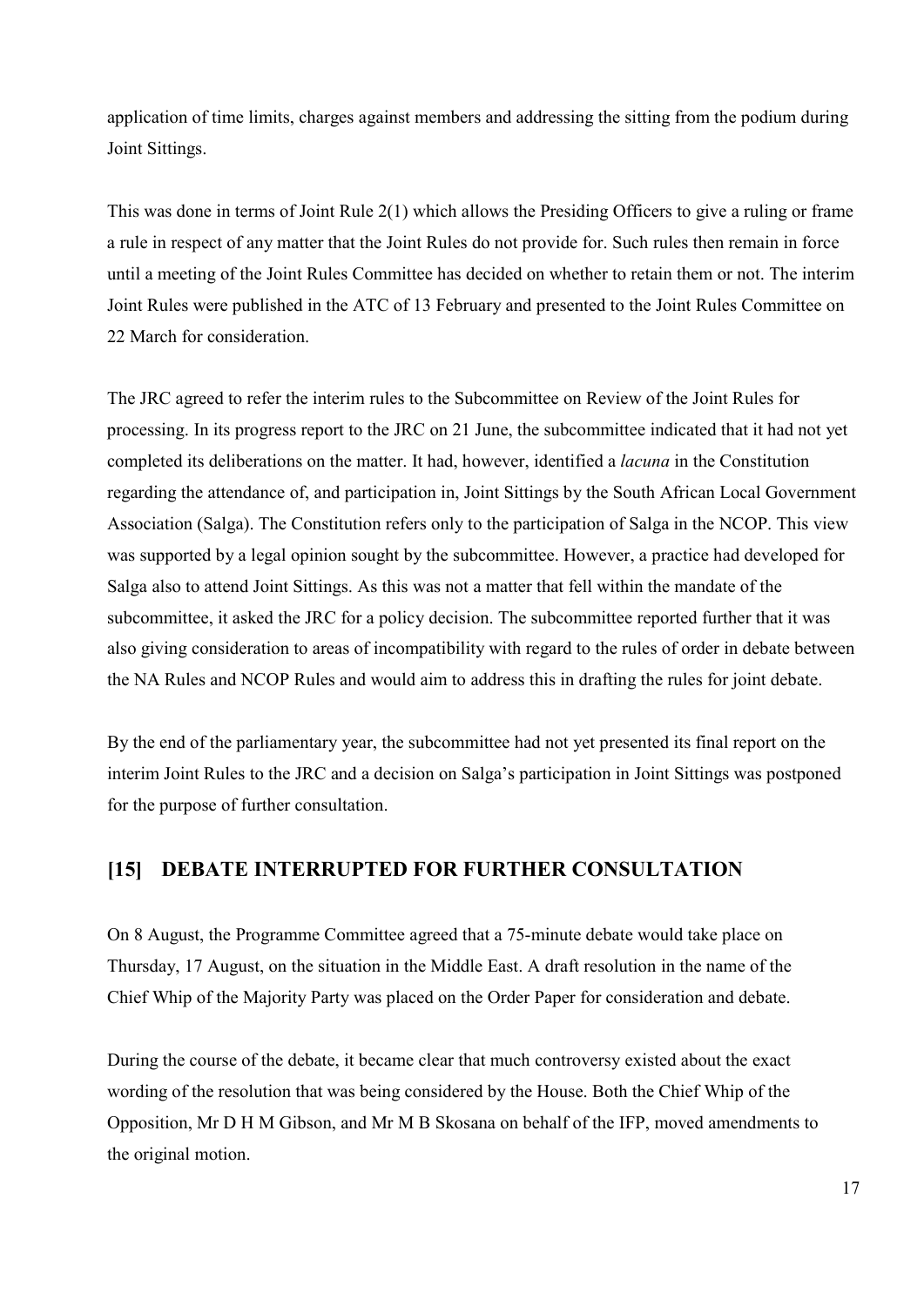application of time limits, charges against members and addressing the sitting from the podium during Joint Sittings.

This was done in terms of Joint Rule 2(1) which allows the Presiding Officers to give a ruling or frame a rule in respect of any matter that the Joint Rules do not provide for. Such rules then remain in force until a meeting of the Joint Rules Committee has decided on whether to retain them or not. The interim Joint Rules were published in the ATC of 13 February and presented to the Joint Rules Committee on 22 March for consideration.

The JRC agreed to refer the interim rules to the Subcommittee on Review of the Joint Rules for processing. In its progress report to the JRC on 21 June, the subcommittee indicated that it had not yet completed its deliberations on the matter. It had, however, identified a *lacuna* in the Constitution regarding the attendance of, and participation in, Joint Sittings by the South African Local Government Association (Salga). The Constitution refers only to the participation of Salga in the NCOP. This view was supported by a legal opinion sought by the subcommittee. However, a practice had developed for Salga also to attend Joint Sittings. As this was not a matter that fell within the mandate of the subcommittee, it asked the JRC for a policy decision. The subcommittee reported further that it was also giving consideration to areas of incompatibility with regard to the rules of order in debate between the NA Rules and NCOP Rules and would aim to address this in drafting the rules for joint debate.

By the end of the parliamentary year, the subcommittee had not yet presented its final report on the interim Joint Rules to the JRC and a decision on Salga's participation in Joint Sittings was postponed for the purpose of further consultation.

## [15] DEBATE INTERRUPTED FOR FURTHER CONSULTATION

On 8 August, the Programme Committee agreed that a 75-minute debate would take place on Thursday, 17 August, on the situation in the Middle East. A draft resolution in the name of the Chief Whip of the Majority Party was placed on the Order Paper for consideration and debate.

During the course of the debate, it became clear that much controversy existed about the exact wording of the resolution that was being considered by the House. Both the Chief Whip of the Opposition, Mr D H M Gibson, and Mr M B Skosana on behalf of the IFP, moved amendments to the original motion.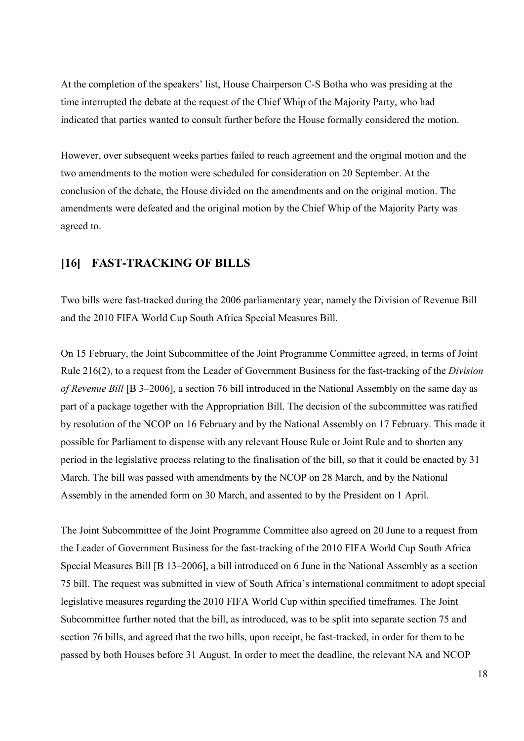At the completion of the speakers' list, House Chairperson C-S Botha who was presiding at the time interrupted the debate at the request of the Chief Whip of the Majority Party, who had indicated that parties wanted to consult further before the House formally considered the motion.

However, over subsequent weeks parties failed to reach agreement and the original motion and the two amendments to the motion were scheduled for consideration on 20 September. At the conclusion of the debate, the House divided on the amendments and on the original motion. The amendments were defeated and the original motion by the Chief Whip of the Majority Party was agreed to.

## [16] FAST-TRACKING OF BILLS

Two bills were fast-tracked during the 2006 parliamentary year, namely the Division of Revenue Bill and the 2010 FIFA World Cup South Africa Special Measures Bill.

On 15 February, the Joint Subcommittee of the Joint Programme Committee agreed, in terms of Joint Rule 216(2), to a request from the Leader of Government Business for the fast-tracking of the *Division of Revenue Bill* [B 3–2006], a section 76 bill introduced in the National Assembly on the same day as part of a package together with the Appropriation Bill. The decision of the subcommittee was ratified by resolution of the NCOP on 16 February and by the National Assembly on 17 February. This made it possible for Parliament to dispense with any relevant House Rule or Joint Rule and to shorten any period in the legislative process relating to the finalisation of the bill, so that it could be enacted by 31 March. The bill was passed with amendments by the NCOP on 28 March, and by the National Assembly in the amended form on 30 March, and assented to by the President on 1 April.

The Joint Subcommittee of the Joint Programme Committee also agreed on 20 June to a request from the Leader of Government Business for the fast-tracking of the 2010 FIFA World Cup South Africa Special Measures Bill [B 13–2006], a bill introduced on 6 June in the National Assembly as a section 75 bill. The request was submitted in view of South Africa's international commitment to adopt special legislative measures regarding the 2010 FIFA World Cup within specified timeframes. The Joint Subcommittee further noted that the bill, as introduced, was to be split into separate section 75 and section 76 bills, and agreed that the two bills, upon receipt, be fast-tracked, in order for them to be passed by both Houses before 31 August. In order to meet the deadline, the relevant NA and NCOP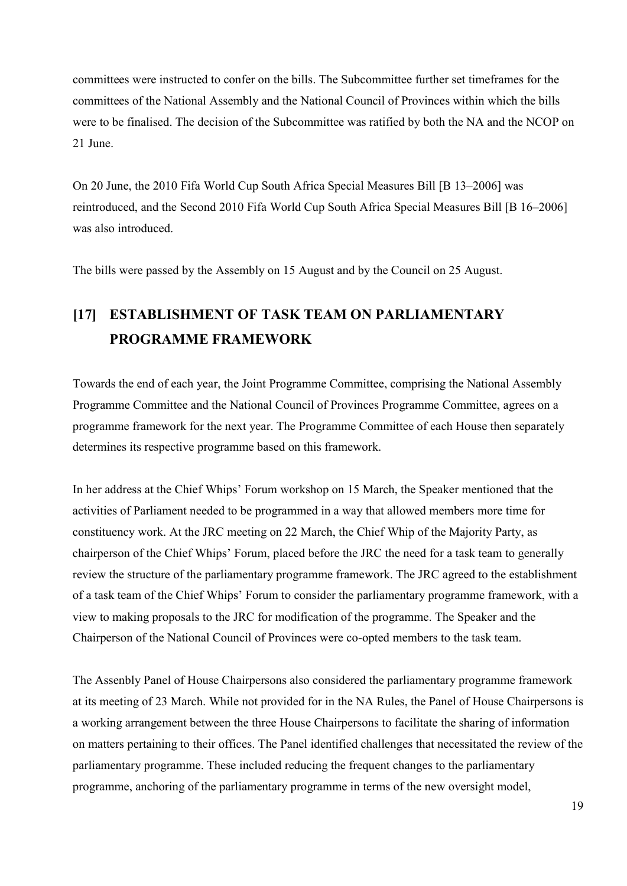committees were instructed to confer on the bills. The Subcommittee further set timeframes for the committees of the National Assembly and the National Council of Provinces within which the bills were to be finalised. The decision of the Subcommittee was ratified by both the NA and the NCOP on 21 June.

On 20 June, the 2010 Fifa World Cup South Africa Special Measures Bill [B 13–2006] was reintroduced, and the Second 2010 Fifa World Cup South Africa Special Measures Bill [B 16–2006] was also introduced.

The bills were passed by the Assembly on 15 August and by the Council on 25 August.

## [17] ESTABLISHMENT OF TASK TEAM ON PARLIAMENTARY PROGRAMME FRAMEWORK

Towards the end of each year, the Joint Programme Committee, comprising the National Assembly Programme Committee and the National Council of Provinces Programme Committee, agrees on a programme framework for the next year. The Programme Committee of each House then separately determines its respective programme based on this framework.

In her address at the Chief Whips' Forum workshop on 15 March, the Speaker mentioned that the activities of Parliament needed to be programmed in a way that allowed members more time for constituency work. At the JRC meeting on 22 March, the Chief Whip of the Majority Party, as chairperson of the Chief Whips' Forum, placed before the JRC the need for a task team to generally review the structure of the parliamentary programme framework. The JRC agreed to the establishment of a task team of the Chief Whips' Forum to consider the parliamentary programme framework, with a view to making proposals to the JRC for modification of the programme. The Speaker and the Chairperson of the National Council of Provinces were co-opted members to the task team.

The Assenbly Panel of House Chairpersons also considered the parliamentary programme framework at its meeting of 23 March. While not provided for in the NA Rules, the Panel of House Chairpersons is a working arrangement between the three House Chairpersons to facilitate the sharing of information on matters pertaining to their offices. The Panel identified challenges that necessitated the review of the parliamentary programme. These included reducing the frequent changes to the parliamentary programme, anchoring of the parliamentary programme in terms of the new oversight model,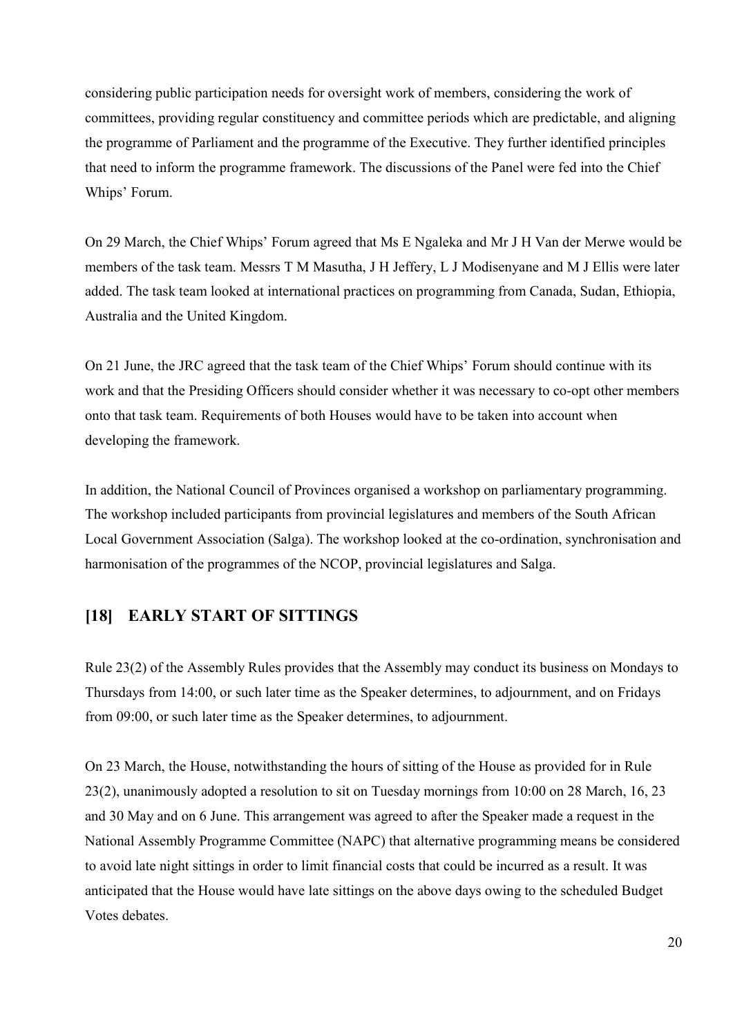considering public participation needs for oversight work of members, considering the work of committees, providing regular constituency and committee periods which are predictable, and aligning the programme of Parliament and the programme of the Executive. They further identified principles that need to inform the programme framework. The discussions of the Panel were fed into the Chief Whips' Forum.

On 29 March, the Chief Whips' Forum agreed that Ms E Ngaleka and Mr J H Van der Merwe would be members of the task team. Messrs T M Masutha, J H Jeffery, L J Modisenyane and M J Ellis were later added. The task team looked at international practices on programming from Canada, Sudan, Ethiopia, Australia and the United Kingdom.

On 21 June, the JRC agreed that the task team of the Chief Whips' Forum should continue with its work and that the Presiding Officers should consider whether it was necessary to co-opt other members onto that task team. Requirements of both Houses would have to be taken into account when developing the framework.

In addition, the National Council of Provinces organised a workshop on parliamentary programming. The workshop included participants from provincial legislatures and members of the South African Local Government Association (Salga). The workshop looked at the co-ordination, synchronisation and harmonisation of the programmes of the NCOP, provincial legislatures and Salga.

## [18] EARLY START OF SITTINGS

Rule 23(2) of the Assembly Rules provides that the Assembly may conduct its business on Mondays to Thursdays from 14:00, or such later time as the Speaker determines, to adjournment, and on Fridays from 09:00, or such later time as the Speaker determines, to adjournment.

On 23 March, the House, notwithstanding the hours of sitting of the House as provided for in Rule 23(2), unanimously adopted a resolution to sit on Tuesday mornings from 10:00 on 28 March, 16, 23 and 30 May and on 6 June. This arrangement was agreed to after the Speaker made a request in the National Assembly Programme Committee (NAPC) that alternative programming means be considered to avoid late night sittings in order to limit financial costs that could be incurred as a result. It was anticipated that the House would have late sittings on the above days owing to the scheduled Budget Votes debates.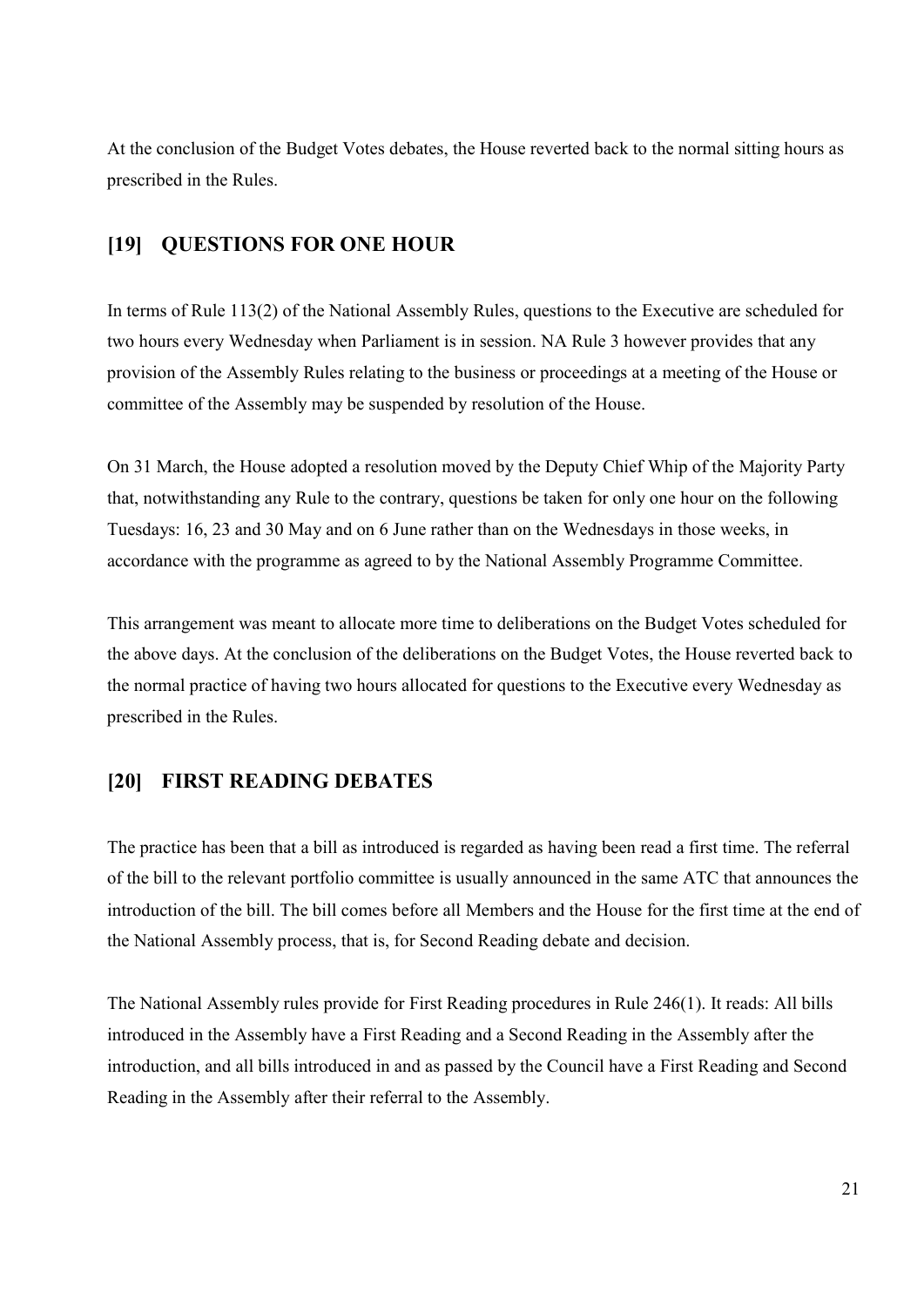At the conclusion of the Budget Votes debates, the House reverted back to the normal sitting hours as prescribed in the Rules.

## [19] QUESTIONS FOR ONE HOUR

In terms of Rule 113(2) of the National Assembly Rules, questions to the Executive are scheduled for two hours every Wednesday when Parliament is in session. NA Rule 3 however provides that any provision of the Assembly Rules relating to the business or proceedings at a meeting of the House or committee of the Assembly may be suspended by resolution of the House.

On 31 March, the House adopted a resolution moved by the Deputy Chief Whip of the Majority Party that, notwithstanding any Rule to the contrary, questions be taken for only one hour on the following Tuesdays: 16, 23 and 30 May and on 6 June rather than on the Wednesdays in those weeks, in accordance with the programme as agreed to by the National Assembly Programme Committee.

This arrangement was meant to allocate more time to deliberations on the Budget Votes scheduled for the above days. At the conclusion of the deliberations on the Budget Votes, the House reverted back to the normal practice of having two hours allocated for questions to the Executive every Wednesday as prescribed in the Rules.

## [20] FIRST READING DEBATES

The practice has been that a bill as introduced is regarded as having been read a first time. The referral of the bill to the relevant portfolio committee is usually announced in the same ATC that announces the introduction of the bill. The bill comes before all Members and the House for the first time at the end of the National Assembly process, that is, for Second Reading debate and decision.

The National Assembly rules provide for First Reading procedures in Rule 246(1). It reads: All bills introduced in the Assembly have a First Reading and a Second Reading in the Assembly after the introduction, and all bills introduced in and as passed by the Council have a First Reading and Second Reading in the Assembly after their referral to the Assembly.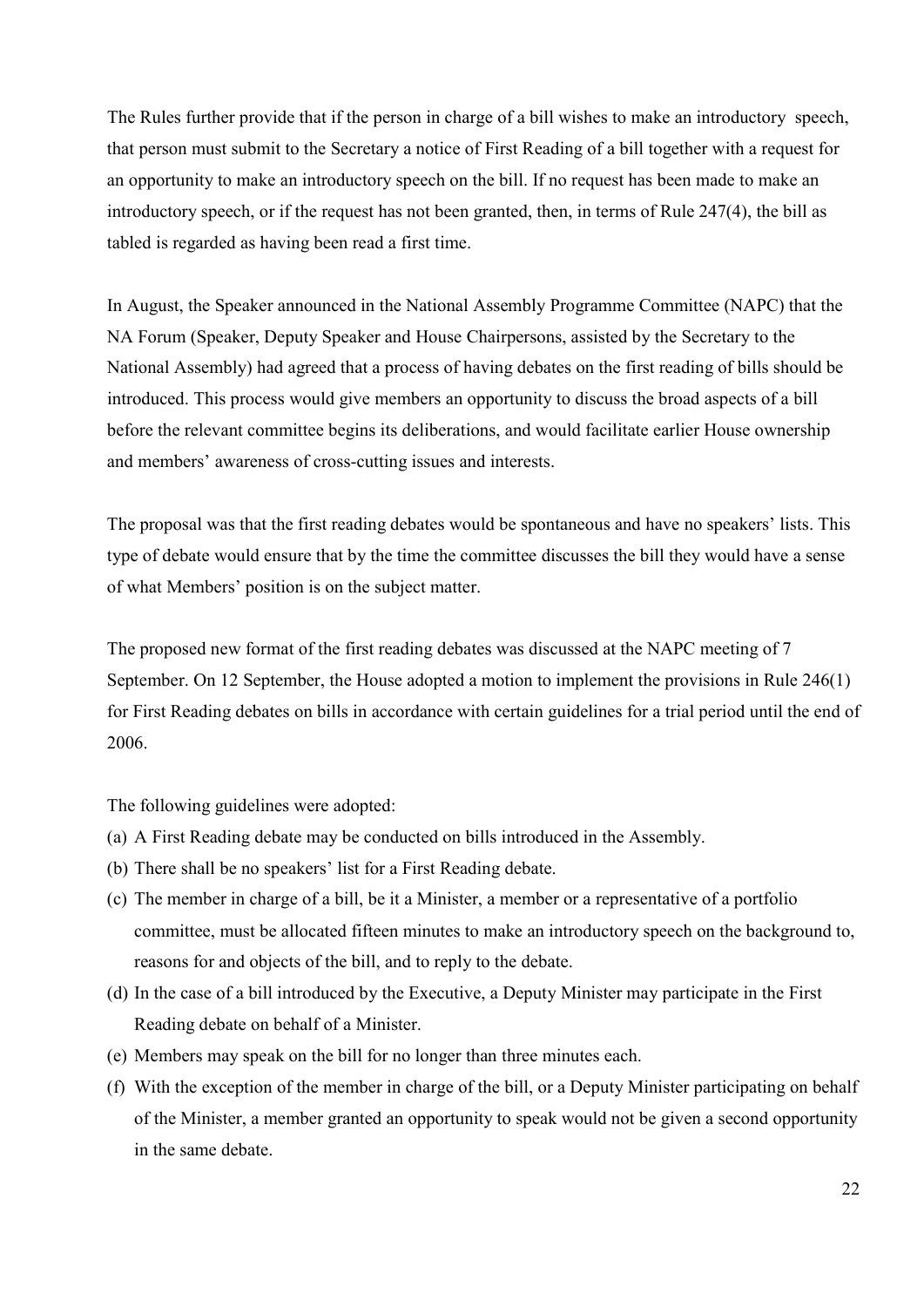The Rules further provide that if the person in charge of a bill wishes to make an introductory speech, that person must submit to the Secretary a notice of First Reading of a bill together with a request for an opportunity to make an introductory speech on the bill. If no request has been made to make an introductory speech, or if the request has not been granted, then, in terms of Rule 247(4), the bill as tabled is regarded as having been read a first time.

In August, the Speaker announced in the National Assembly Programme Committee (NAPC) that the NA Forum (Speaker, Deputy Speaker and House Chairpersons, assisted by the Secretary to the National Assembly) had agreed that a process of having debates on the first reading of bills should be introduced. This process would give members an opportunity to discuss the broad aspects of a bill before the relevant committee begins its deliberations, and would facilitate earlier House ownership and members' awareness of cross-cutting issues and interests.

The proposal was that the first reading debates would be spontaneous and have no speakers' lists. This type of debate would ensure that by the time the committee discusses the bill they would have a sense of what Members' position is on the subject matter.

The proposed new format of the first reading debates was discussed at the NAPC meeting of 7 September. On 12 September, the House adopted a motion to implement the provisions in Rule 246(1) for First Reading debates on bills in accordance with certain guidelines for a trial period until the end of 2006.

The following guidelines were adopted:

(a) A First Reading debate may be conducted on bills introduced in the Assembly.
(b) There shall be no speakers' list for a First Reading debate.
(c) The member in charge of a bill, be it a Minister, a member or a representative of a portfolio committee, must be allocated fifteen minutes to make an introductory speech on the background to, reasons for and objects of the bill, and to reply to the debate.
(d) In the case of a bill introduced by the Executive, a Deputy Minister may participate in the First Reading debate on behalf of a Minister.
(e) Members may speak on the bill for no longer than three minutes each.
(f) With the exception of the member in charge of the bill, or a Deputy Minister participating on behalf of the Minister, a member granted an opportunity to speak would not be given a second opportunity in the same debate.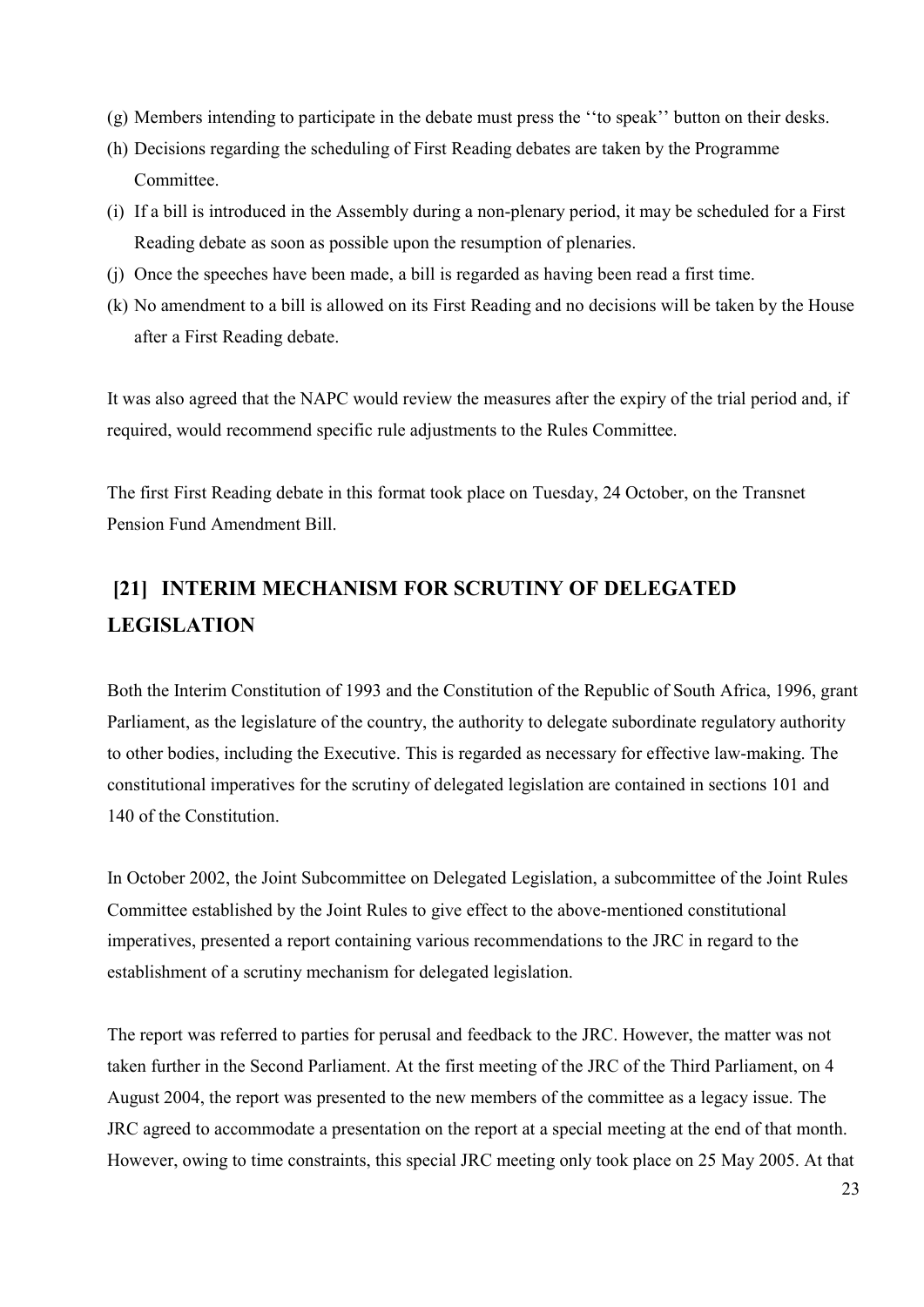(g) Members intending to participate in the debate must press the ''to speak'' button on their desks.

(h) Decisions regarding the scheduling of First Reading debates are taken by the Programme Committee.

(i) If a bill is introduced in the Assembly during a non-plenary period, it may be scheduled for a First Reading debate as soon as possible upon the resumption of plenaries.

(j) Once the speeches have been made, a bill is regarded as having been read a first time.

(k) No amendment to a bill is allowed on its First Reading and no decisions will be taken by the House after a First Reading debate.

It was also agreed that the NAPC would review the measures after the expiry of the trial period and, if required, would recommend specific rule adjustments to the Rules Committee.

The first First Reading debate in this format took place on Tuesday, 24 October, on the Transnet Pension Fund Amendment Bill.

## [21] INTERIM MECHANISM FOR SCRUTINY OF DELEGATED LEGISLATION

Both the Interim Constitution of 1993 and the Constitution of the Republic of South Africa, 1996, grant Parliament, as the legislature of the country, the authority to delegate subordinate regulatory authority to other bodies, including the Executive. This is regarded as necessary for effective law-making. The constitutional imperatives for the scrutiny of delegated legislation are contained in sections 101 and 140 of the Constitution.

In October 2002, the Joint Subcommittee on Delegated Legislation, a subcommittee of the Joint Rules Committee established by the Joint Rules to give effect to the above-mentioned constitutional imperatives, presented a report containing various recommendations to the JRC in regard to the establishment of a scrutiny mechanism for delegated legislation.

The report was referred to parties for perusal and feedback to the JRC. However, the matter was not taken further in the Second Parliament. At the first meeting of the JRC of the Third Parliament, on 4 August 2004, the report was presented to the new members of the committee as a legacy issue. The JRC agreed to accommodate a presentation on the report at a special meeting at the end of that month. However, owing to time constraints, this special JRC meeting only took place on 25 May 2005. At that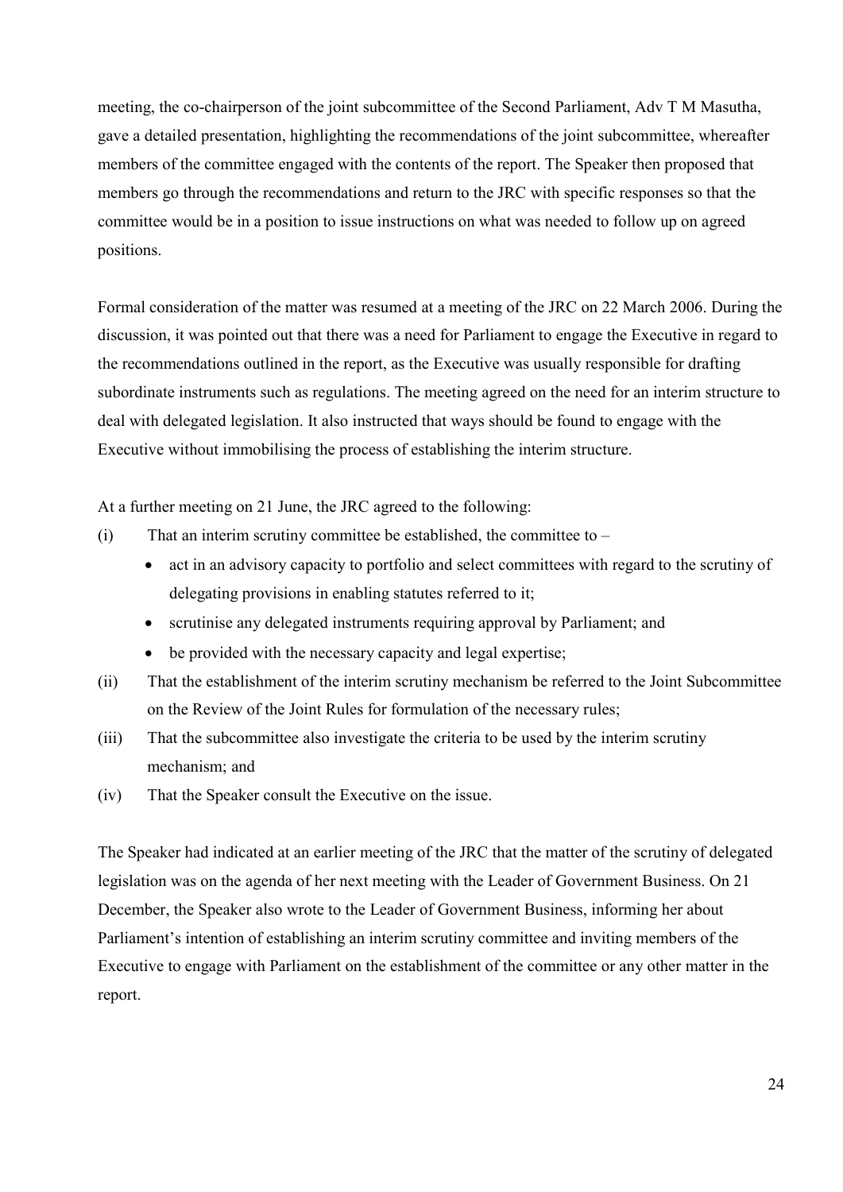meeting, the co-chairperson of the joint subcommittee of the Second Parliament, Adv T M Masutha, gave a detailed presentation, highlighting the recommendations of the joint subcommittee, whereafter members of the committee engaged with the contents of the report. The Speaker then proposed that members go through the recommendations and return to the JRC with specific responses so that the committee would be in a position to issue instructions on what was needed to follow up on agreed positions.

Formal consideration of the matter was resumed at a meeting of the JRC on 22 March 2006. During the discussion, it was pointed out that there was a need for Parliament to engage the Executive in regard to the recommendations outlined in the report, as the Executive was usually responsible for drafting subordinate instruments such as regulations. The meeting agreed on the need for an interim structure to deal with delegated legislation. It also instructed that ways should be found to engage with the Executive without immobilising the process of establishing the interim structure.

At a further meeting on 21 June, the JRC agreed to the following:

(i) That an interim scrutiny committee be established, the committee to –
   - act in an advisory capacity to portfolio and select committees with regard to the scrutiny of delegating provisions in enabling statutes referred to it;
   - scrutinise any delegated instruments requiring approval by Parliament; and
   - be provided with the necessary capacity and legal expertise;

(ii) That the establishment of the interim scrutiny mechanism be referred to the Joint Subcommittee on the Review of the Joint Rules for formulation of the necessary rules;

(iii) That the subcommittee also investigate the criteria to be used by the interim scrutiny mechanism; and

(iv) That the Speaker consult the Executive on the issue.

The Speaker had indicated at an earlier meeting of the JRC that the matter of the scrutiny of delegated legislation was on the agenda of her next meeting with the Leader of Government Business. On 21 December, the Speaker also wrote to the Leader of Government Business, informing her about Parliament's intention of establishing an interim scrutiny committee and inviting members of the Executive to engage with Parliament on the establishment of the committee or any other matter in the report.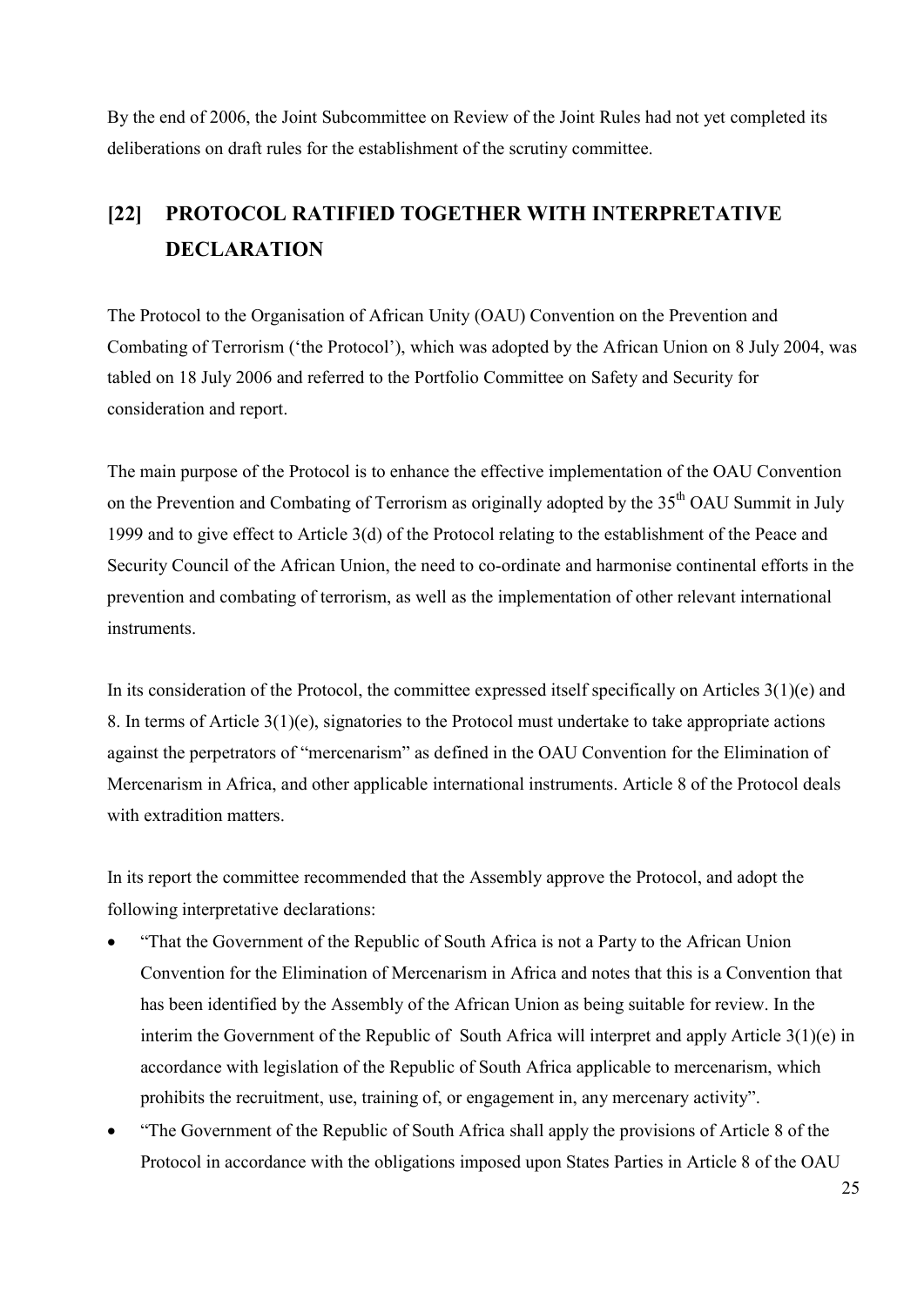By the end of 2006, the Joint Subcommittee on Review of the Joint Rules had not yet completed its deliberations on draft rules for the establishment of the scrutiny committee.

## [22] PROTOCOL RATIFIED TOGETHER WITH INTERPRETATIVE DECLARATION

The Protocol to the Organisation of African Unity (OAU) Convention on the Prevention and Combating of Terrorism ('the Protocol'), which was adopted by the African Union on 8 July 2004, was tabled on 18 July 2006 and referred to the Portfolio Committee on Safety and Security for consideration and report.

The main purpose of the Protocol is to enhance the effective implementation of the OAU Convention on the Prevention and Combating of Terrorism as originally adopted by the 35th OAU Summit in July 1999 and to give effect to Article 3(d) of the Protocol relating to the establishment of the Peace and Security Council of the African Union, the need to co-ordinate and harmonise continental efforts in the prevention and combating of terrorism, as well as the implementation of other relevant international instruments.

In its consideration of the Protocol, the committee expressed itself specifically on Articles 3(1)(e) and 8. In terms of Article 3(1)(e), signatories to the Protocol must undertake to take appropriate actions against the perpetrators of "mercenarism" as defined in the OAU Convention for the Elimination of Mercenarism in Africa, and other applicable international instruments. Article 8 of the Protocol deals with extradition matters.

In its report the committee recommended that the Assembly approve the Protocol, and adopt the following interpretative declarations:

- "That the Government of the Republic of South Africa is not a Party to the African Union Convention for the Elimination of Mercenarism in Africa and notes that this is a Convention that has been identified by the Assembly of the African Union as being suitable for review. In the interim the Government of the Republic of South Africa will interpret and apply Article 3(1)(e) in accordance with legislation of the Republic of South Africa applicable to mercenarism, which prohibits the recruitment, use, training of, or engagement in, any mercenary activity".
- "The Government of the Republic of South Africa shall apply the provisions of Article 8 of the Protocol in accordance with the obligations imposed upon States Parties in Article 8 of the OAU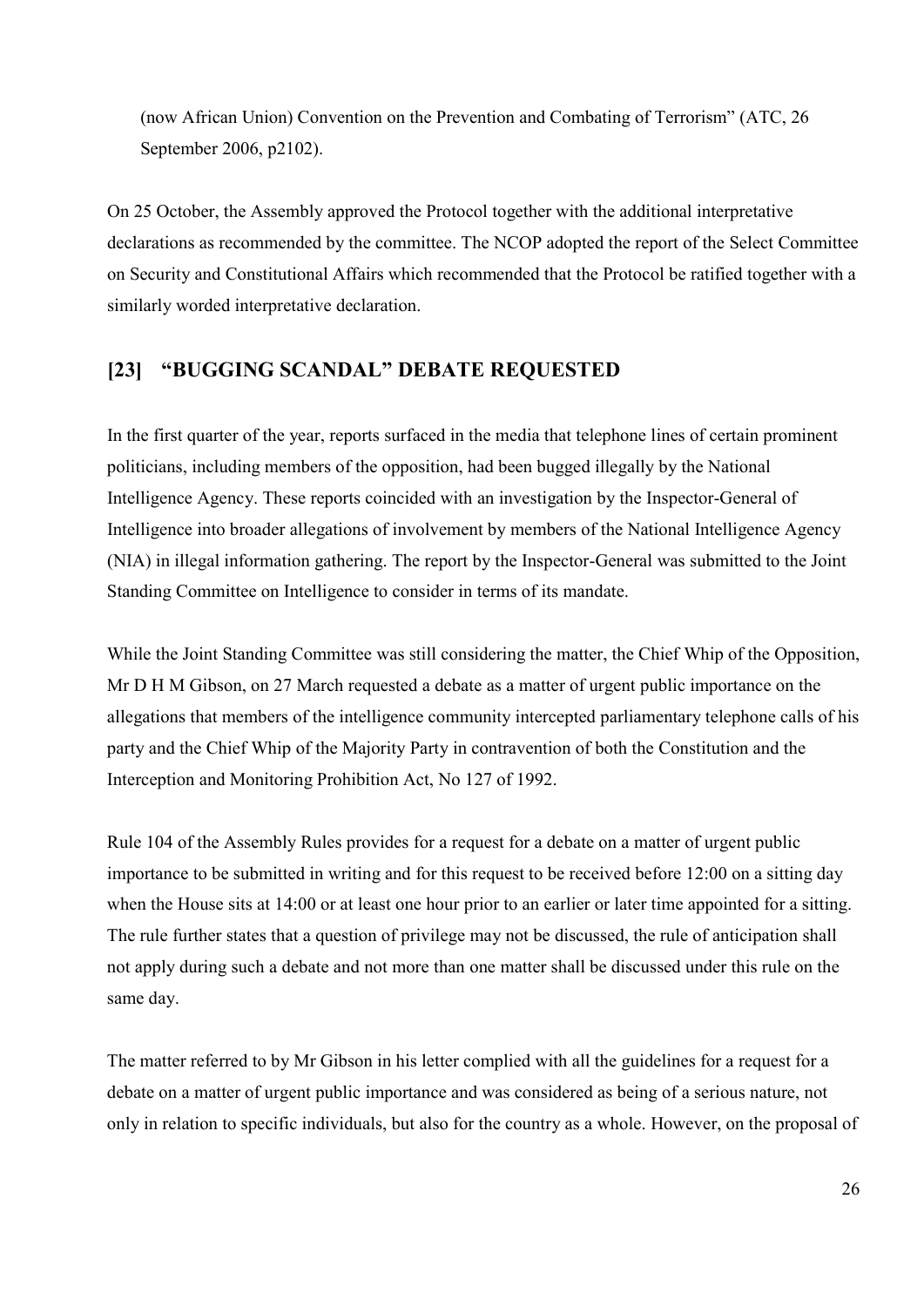(now African Union) Convention on the Prevention and Combating of Terrorism" (ATC, 26 September 2006, p2102).

On 25 October, the Assembly approved the Protocol together with the additional interpretative declarations as recommended by the committee. The NCOP adopted the report of the Select Committee on Security and Constitutional Affairs which recommended that the Protocol be ratified together with a similarly worded interpretative declaration.

## [23] "BUGGING SCANDAL" DEBATE REQUESTED

In the first quarter of the year, reports surfaced in the media that telephone lines of certain prominent politicians, including members of the opposition, had been bugged illegally by the National Intelligence Agency. These reports coincided with an investigation by the Inspector-General of Intelligence into broader allegations of involvement by members of the National Intelligence Agency (NIA) in illegal information gathering. The report by the Inspector-General was submitted to the Joint Standing Committee on Intelligence to consider in terms of its mandate.

While the Joint Standing Committee was still considering the matter, the Chief Whip of the Opposition, Mr D H M Gibson, on 27 March requested a debate as a matter of urgent public importance on the allegations that members of the intelligence community intercepted parliamentary telephone calls of his party and the Chief Whip of the Majority Party in contravention of both the Constitution and the Interception and Monitoring Prohibition Act, No 127 of 1992.

Rule 104 of the Assembly Rules provides for a request for a debate on a matter of urgent public importance to be submitted in writing and for this request to be received before 12:00 on a sitting day when the House sits at 14:00 or at least one hour prior to an earlier or later time appointed for a sitting. The rule further states that a question of privilege may not be discussed, the rule of anticipation shall not apply during such a debate and not more than one matter shall be discussed under this rule on the same day.

The matter referred to by Mr Gibson in his letter complied with all the guidelines for a request for a debate on a matter of urgent public importance and was considered as being of a serious nature, not only in relation to specific individuals, but also for the country as a whole. However, on the proposal of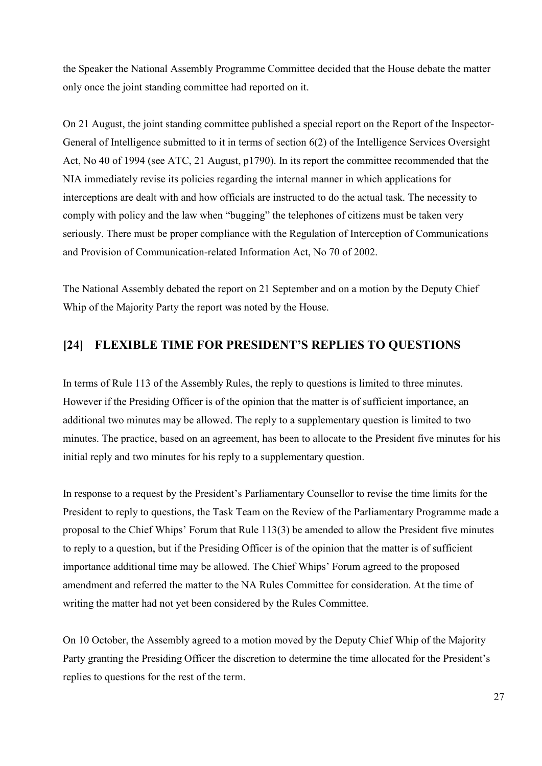the Speaker the National Assembly Programme Committee decided that the House debate the matter only once the joint standing committee had reported on it.

On 21 August, the joint standing committee published a special report on the Report of the Inspector-General of Intelligence submitted to it in terms of section 6(2) of the Intelligence Services Oversight Act, No 40 of 1994 (see ATC, 21 August, p1790). In its report the committee recommended that the NIA immediately revise its policies regarding the internal manner in which applications for interceptions are dealt with and how officials are instructed to do the actual task. The necessity to comply with policy and the law when "bugging" the telephones of citizens must be taken very seriously. There must be proper compliance with the Regulation of Interception of Communications and Provision of Communication-related Information Act, No 70 of 2002.

The National Assembly debated the report on 21 September and on a motion by the Deputy Chief Whip of the Majority Party the report was noted by the House.

## [24] FLEXIBLE TIME FOR PRESIDENT'S REPLIES TO QUESTIONS

In terms of Rule 113 of the Assembly Rules, the reply to questions is limited to three minutes. However if the Presiding Officer is of the opinion that the matter is of sufficient importance, an additional two minutes may be allowed. The reply to a supplementary question is limited to two minutes. The practice, based on an agreement, has been to allocate to the President five minutes for his initial reply and two minutes for his reply to a supplementary question.

In response to a request by the President's Parliamentary Counsellor to revise the time limits for the President to reply to questions, the Task Team on the Review of the Parliamentary Programme made a proposal to the Chief Whips' Forum that Rule 113(3) be amended to allow the President five minutes to reply to a question, but if the Presiding Officer is of the opinion that the matter is of sufficient importance additional time may be allowed. The Chief Whips' Forum agreed to the proposed amendment and referred the matter to the NA Rules Committee for consideration. At the time of writing the matter had not yet been considered by the Rules Committee.

On 10 October, the Assembly agreed to a motion moved by the Deputy Chief Whip of the Majority Party granting the Presiding Officer the discretion to determine the time allocated for the President's replies to questions for the rest of the term.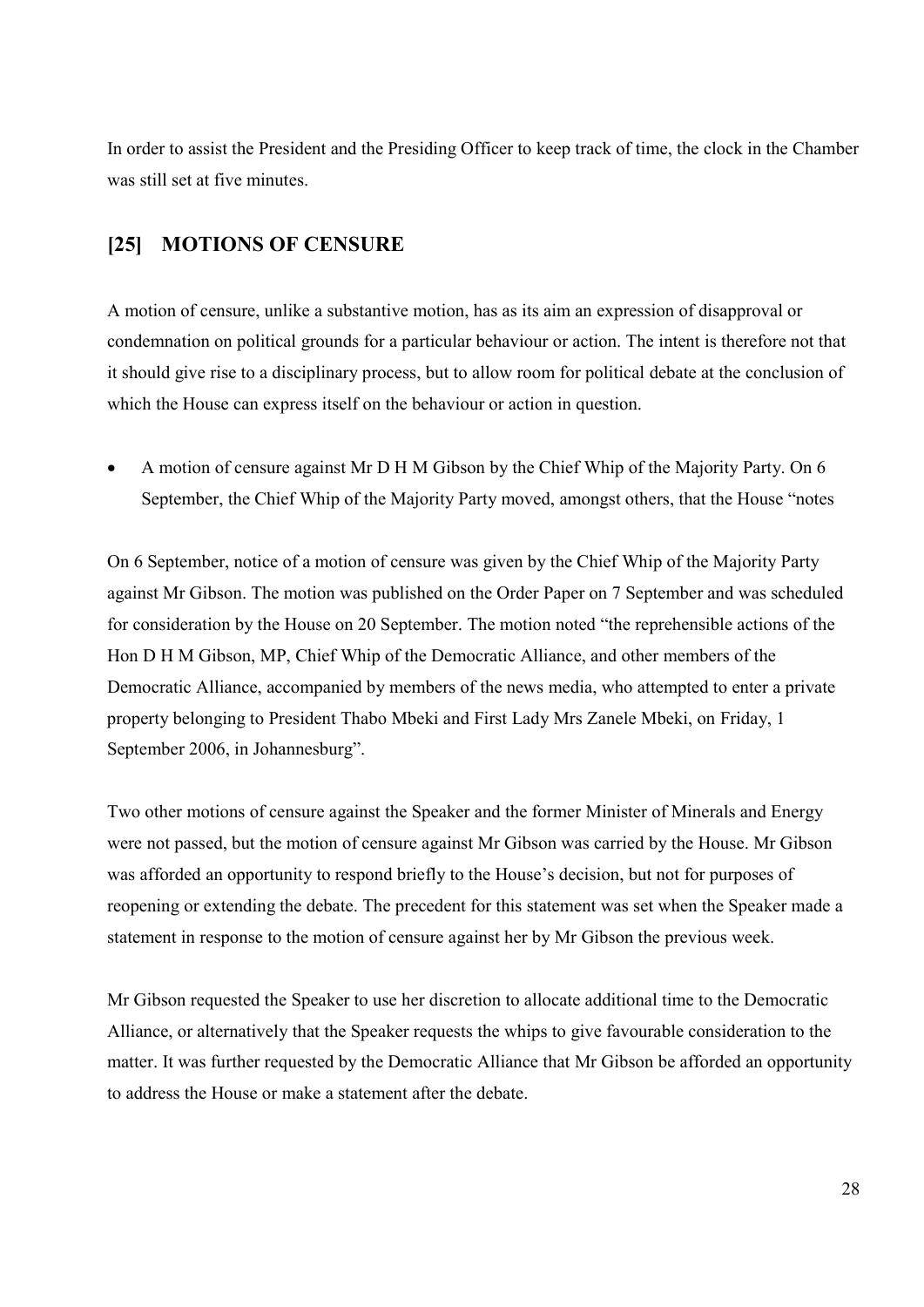In order to assist the President and the Presiding Officer to keep track of time, the clock in the Chamber was still set at five minutes.

## [25] MOTIONS OF CENSURE

A motion of censure, unlike a substantive motion, has as its aim an expression of disapproval or condemnation on political grounds for a particular behaviour or action. The intent is therefore not that it should give rise to a disciplinary process, but to allow room for political debate at the conclusion of which the House can express itself on the behaviour or action in question.

- A motion of censure against Mr D H M Gibson by the Chief Whip of the Majority Party. On 6 September, the Chief Whip of the Majority Party moved, amongst others, that the House "notes

On 6 September, notice of a motion of censure was given by the Chief Whip of the Majority Party against Mr Gibson. The motion was published on the Order Paper on 7 September and was scheduled for consideration by the House on 20 September. The motion noted "the reprehensible actions of the Hon D H M Gibson, MP, Chief Whip of the Democratic Alliance, and other members of the Democratic Alliance, accompanied by members of the news media, who attempted to enter a private property belonging to President Thabo Mbeki and First Lady Mrs Zanele Mbeki, on Friday, 1 September 2006, in Johannesburg".

Two other motions of censure against the Speaker and the former Minister of Minerals and Energy were not passed, but the motion of censure against Mr Gibson was carried by the House. Mr Gibson was afforded an opportunity to respond briefly to the House's decision, but not for purposes of reopening or extending the debate. The precedent for this statement was set when the Speaker made a statement in response to the motion of censure against her by Mr Gibson the previous week.

Mr Gibson requested the Speaker to use her discretion to allocate additional time to the Democratic Alliance, or alternatively that the Speaker requests the whips to give favourable consideration to the matter. It was further requested by the Democratic Alliance that Mr Gibson be afforded an opportunity to address the House or make a statement after the debate.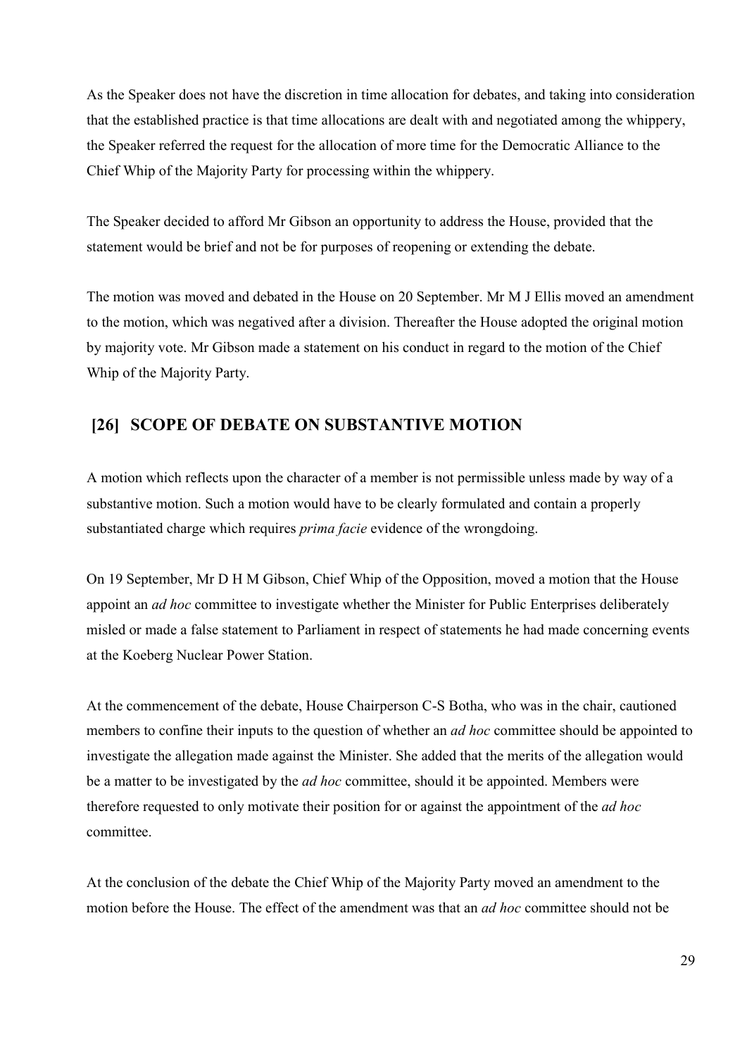As the Speaker does not have the discretion in time allocation for debates, and taking into consideration that the established practice is that time allocations are dealt with and negotiated among the whippery, the Speaker referred the request for the allocation of more time for the Democratic Alliance to the Chief Whip of the Majority Party for processing within the whippery.

The Speaker decided to afford Mr Gibson an opportunity to address the House, provided that the statement would be brief and not be for purposes of reopening or extending the debate.

The motion was moved and debated in the House on 20 September. Mr M J Ellis moved an amendment to the motion, which was negatived after a division. Thereafter the House adopted the original motion by majority vote. Mr Gibson made a statement on his conduct in regard to the motion of the Chief Whip of the Majority Party.

## [26] SCOPE OF DEBATE ON SUBSTANTIVE MOTION

A motion which reflects upon the character of a member is not permissible unless made by way of a substantive motion. Such a motion would have to be clearly formulated and contain a properly substantiated charge which requires *prima facie* evidence of the wrongdoing.

On 19 September, Mr D H M Gibson, Chief Whip of the Opposition, moved a motion that the House appoint an *ad hoc* committee to investigate whether the Minister for Public Enterprises deliberately misled or made a false statement to Parliament in respect of statements he had made concerning events at the Koeberg Nuclear Power Station.

At the commencement of the debate, House Chairperson C-S Botha, who was in the chair, cautioned members to confine their inputs to the question of whether an *ad hoc* committee should be appointed to investigate the allegation made against the Minister. She added that the merits of the allegation would be a matter to be investigated by the *ad hoc* committee, should it be appointed. Members were therefore requested to only motivate their position for or against the appointment of the *ad hoc* committee.

At the conclusion of the debate the Chief Whip of the Majority Party moved an amendment to the motion before the House. The effect of the amendment was that an *ad hoc* committee should not be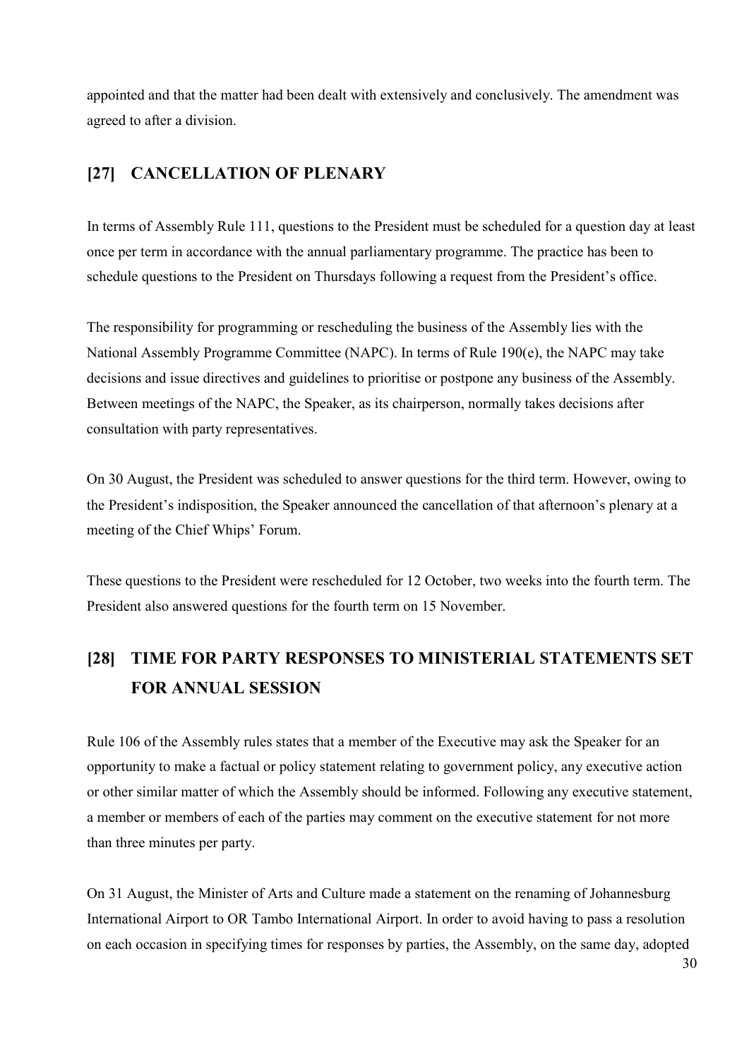appointed and that the matter had been dealt with extensively and conclusively. The amendment was agreed to after a division.

## [27] CANCELLATION OF PLENARY

In terms of Assembly Rule 111, questions to the President must be scheduled for a question day at least once per term in accordance with the annual parliamentary programme. The practice has been to schedule questions to the President on Thursdays following a request from the President's office.

The responsibility for programming or rescheduling the business of the Assembly lies with the National Assembly Programme Committee (NAPC). In terms of Rule 190(e), the NAPC may take decisions and issue directives and guidelines to prioritise or postpone any business of the Assembly. Between meetings of the NAPC, the Speaker, as its chairperson, normally takes decisions after consultation with party representatives.

On 30 August, the President was scheduled to answer questions for the third term. However, owing to the President's indisposition, the Speaker announced the cancellation of that afternoon's plenary at a meeting of the Chief Whips' Forum.

These questions to the President were rescheduled for 12 October, two weeks into the fourth term. The President also answered questions for the fourth term on 15 November.

## [28] TIME FOR PARTY RESPONSES TO MINISTERIAL STATEMENTS SET FOR ANNUAL SESSION

Rule 106 of the Assembly rules states that a member of the Executive may ask the Speaker for an opportunity to make a factual or policy statement relating to government policy, any executive action or other similar matter of which the Assembly should be informed. Following any executive statement, a member or members of each of the parties may comment on the executive statement for not more than three minutes per party.

On 31 August, the Minister of Arts and Culture made a statement on the renaming of Johannesburg International Airport to OR Tambo International Airport. In order to avoid having to pass a resolution on each occasion in specifying times for responses by parties, the Assembly, on the same day, adopted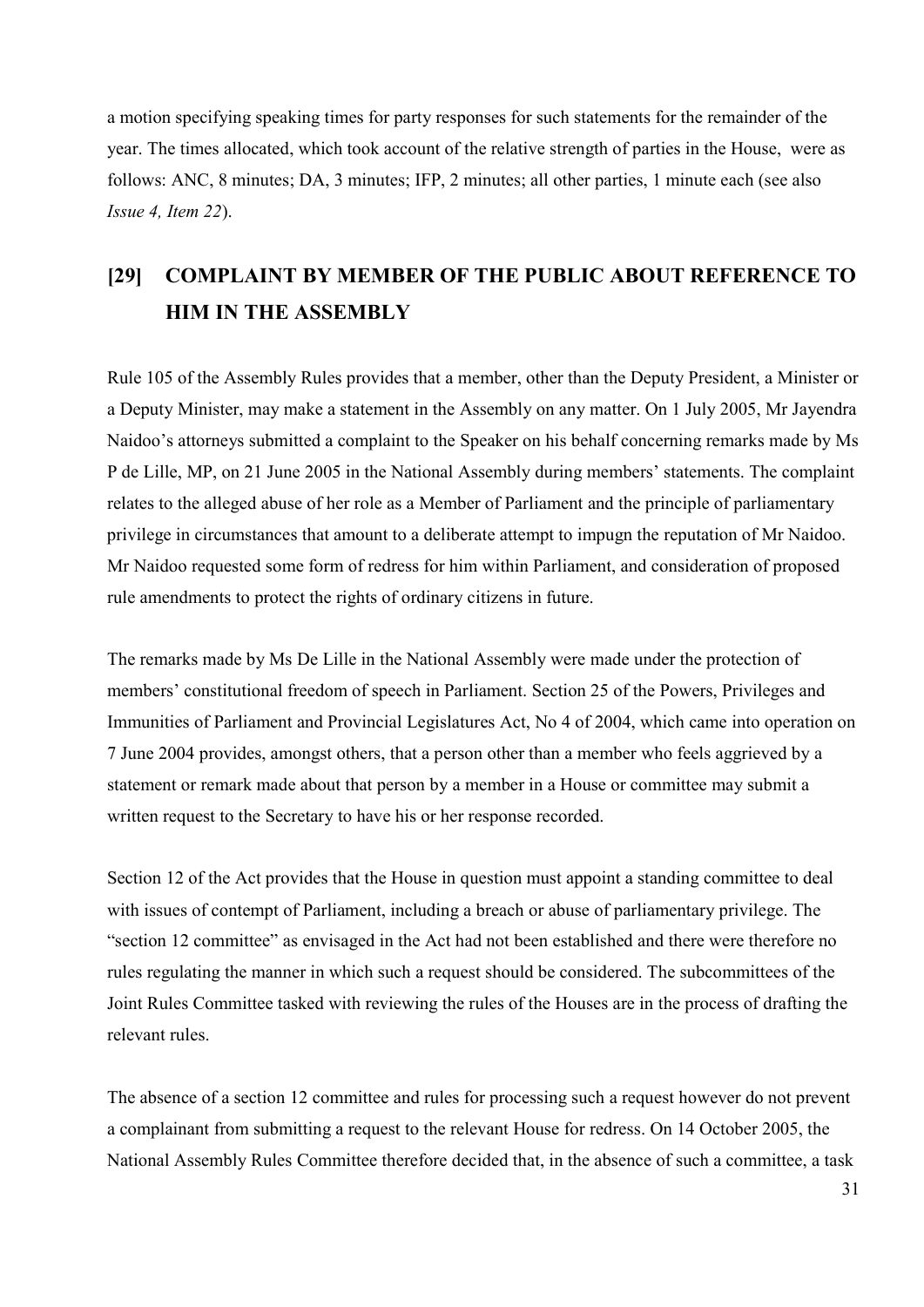a motion specifying speaking times for party responses for such statements for the remainder of the year. The times allocated, which took account of the relative strength of parties in the House, were as follows: ANC, 8 minutes; DA, 3 minutes; IFP, 2 minutes; all other parties, 1 minute each (see also *Issue 4, Item 22*).

## [29] COMPLAINT BY MEMBER OF THE PUBLIC ABOUT REFERENCE TO HIM IN THE ASSEMBLY

Rule 105 of the Assembly Rules provides that a member, other than the Deputy President, a Minister or a Deputy Minister, may make a statement in the Assembly on any matter. On 1 July 2005, Mr Jayendra Naidoo's attorneys submitted a complaint to the Speaker on his behalf concerning remarks made by Ms P de Lille, MP, on 21 June 2005 in the National Assembly during members' statements. The complaint relates to the alleged abuse of her role as a Member of Parliament and the principle of parliamentary privilege in circumstances that amount to a deliberate attempt to impugn the reputation of Mr Naidoo. Mr Naidoo requested some form of redress for him within Parliament, and consideration of proposed rule amendments to protect the rights of ordinary citizens in future.

The remarks made by Ms De Lille in the National Assembly were made under the protection of members' constitutional freedom of speech in Parliament. Section 25 of the Powers, Privileges and Immunities of Parliament and Provincial Legislatures Act, No 4 of 2004, which came into operation on 7 June 2004 provides, amongst others, that a person other than a member who feels aggrieved by a statement or remark made about that person by a member in a House or committee may submit a written request to the Secretary to have his or her response recorded.

Section 12 of the Act provides that the House in question must appoint a standing committee to deal with issues of contempt of Parliament, including a breach or abuse of parliamentary privilege. The "section 12 committee" as envisaged in the Act had not been established and there were therefore no rules regulating the manner in which such a request should be considered. The subcommittees of the Joint Rules Committee tasked with reviewing the rules of the Houses are in the process of drafting the relevant rules.

The absence of a section 12 committee and rules for processing such a request however do not prevent a complainant from submitting a request to the relevant House for redress. On 14 October 2005, the National Assembly Rules Committee therefore decided that, in the absence of such a committee, a task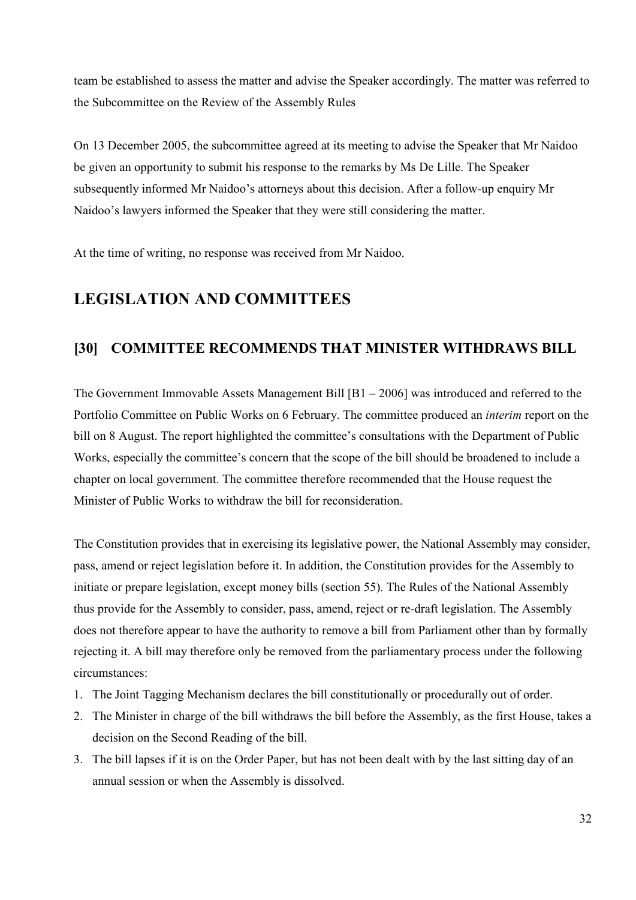team be established to assess the matter and advise the Speaker accordingly. The matter was referred to the Subcommittee on the Review of the Assembly Rules

On 13 December 2005, the subcommittee agreed at its meeting to advise the Speaker that Mr Naidoo be given an opportunity to submit his response to the remarks by Ms De Lille. The Speaker subsequently informed Mr Naidoo's attorneys about this decision. After a follow-up enquiry Mr Naidoo's lawyers informed the Speaker that they were still considering the matter.

At the time of writing, no response was received from Mr Naidoo.

# LEGISLATION AND COMMITTEES

## [30] COMMITTEE RECOMMENDS THAT MINISTER WITHDRAWS BILL

The Government Immovable Assets Management Bill [B1 – 2006] was introduced and referred to the Portfolio Committee on Public Works on 6 February. The committee produced an *interim* report on the bill on 8 August. The report highlighted the committee's consultations with the Department of Public Works, especially the committee's concern that the scope of the bill should be broadened to include a chapter on local government. The committee therefore recommended that the House request the Minister of Public Works to withdraw the bill for reconsideration.

The Constitution provides that in exercising its legislative power, the National Assembly may consider, pass, amend or reject legislation before it. In addition, the Constitution provides for the Assembly to initiate or prepare legislation, except money bills (section 55). The Rules of the National Assembly thus provide for the Assembly to consider, pass, amend, reject or re-draft legislation. The Assembly does not therefore appear to have the authority to remove a bill from Parliament other than by formally rejecting it. A bill may therefore only be removed from the parliamentary process under the following circumstances:

1. The Joint Tagging Mechanism declares the bill constitutionally or procedurally out of order.
2. The Minister in charge of the bill withdraws the bill before the Assembly, as the first House, takes a decision on the Second Reading of the bill.
3. The bill lapses if it is on the Order Paper, but has not been dealt with by the last sitting day of an annual session or when the Assembly is dissolved.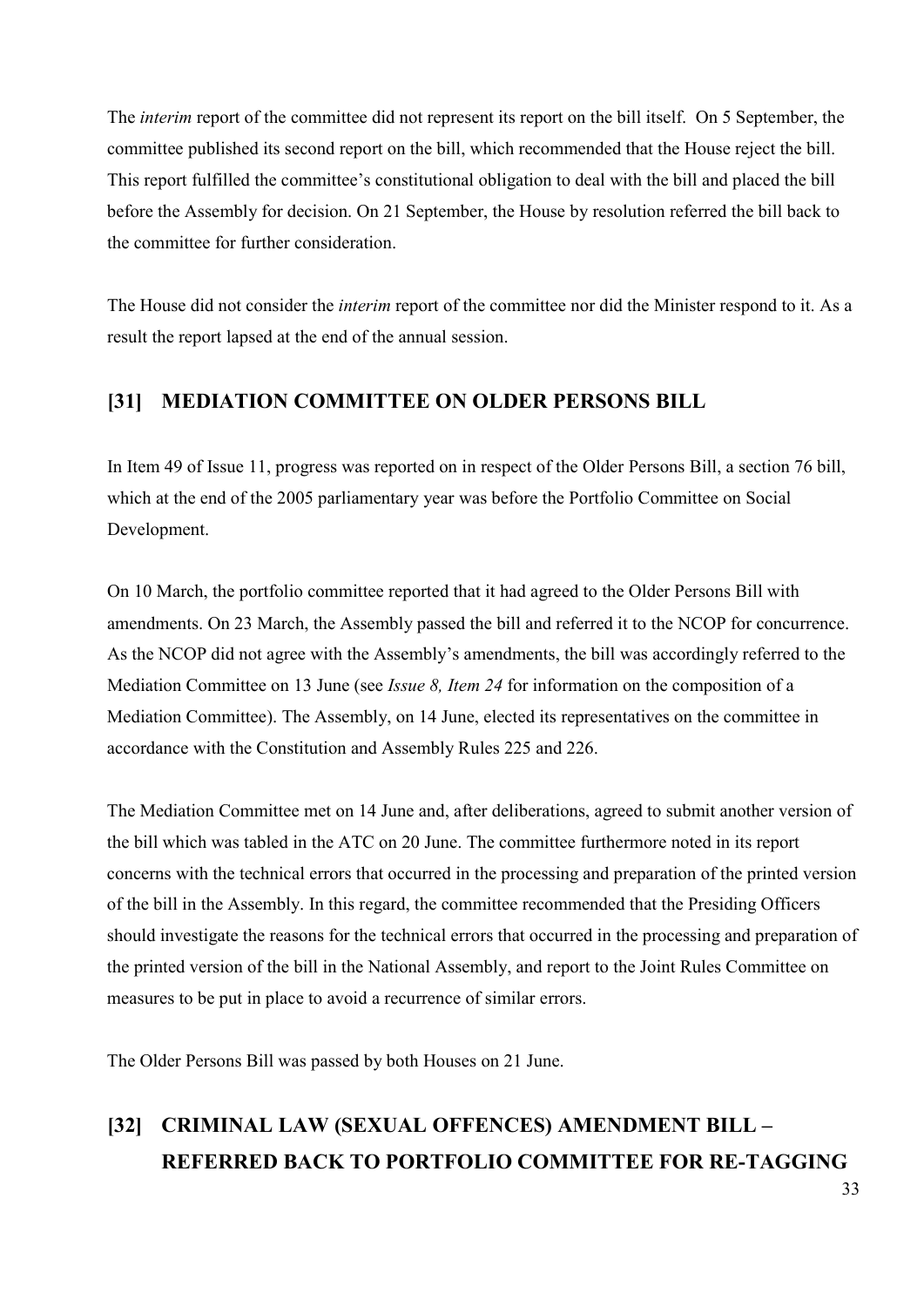The *interim* report of the committee did not represent its report on the bill itself. On 5 September, the committee published its second report on the bill, which recommended that the House reject the bill. This report fulfilled the committee's constitutional obligation to deal with the bill and placed the bill before the Assembly for decision. On 21 September, the House by resolution referred the bill back to the committee for further consideration.

The House did not consider the *interim* report of the committee nor did the Minister respond to it. As a result the report lapsed at the end of the annual session.

## [31] MEDIATION COMMITTEE ON OLDER PERSONS BILL

In Item 49 of Issue 11, progress was reported on in respect of the Older Persons Bill, a section 76 bill, which at the end of the 2005 parliamentary year was before the Portfolio Committee on Social Development.

On 10 March, the portfolio committee reported that it had agreed to the Older Persons Bill with amendments. On 23 March, the Assembly passed the bill and referred it to the NCOP for concurrence. As the NCOP did not agree with the Assembly's amendments, the bill was accordingly referred to the Mediation Committee on 13 June (see *Issue 8, Item 24* for information on the composition of a Mediation Committee). The Assembly, on 14 June, elected its representatives on the committee in accordance with the Constitution and Assembly Rules 225 and 226.

The Mediation Committee met on 14 June and, after deliberations, agreed to submit another version of the bill which was tabled in the ATC on 20 June. The committee furthermore noted in its report concerns with the technical errors that occurred in the processing and preparation of the printed version of the bill in the Assembly. In this regard, the committee recommended that the Presiding Officers should investigate the reasons for the technical errors that occurred in the processing and preparation of the printed version of the bill in the National Assembly, and report to the Joint Rules Committee on measures to be put in place to avoid a recurrence of similar errors.

The Older Persons Bill was passed by both Houses on 21 June.

## [32] CRIMINAL LAW (SEXUAL OFFENCES) AMENDMENT BILL – REFERRED BACK TO PORTFOLIO COMMITTEE FOR RE-TAGGING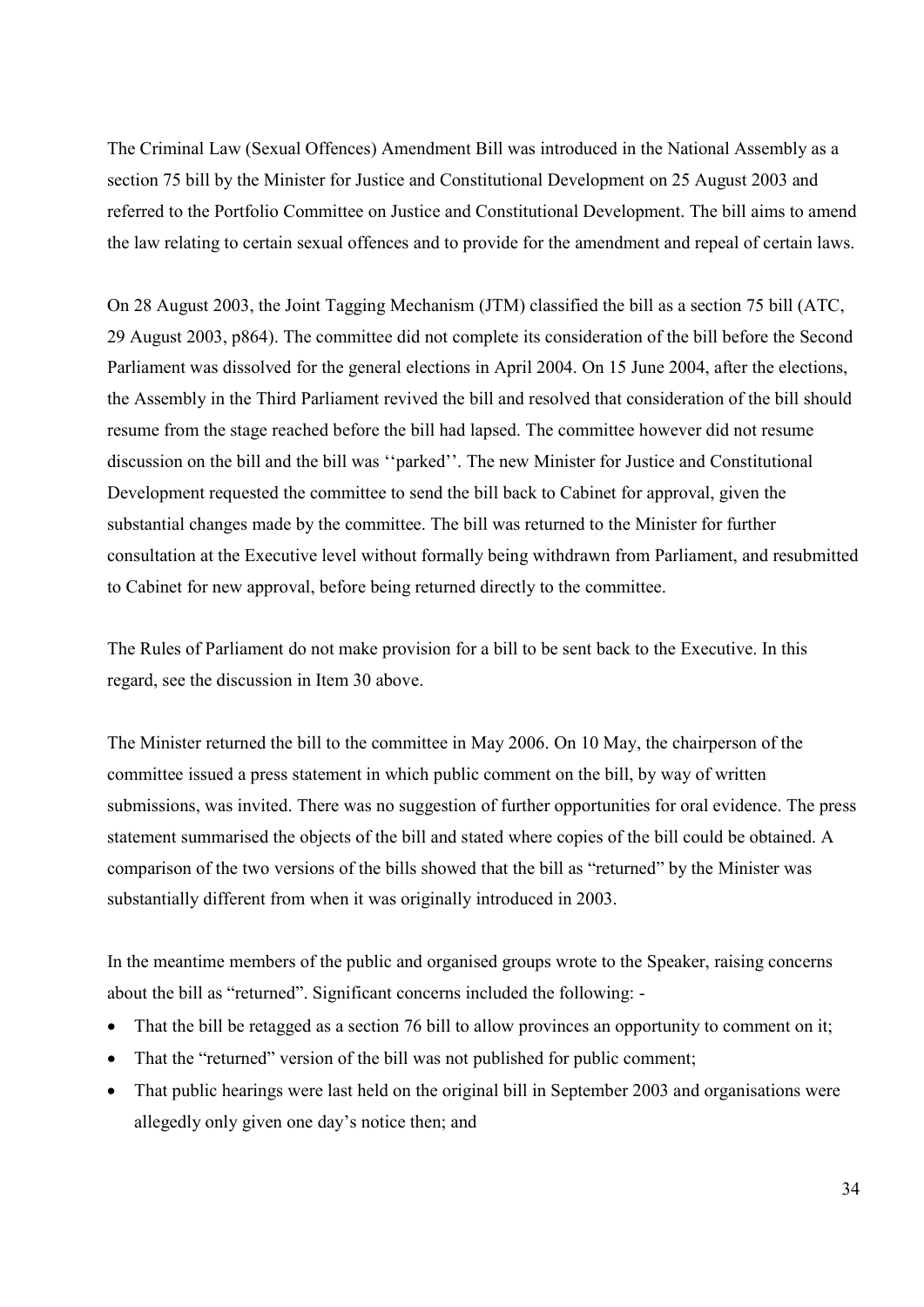The Criminal Law (Sexual Offences) Amendment Bill was introduced in the National Assembly as a section 75 bill by the Minister for Justice and Constitutional Development on 25 August 2003 and referred to the Portfolio Committee on Justice and Constitutional Development. The bill aims to amend the law relating to certain sexual offences and to provide for the amendment and repeal of certain laws.

On 28 August 2003, the Joint Tagging Mechanism (JTM) classified the bill as a section 75 bill (ATC, 29 August 2003, p864). The committee did not complete its consideration of the bill before the Second Parliament was dissolved for the general elections in April 2004. On 15 June 2004, after the elections, the Assembly in the Third Parliament revived the bill and resolved that consideration of the bill should resume from the stage reached before the bill had lapsed. The committee however did not resume discussion on the bill and the bill was ''parked''. The new Minister for Justice and Constitutional Development requested the committee to send the bill back to Cabinet for approval, given the substantial changes made by the committee. The bill was returned to the Minister for further consultation at the Executive level without formally being withdrawn from Parliament, and resubmitted to Cabinet for new approval, before being returned directly to the committee.

The Rules of Parliament do not make provision for a bill to be sent back to the Executive. In this regard, see the discussion in Item 30 above.

The Minister returned the bill to the committee in May 2006. On 10 May, the chairperson of the committee issued a press statement in which public comment on the bill, by way of written submissions, was invited. There was no suggestion of further opportunities for oral evidence. The press statement summarised the objects of the bill and stated where copies of the bill could be obtained. A comparison of the two versions of the bills showed that the bill as "returned" by the Minister was substantially different from when it was originally introduced in 2003.

In the meantime members of the public and organised groups wrote to the Speaker, raising concerns about the bill as "returned". Significant concerns included the following: -

- That the bill be retagged as a section 76 bill to allow provinces an opportunity to comment on it;
- That the "returned" version of the bill was not published for public comment;
- That public hearings were last held on the original bill in September 2003 and organisations were allegedly only given one day's notice then; and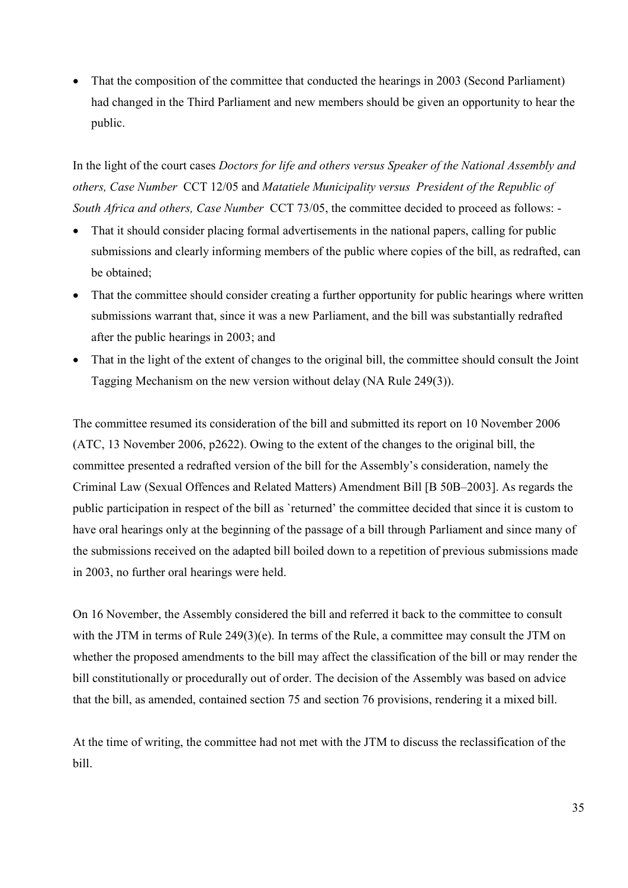- That the composition of the committee that conducted the hearings in 2003 (Second Parliament) had changed in the Third Parliament and new members should be given an opportunity to hear the public.

In the light of the court cases *Doctors for life and others versus Speaker of the National Assembly and others, Case Number* CCT 12/05 and *Matatiele Municipality versus President of the Republic of South Africa and others, Case Number* CCT 73/05, the committee decided to proceed as follows: -

- That it should consider placing formal advertisements in the national papers, calling for public submissions and clearly informing members of the public where copies of the bill, as redrafted, can be obtained;
- That the committee should consider creating a further opportunity for public hearings where written submissions warrant that, since it was a new Parliament, and the bill was substantially redrafted after the public hearings in 2003; and
- That in the light of the extent of changes to the original bill, the committee should consult the Joint Tagging Mechanism on the new version without delay (NA Rule 249(3)).

The committee resumed its consideration of the bill and submitted its report on 10 November 2006 (ATC, 13 November 2006, p2622). Owing to the extent of the changes to the original bill, the committee presented a redrafted version of the bill for the Assembly's consideration, namely the Criminal Law (Sexual Offences and Related Matters) Amendment Bill [B 50B–2003]. As regards the public participation in respect of the bill as `returned' the committee decided that since it is custom to have oral hearings only at the beginning of the passage of a bill through Parliament and since many of the submissions received on the adapted bill boiled down to a repetition of previous submissions made in 2003, no further oral hearings were held.

On 16 November, the Assembly considered the bill and referred it back to the committee to consult with the JTM in terms of Rule 249(3)(e). In terms of the Rule, a committee may consult the JTM on whether the proposed amendments to the bill may affect the classification of the bill or may render the bill constitutionally or procedurally out of order. The decision of the Assembly was based on advice that the bill, as amended, contained section 75 and section 76 provisions, rendering it a mixed bill.

At the time of writing, the committee had not met with the JTM to discuss the reclassification of the bill.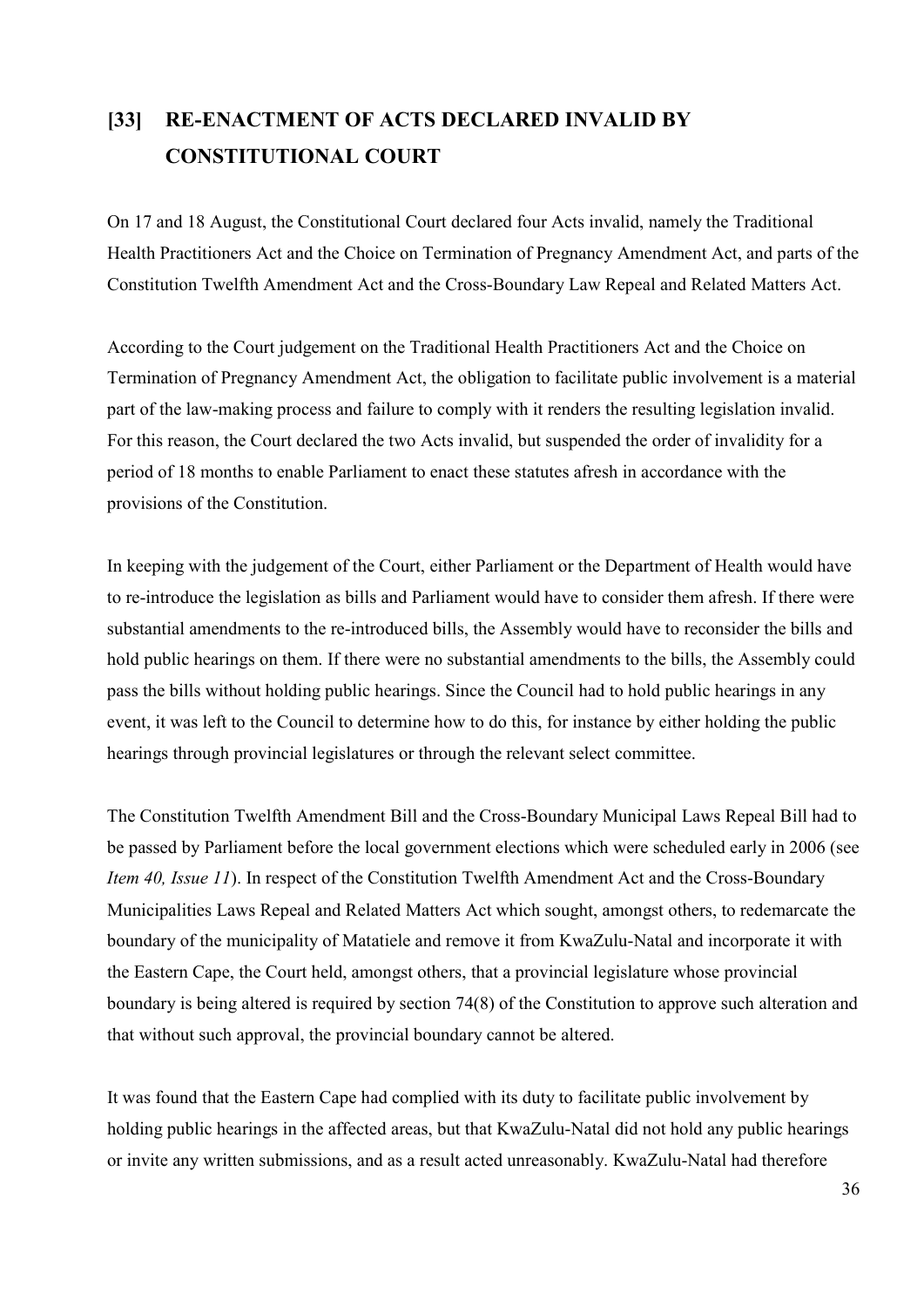## [33] RE-ENACTMENT OF ACTS DECLARED INVALID BY CONSTITUTIONAL COURT

On 17 and 18 August, the Constitutional Court declared four Acts invalid, namely the Traditional Health Practitioners Act and the Choice on Termination of Pregnancy Amendment Act, and parts of the Constitution Twelfth Amendment Act and the Cross-Boundary Law Repeal and Related Matters Act.

According to the Court judgement on the Traditional Health Practitioners Act and the Choice on Termination of Pregnancy Amendment Act, the obligation to facilitate public involvement is a material part of the law-making process and failure to comply with it renders the resulting legislation invalid. For this reason, the Court declared the two Acts invalid, but suspended the order of invalidity for a period of 18 months to enable Parliament to enact these statutes afresh in accordance with the provisions of the Constitution.

In keeping with the judgement of the Court, either Parliament or the Department of Health would have to re-introduce the legislation as bills and Parliament would have to consider them afresh. If there were substantial amendments to the re-introduced bills, the Assembly would have to reconsider the bills and hold public hearings on them. If there were no substantial amendments to the bills, the Assembly could pass the bills without holding public hearings. Since the Council had to hold public hearings in any event, it was left to the Council to determine how to do this, for instance by either holding the public hearings through provincial legislatures or through the relevant select committee.

The Constitution Twelfth Amendment Bill and the Cross-Boundary Municipal Laws Repeal Bill had to be passed by Parliament before the local government elections which were scheduled early in 2006 (see *Item 40, Issue 11*). In respect of the Constitution Twelfth Amendment Act and the Cross-Boundary Municipalities Laws Repeal and Related Matters Act which sought, amongst others, to redemarcate the boundary of the municipality of Matatiele and remove it from KwaZulu-Natal and incorporate it with the Eastern Cape, the Court held, amongst others, that a provincial legislature whose provincial boundary is being altered is required by section 74(8) of the Constitution to approve such alteration and that without such approval, the provincial boundary cannot be altered.

It was found that the Eastern Cape had complied with its duty to facilitate public involvement by holding public hearings in the affected areas, but that KwaZulu-Natal did not hold any public hearings or invite any written submissions, and as a result acted unreasonably. KwaZulu-Natal had therefore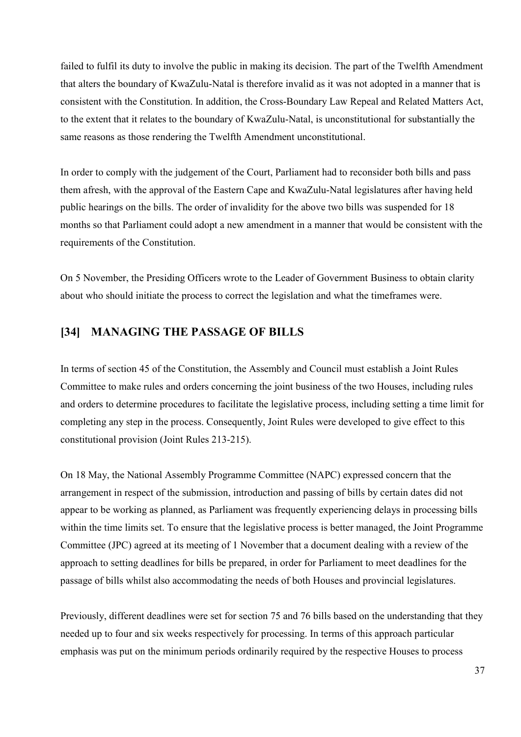failed to fulfil its duty to involve the public in making its decision. The part of the Twelfth Amendment that alters the boundary of KwaZulu-Natal is therefore invalid as it was not adopted in a manner that is consistent with the Constitution. In addition, the Cross-Boundary Law Repeal and Related Matters Act, to the extent that it relates to the boundary of KwaZulu-Natal, is unconstitutional for substantially the same reasons as those rendering the Twelfth Amendment unconstitutional.

In order to comply with the judgement of the Court, Parliament had to reconsider both bills and pass them afresh, with the approval of the Eastern Cape and KwaZulu-Natal legislatures after having held public hearings on the bills. The order of invalidity for the above two bills was suspended for 18 months so that Parliament could adopt a new amendment in a manner that would be consistent with the requirements of the Constitution.

On 5 November, the Presiding Officers wrote to the Leader of Government Business to obtain clarity about who should initiate the process to correct the legislation and what the timeframes were.

## [34] MANAGING THE PASSAGE OF BILLS

In terms of section 45 of the Constitution, the Assembly and Council must establish a Joint Rules Committee to make rules and orders concerning the joint business of the two Houses, including rules and orders to determine procedures to facilitate the legislative process, including setting a time limit for completing any step in the process. Consequently, Joint Rules were developed to give effect to this constitutional provision (Joint Rules 213-215).

On 18 May, the National Assembly Programme Committee (NAPC) expressed concern that the arrangement in respect of the submission, introduction and passing of bills by certain dates did not appear to be working as planned, as Parliament was frequently experiencing delays in processing bills within the time limits set. To ensure that the legislative process is better managed, the Joint Programme Committee (JPC) agreed at its meeting of 1 November that a document dealing with a review of the approach to setting deadlines for bills be prepared, in order for Parliament to meet deadlines for the passage of bills whilst also accommodating the needs of both Houses and provincial legislatures.

Previously, different deadlines were set for section 75 and 76 bills based on the understanding that they needed up to four and six weeks respectively for processing. In terms of this approach particular emphasis was put on the minimum periods ordinarily required by the respective Houses to process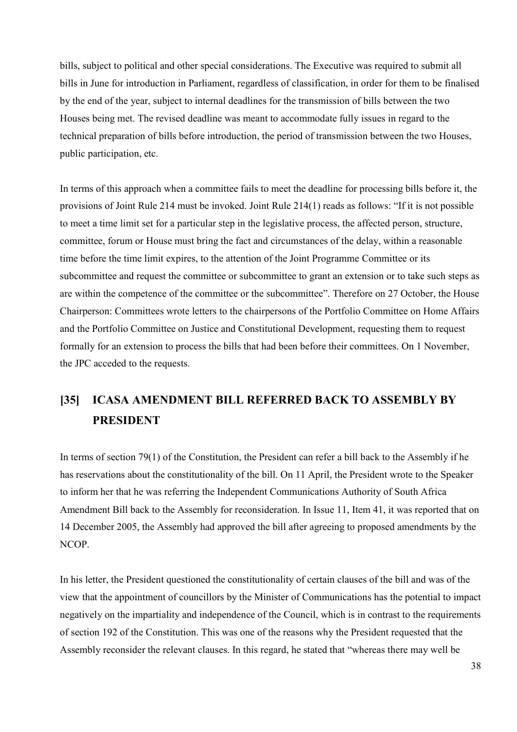bills, subject to political and other special considerations. The Executive was required to submit all bills in June for introduction in Parliament, regardless of classification, in order for them to be finalised by the end of the year, subject to internal deadlines for the transmission of bills between the two Houses being met. The revised deadline was meant to accommodate fully issues in regard to the technical preparation of bills before introduction, the period of transmission between the two Houses, public participation, etc.

In terms of this approach when a committee fails to meet the deadline for processing bills before it, the provisions of Joint Rule 214 must be invoked. Joint Rule 214(1) reads as follows: "If it is not possible to meet a time limit set for a particular step in the legislative process, the affected person, structure, committee, forum or House must bring the fact and circumstances of the delay, within a reasonable time before the time limit expires, to the attention of the Joint Programme Committee or its subcommittee and request the committee or subcommittee to grant an extension or to take such steps as are within the competence of the committee or the subcommittee". Therefore on 27 October, the House Chairperson: Committees wrote letters to the chairpersons of the Portfolio Committee on Home Affairs and the Portfolio Committee on Justice and Constitutional Development, requesting them to request formally for an extension to process the bills that had been before their committees. On 1 November, the JPC acceded to the requests.

## [35] ICASA AMENDMENT BILL REFERRED BACK TO ASSEMBLY BY PRESIDENT

In terms of section 79(1) of the Constitution, the President can refer a bill back to the Assembly if he has reservations about the constitutionality of the bill. On 11 April, the President wrote to the Speaker to inform her that he was referring the Independent Communications Authority of South Africa Amendment Bill back to the Assembly for reconsideration. In Issue 11, Item 41, it was reported that on 14 December 2005, the Assembly had approved the bill after agreeing to proposed amendments by the NCOP.

In his letter, the President questioned the constitutionality of certain clauses of the bill and was of the view that the appointment of councillors by the Minister of Communications has the potential to impact negatively on the impartiality and independence of the Council, which is in contrast to the requirements of section 192 of the Constitution. This was one of the reasons why the President requested that the Assembly reconsider the relevant clauses. In this regard, he stated that "whereas there may well be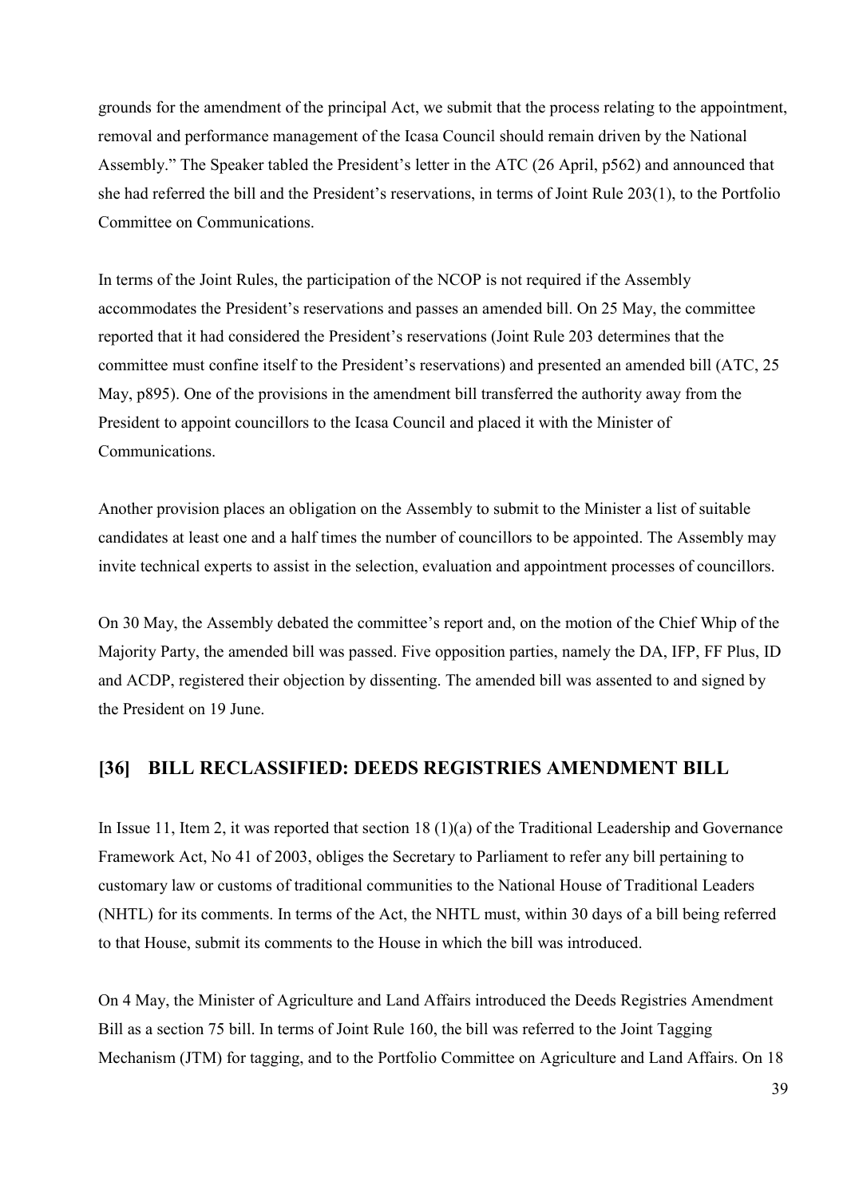grounds for the amendment of the principal Act, we submit that the process relating to the appointment, removal and performance management of the Icasa Council should remain driven by the National Assembly." The Speaker tabled the President's letter in the ATC (26 April, p562) and announced that she had referred the bill and the President's reservations, in terms of Joint Rule 203(1), to the Portfolio Committee on Communications.

In terms of the Joint Rules, the participation of the NCOP is not required if the Assembly accommodates the President's reservations and passes an amended bill. On 25 May, the committee reported that it had considered the President's reservations (Joint Rule 203 determines that the committee must confine itself to the President's reservations) and presented an amended bill (ATC, 25 May, p895). One of the provisions in the amendment bill transferred the authority away from the President to appoint councillors to the Icasa Council and placed it with the Minister of Communications.

Another provision places an obligation on the Assembly to submit to the Minister a list of suitable candidates at least one and a half times the number of councillors to be appointed. The Assembly may invite technical experts to assist in the selection, evaluation and appointment processes of councillors.

On 30 May, the Assembly debated the committee's report and, on the motion of the Chief Whip of the Majority Party, the amended bill was passed. Five opposition parties, namely the DA, IFP, FF Plus, ID and ACDP, registered their objection by dissenting. The amended bill was assented to and signed by the President on 19 June.

## [36] BILL RECLASSIFIED: DEEDS REGISTRIES AMENDMENT BILL

In Issue 11, Item 2, it was reported that section 18 (1)(a) of the Traditional Leadership and Governance Framework Act, No 41 of 2003, obliges the Secretary to Parliament to refer any bill pertaining to customary law or customs of traditional communities to the National House of Traditional Leaders (NHTL) for its comments. In terms of the Act, the NHTL must, within 30 days of a bill being referred to that House, submit its comments to the House in which the bill was introduced.

On 4 May, the Minister of Agriculture and Land Affairs introduced the Deeds Registries Amendment Bill as a section 75 bill. In terms of Joint Rule 160, the bill was referred to the Joint Tagging Mechanism (JTM) for tagging, and to the Portfolio Committee on Agriculture and Land Affairs. On 18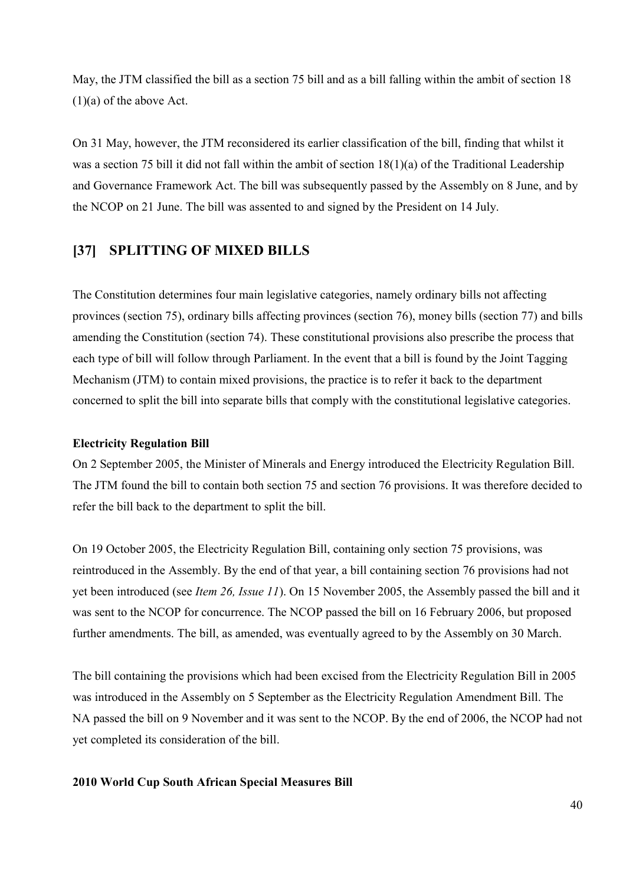May, the JTM classified the bill as a section 75 bill and as a bill falling within the ambit of section 18 (1)(a) of the above Act.

On 31 May, however, the JTM reconsidered its earlier classification of the bill, finding that whilst it was a section 75 bill it did not fall within the ambit of section 18(1)(a) of the Traditional Leadership and Governance Framework Act. The bill was subsequently passed by the Assembly on 8 June, and by the NCOP on 21 June. The bill was assented to and signed by the President on 14 July.

## [37] SPLITTING OF MIXED BILLS

The Constitution determines four main legislative categories, namely ordinary bills not affecting provinces (section 75), ordinary bills affecting provinces (section 76), money bills (section 77) and bills amending the Constitution (section 74). These constitutional provisions also prescribe the process that each type of bill will follow through Parliament. In the event that a bill is found by the Joint Tagging Mechanism (JTM) to contain mixed provisions, the practice is to refer it back to the department concerned to split the bill into separate bills that comply with the constitutional legislative categories.

**Electricity Regulation Bill**

On 2 September 2005, the Minister of Minerals and Energy introduced the Electricity Regulation Bill. The JTM found the bill to contain both section 75 and section 76 provisions. It was therefore decided to refer the bill back to the department to split the bill.

On 19 October 2005, the Electricity Regulation Bill, containing only section 75 provisions, was reintroduced in the Assembly. By the end of that year, a bill containing section 76 provisions had not yet been introduced (see *Item 26, Issue 11*). On 15 November 2005, the Assembly passed the bill and it was sent to the NCOP for concurrence. The NCOP passed the bill on 16 February 2006, but proposed further amendments. The bill, as amended, was eventually agreed to by the Assembly on 30 March.

The bill containing the provisions which had been excised from the Electricity Regulation Bill in 2005 was introduced in the Assembly on 5 September as the Electricity Regulation Amendment Bill. The NA passed the bill on 9 November and it was sent to the NCOP. By the end of 2006, the NCOP had not yet completed its consideration of the bill.

**2010 World Cup South African Special Measures Bill**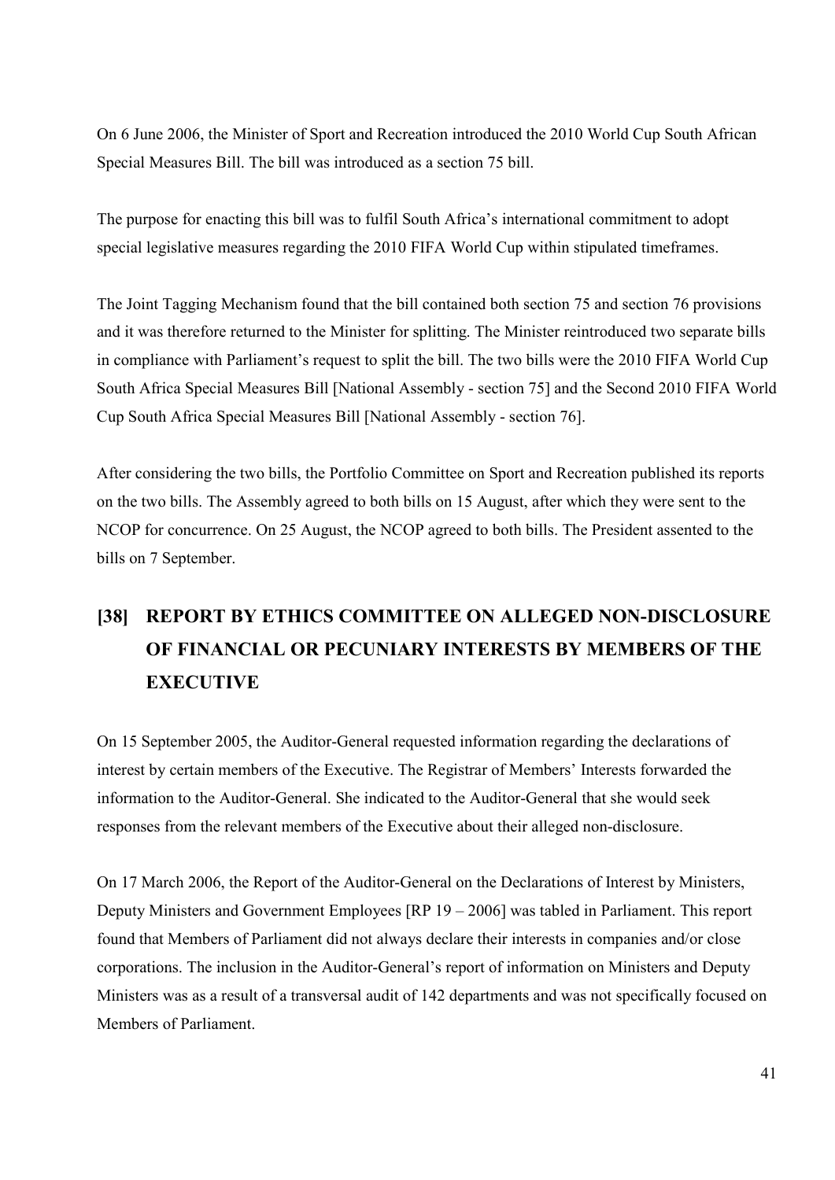On 6 June 2006, the Minister of Sport and Recreation introduced the 2010 World Cup South African Special Measures Bill. The bill was introduced as a section 75 bill.

The purpose for enacting this bill was to fulfil South Africa's international commitment to adopt special legislative measures regarding the 2010 FIFA World Cup within stipulated timeframes.

The Joint Tagging Mechanism found that the bill contained both section 75 and section 76 provisions and it was therefore returned to the Minister for splitting. The Minister reintroduced two separate bills in compliance with Parliament's request to split the bill. The two bills were the 2010 FIFA World Cup South Africa Special Measures Bill [National Assembly - section 75] and the Second 2010 FIFA World Cup South Africa Special Measures Bill [National Assembly - section 76].

After considering the two bills, the Portfolio Committee on Sport and Recreation published its reports on the two bills. The Assembly agreed to both bills on 15 August, after which they were sent to the NCOP for concurrence. On 25 August, the NCOP agreed to both bills. The President assented to the bills on 7 September.

## [38] REPORT BY ETHICS COMMITTEE ON ALLEGED NON-DISCLOSURE OF FINANCIAL OR PECUNIARY INTERESTS BY MEMBERS OF THE EXECUTIVE

On 15 September 2005, the Auditor-General requested information regarding the declarations of interest by certain members of the Executive. The Registrar of Members' Interests forwarded the information to the Auditor-General. She indicated to the Auditor-General that she would seek responses from the relevant members of the Executive about their alleged non-disclosure.

On 17 March 2006, the Report of the Auditor-General on the Declarations of Interest by Ministers, Deputy Ministers and Government Employees [RP 19 – 2006] was tabled in Parliament. This report found that Members of Parliament did not always declare their interests in companies and/or close corporations. The inclusion in the Auditor-General's report of information on Ministers and Deputy Ministers was as a result of a transversal audit of 142 departments and was not specifically focused on Members of Parliament.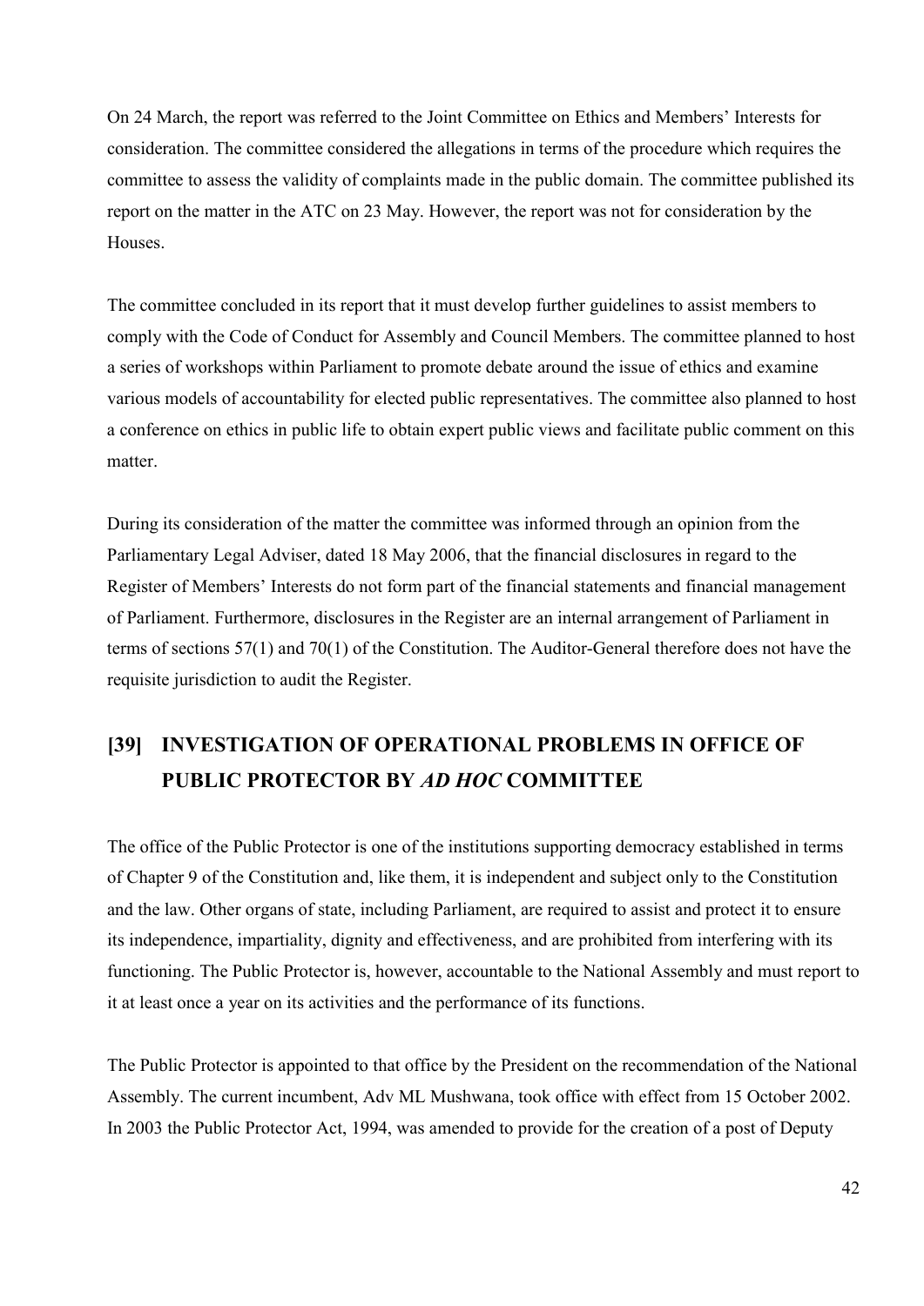On 24 March, the report was referred to the Joint Committee on Ethics and Members' Interests for consideration. The committee considered the allegations in terms of the procedure which requires the committee to assess the validity of complaints made in the public domain. The committee published its report on the matter in the ATC on 23 May. However, the report was not for consideration by the Houses.

The committee concluded in its report that it must develop further guidelines to assist members to comply with the Code of Conduct for Assembly and Council Members. The committee planned to host a series of workshops within Parliament to promote debate around the issue of ethics and examine various models of accountability for elected public representatives. The committee also planned to host a conference on ethics in public life to obtain expert public views and facilitate public comment on this matter.

During its consideration of the matter the committee was informed through an opinion from the Parliamentary Legal Adviser, dated 18 May 2006, that the financial disclosures in regard to the Register of Members' Interests do not form part of the financial statements and financial management of Parliament. Furthermore, disclosures in the Register are an internal arrangement of Parliament in terms of sections 57(1) and 70(1) of the Constitution. The Auditor-General therefore does not have the requisite jurisdiction to audit the Register.

## [39] INVESTIGATION OF OPERATIONAL PROBLEMS IN OFFICE OF PUBLIC PROTECTOR BY *AD HOC* COMMITTEE

The office of the Public Protector is one of the institutions supporting democracy established in terms of Chapter 9 of the Constitution and, like them, it is independent and subject only to the Constitution and the law. Other organs of state, including Parliament, are required to assist and protect it to ensure its independence, impartiality, dignity and effectiveness, and are prohibited from interfering with its functioning. The Public Protector is, however, accountable to the National Assembly and must report to it at least once a year on its activities and the performance of its functions.

The Public Protector is appointed to that office by the President on the recommendation of the National Assembly. The current incumbent, Adv ML Mushwana, took office with effect from 15 October 2002. In 2003 the Public Protector Act, 1994, was amended to provide for the creation of a post of Deputy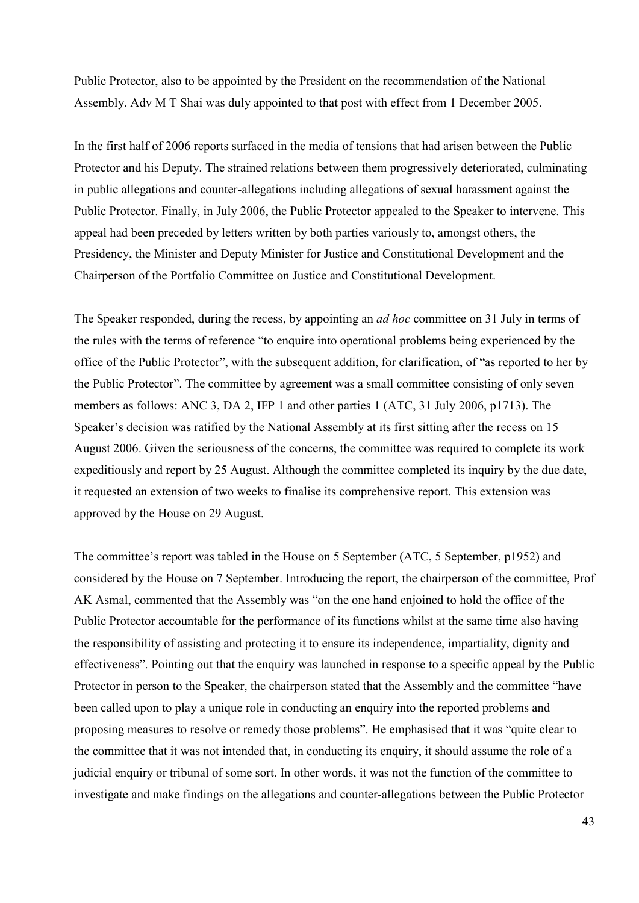Public Protector, also to be appointed by the President on the recommendation of the National Assembly. Adv M T Shai was duly appointed to that post with effect from 1 December 2005.

In the first half of 2006 reports surfaced in the media of tensions that had arisen between the Public Protector and his Deputy. The strained relations between them progressively deteriorated, culminating in public allegations and counter-allegations including allegations of sexual harassment against the Public Protector. Finally, in July 2006, the Public Protector appealed to the Speaker to intervene. This appeal had been preceded by letters written by both parties variously to, amongst others, the Presidency, the Minister and Deputy Minister for Justice and Constitutional Development and the Chairperson of the Portfolio Committee on Justice and Constitutional Development.

The Speaker responded, during the recess, by appointing an *ad hoc* committee on 31 July in terms of the rules with the terms of reference "to enquire into operational problems being experienced by the office of the Public Protector", with the subsequent addition, for clarification, of "as reported to her by the Public Protector". The committee by agreement was a small committee consisting of only seven members as follows: ANC 3, DA 2, IFP 1 and other parties 1 (ATC, 31 July 2006, p1713). The Speaker's decision was ratified by the National Assembly at its first sitting after the recess on 15 August 2006. Given the seriousness of the concerns, the committee was required to complete its work expeditiously and report by 25 August. Although the committee completed its inquiry by the due date, it requested an extension of two weeks to finalise its comprehensive report. This extension was approved by the House on 29 August.

The committee's report was tabled in the House on 5 September (ATC, 5 September, p1952) and considered by the House on 7 September. Introducing the report, the chairperson of the committee, Prof AK Asmal, commented that the Assembly was "on the one hand enjoined to hold the office of the Public Protector accountable for the performance of its functions whilst at the same time also having the responsibility of assisting and protecting it to ensure its independence, impartiality, dignity and effectiveness". Pointing out that the enquiry was launched in response to a specific appeal by the Public Protector in person to the Speaker, the chairperson stated that the Assembly and the committee "have been called upon to play a unique role in conducting an enquiry into the reported problems and proposing measures to resolve or remedy those problems". He emphasised that it was "quite clear to the committee that it was not intended that, in conducting its enquiry, it should assume the role of a judicial enquiry or tribunal of some sort. In other words, it was not the function of the committee to investigate and make findings on the allegations and counter-allegations between the Public Protector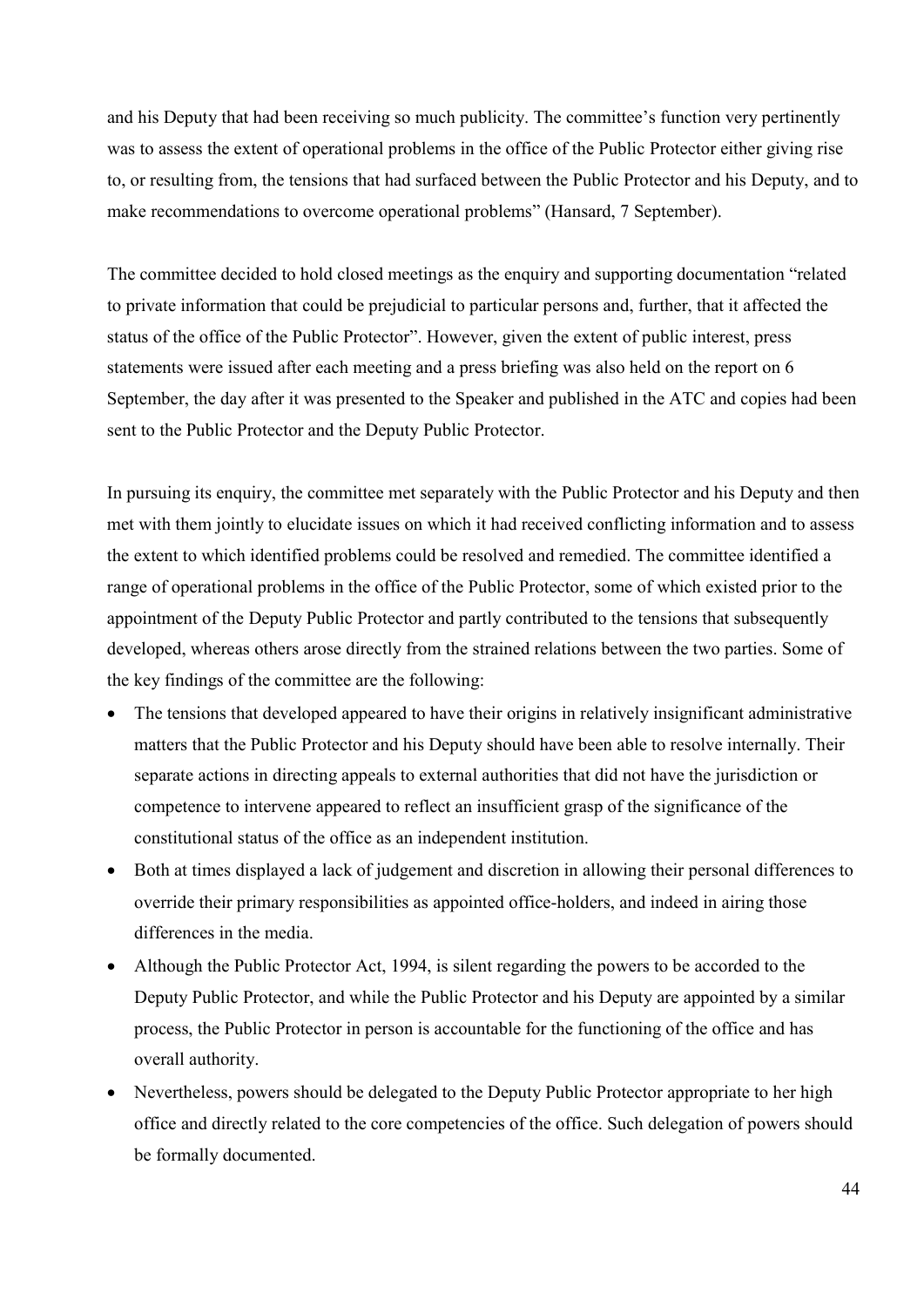and his Deputy that had been receiving so much publicity. The committee's function very pertinently was to assess the extent of operational problems in the office of the Public Protector either giving rise to, or resulting from, the tensions that had surfaced between the Public Protector and his Deputy, and to make recommendations to overcome operational problems" (Hansard, 7 September).

The committee decided to hold closed meetings as the enquiry and supporting documentation "related to private information that could be prejudicial to particular persons and, further, that it affected the status of the office of the Public Protector". However, given the extent of public interest, press statements were issued after each meeting and a press briefing was also held on the report on 6 September, the day after it was presented to the Speaker and published in the ATC and copies had been sent to the Public Protector and the Deputy Public Protector.

In pursuing its enquiry, the committee met separately with the Public Protector and his Deputy and then met with them jointly to elucidate issues on which it had received conflicting information and to assess the extent to which identified problems could be resolved and remedied. The committee identified a range of operational problems in the office of the Public Protector, some of which existed prior to the appointment of the Deputy Public Protector and partly contributed to the tensions that subsequently developed, whereas others arose directly from the strained relations between the two parties. Some of the key findings of the committee are the following:

- The tensions that developed appeared to have their origins in relatively insignificant administrative matters that the Public Protector and his Deputy should have been able to resolve internally. Their separate actions in directing appeals to external authorities that did not have the jurisdiction or competence to intervene appeared to reflect an insufficient grasp of the significance of the constitutional status of the office as an independent institution.
- Both at times displayed a lack of judgement and discretion in allowing their personal differences to override their primary responsibilities as appointed office-holders, and indeed in airing those differences in the media.
- Although the Public Protector Act, 1994, is silent regarding the powers to be accorded to the Deputy Public Protector, and while the Public Protector and his Deputy are appointed by a similar process, the Public Protector in person is accountable for the functioning of the office and has overall authority.
- Nevertheless, powers should be delegated to the Deputy Public Protector appropriate to her high office and directly related to the core competencies of the office. Such delegation of powers should be formally documented.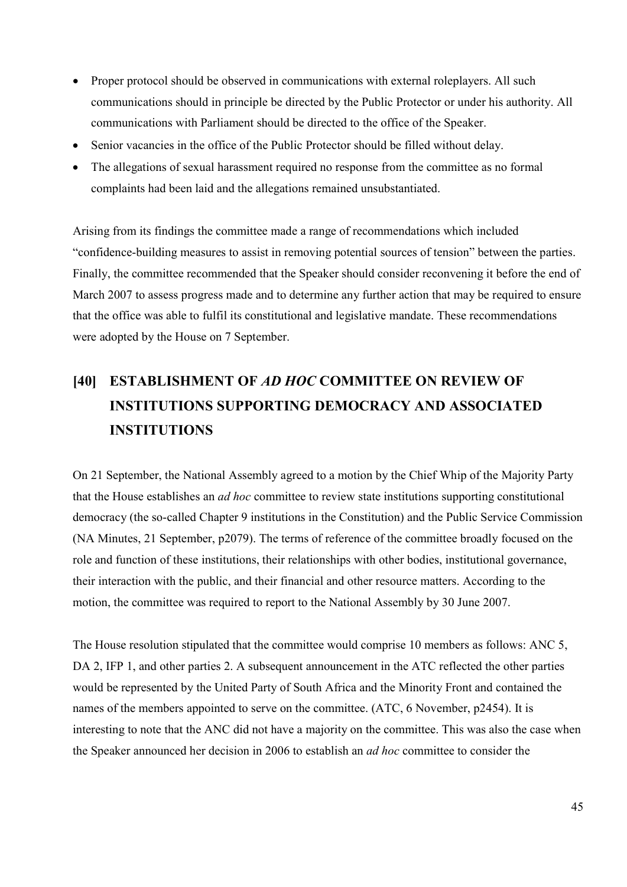- Proper protocol should be observed in communications with external roleplayers. All such communications should in principle be directed by the Public Protector or under his authority. All communications with Parliament should be directed to the office of the Speaker.
- Senior vacancies in the office of the Public Protector should be filled without delay.
- The allegations of sexual harassment required no response from the committee as no formal complaints had been laid and the allegations remained unsubstantiated.

Arising from its findings the committee made a range of recommendations which included "confidence-building measures to assist in removing potential sources of tension" between the parties. Finally, the committee recommended that the Speaker should consider reconvening it before the end of March 2007 to assess progress made and to determine any further action that may be required to ensure that the office was able to fulfil its constitutional and legislative mandate. These recommendations were adopted by the House on 7 September.

## [40] ESTABLISHMENT OF *AD HOC* COMMITTEE ON REVIEW OF INSTITUTIONS SUPPORTING DEMOCRACY AND ASSOCIATED INSTITUTIONS

On 21 September, the National Assembly agreed to a motion by the Chief Whip of the Majority Party that the House establishes an *ad hoc* committee to review state institutions supporting constitutional democracy (the so-called Chapter 9 institutions in the Constitution) and the Public Service Commission (NA Minutes, 21 September, p2079). The terms of reference of the committee broadly focused on the role and function of these institutions, their relationships with other bodies, institutional governance, their interaction with the public, and their financial and other resource matters. According to the motion, the committee was required to report to the National Assembly by 30 June 2007.

The House resolution stipulated that the committee would comprise 10 members as follows: ANC 5, DA 2, IFP 1, and other parties 2. A subsequent announcement in the ATC reflected the other parties would be represented by the United Party of South Africa and the Minority Front and contained the names of the members appointed to serve on the committee. (ATC, 6 November, p2454). It is interesting to note that the ANC did not have a majority on the committee. This was also the case when the Speaker announced her decision in 2006 to establish an *ad hoc* committee to consider the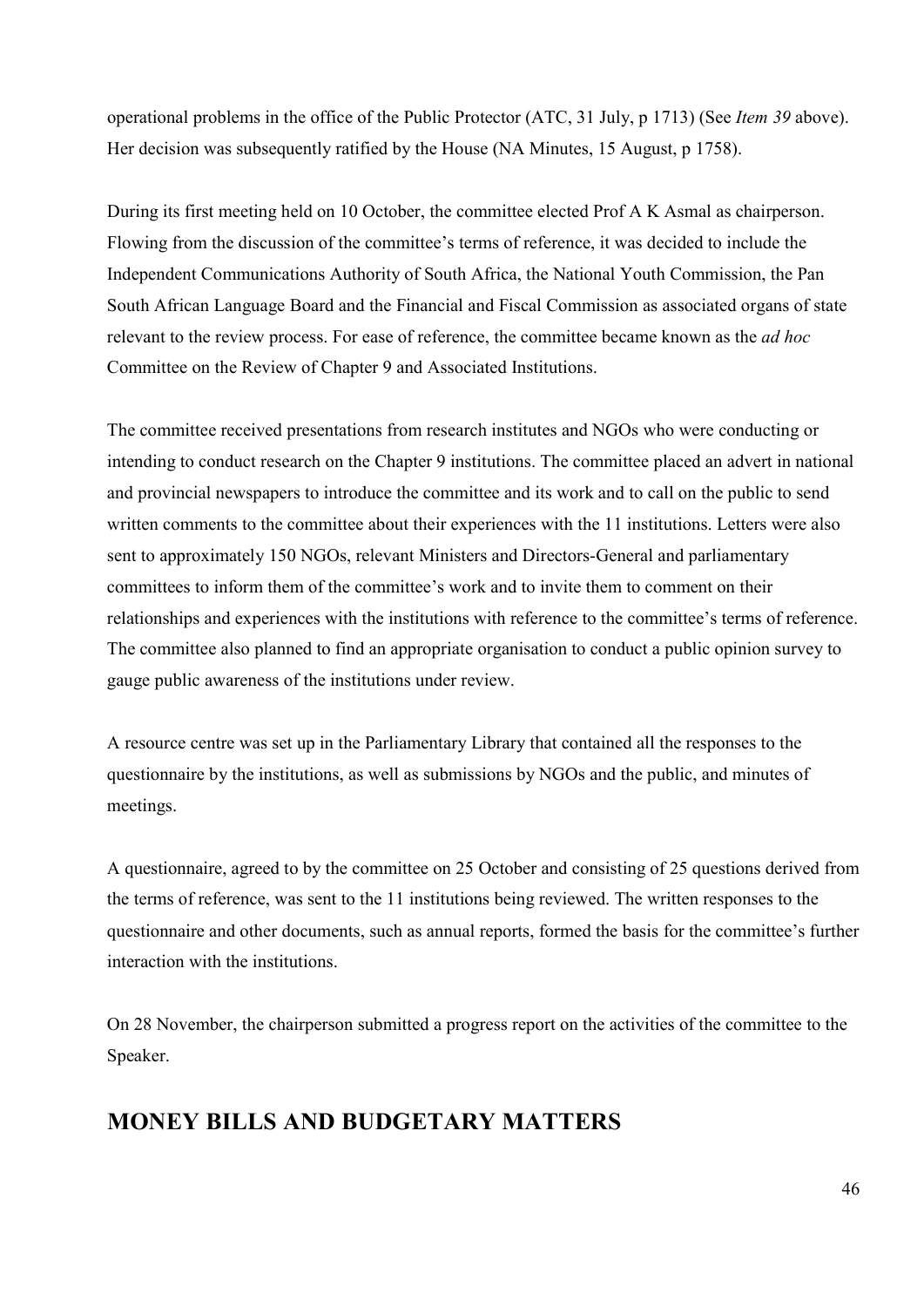operational problems in the office of the Public Protector (ATC, 31 July, p 1713) (See *Item 39* above). Her decision was subsequently ratified by the House (NA Minutes, 15 August, p 1758).

During its first meeting held on 10 October, the committee elected Prof A K Asmal as chairperson. Flowing from the discussion of the committee's terms of reference, it was decided to include the Independent Communications Authority of South Africa, the National Youth Commission, the Pan South African Language Board and the Financial and Fiscal Commission as associated organs of state relevant to the review process. For ease of reference, the committee became known as the *ad hoc* Committee on the Review of Chapter 9 and Associated Institutions.

The committee received presentations from research institutes and NGOs who were conducting or intending to conduct research on the Chapter 9 institutions. The committee placed an advert in national and provincial newspapers to introduce the committee and its work and to call on the public to send written comments to the committee about their experiences with the 11 institutions. Letters were also sent to approximately 150 NGOs, relevant Ministers and Directors-General and parliamentary committees to inform them of the committee's work and to invite them to comment on their relationships and experiences with the institutions with reference to the committee's terms of reference. The committee also planned to find an appropriate organisation to conduct a public opinion survey to gauge public awareness of the institutions under review.

A resource centre was set up in the Parliamentary Library that contained all the responses to the questionnaire by the institutions, as well as submissions by NGOs and the public, and minutes of meetings.

A questionnaire, agreed to by the committee on 25 October and consisting of 25 questions derived from the terms of reference, was sent to the 11 institutions being reviewed. The written responses to the questionnaire and other documents, such as annual reports, formed the basis for the committee's further interaction with the institutions.

On 28 November, the chairperson submitted a progress report on the activities of the committee to the Speaker.

## MONEY BILLS AND BUDGETARY MATTERS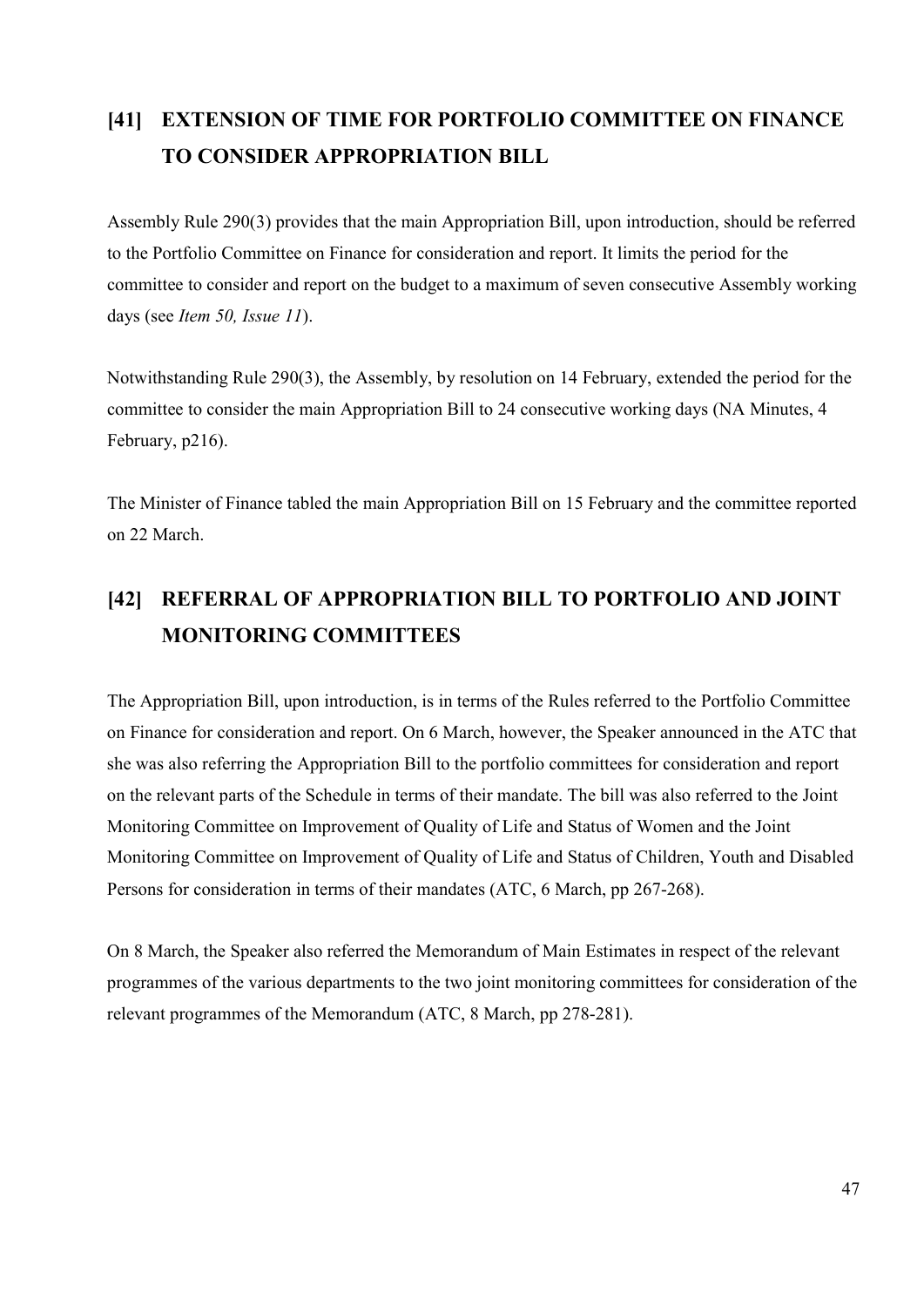## [41] EXTENSION OF TIME FOR PORTFOLIO COMMITTEE ON FINANCE TO CONSIDER APPROPRIATION BILL

Assembly Rule 290(3) provides that the main Appropriation Bill, upon introduction, should be referred to the Portfolio Committee on Finance for consideration and report. It limits the period for the committee to consider and report on the budget to a maximum of seven consecutive Assembly working days (see *Item 50, Issue 11*).

Notwithstanding Rule 290(3), the Assembly, by resolution on 14 February, extended the period for the committee to consider the main Appropriation Bill to 24 consecutive working days (NA Minutes, 4 February, p216).

The Minister of Finance tabled the main Appropriation Bill on 15 February and the committee reported on 22 March.

## [42] REFERRAL OF APPROPRIATION BILL TO PORTFOLIO AND JOINT MONITORING COMMITTEES

The Appropriation Bill, upon introduction, is in terms of the Rules referred to the Portfolio Committee on Finance for consideration and report. On 6 March, however, the Speaker announced in the ATC that she was also referring the Appropriation Bill to the portfolio committees for consideration and report on the relevant parts of the Schedule in terms of their mandate. The bill was also referred to the Joint Monitoring Committee on Improvement of Quality of Life and Status of Women and the Joint Monitoring Committee on Improvement of Quality of Life and Status of Children, Youth and Disabled Persons for consideration in terms of their mandates (ATC, 6 March, pp 267-268).

On 8 March, the Speaker also referred the Memorandum of Main Estimates in respect of the relevant programmes of the various departments to the two joint monitoring committees for consideration of the relevant programmes of the Memorandum (ATC, 8 March, pp 278-281).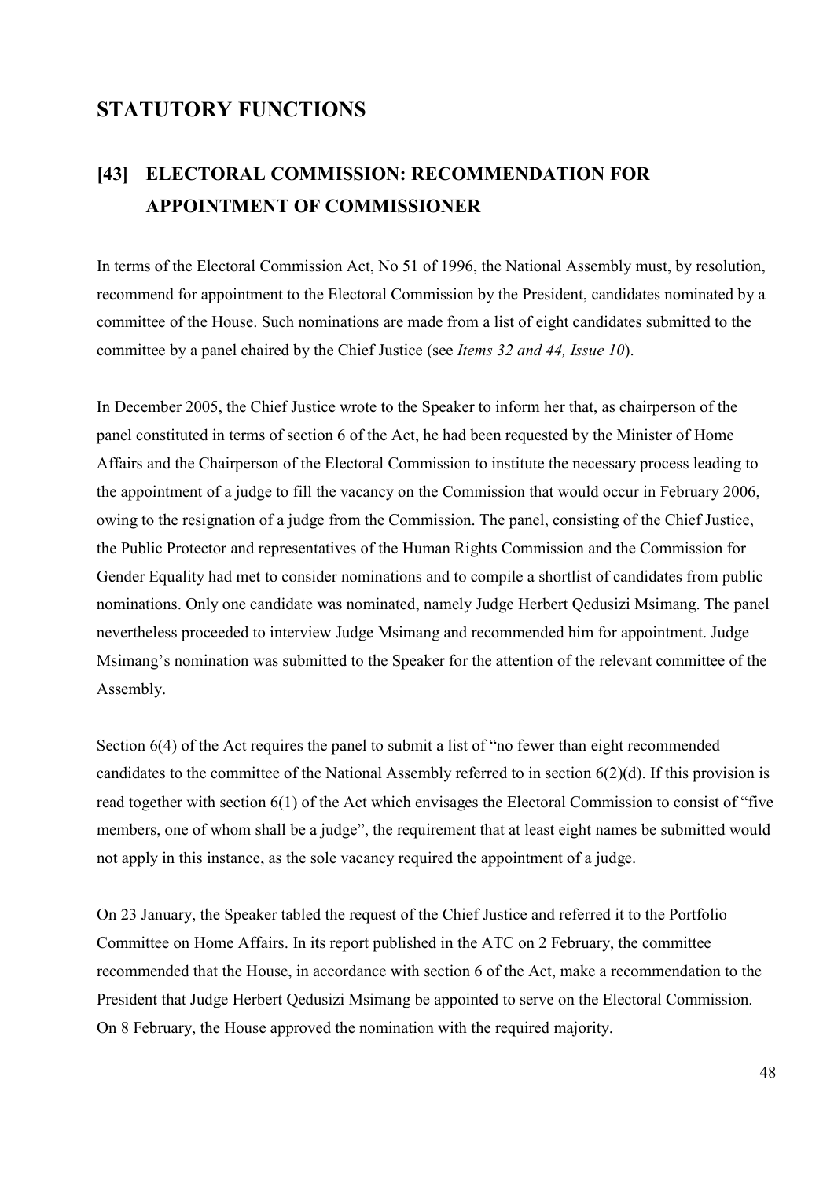# STATUTORY FUNCTIONS

## [43] ELECTORAL COMMISSION: RECOMMENDATION FOR APPOINTMENT OF COMMISSIONER

In terms of the Electoral Commission Act, No 51 of 1996, the National Assembly must, by resolution, recommend for appointment to the Electoral Commission by the President, candidates nominated by a committee of the House. Such nominations are made from a list of eight candidates submitted to the committee by a panel chaired by the Chief Justice (see *Items 32 and 44, Issue 10*).

In December 2005, the Chief Justice wrote to the Speaker to inform her that, as chairperson of the panel constituted in terms of section 6 of the Act, he had been requested by the Minister of Home Affairs and the Chairperson of the Electoral Commission to institute the necessary process leading to the appointment of a judge to fill the vacancy on the Commission that would occur in February 2006, owing to the resignation of a judge from the Commission. The panel, consisting of the Chief Justice, the Public Protector and representatives of the Human Rights Commission and the Commission for Gender Equality had met to consider nominations and to compile a shortlist of candidates from public nominations. Only one candidate was nominated, namely Judge Herbert Qedusizi Msimang. The panel nevertheless proceeded to interview Judge Msimang and recommended him for appointment. Judge Msimang's nomination was submitted to the Speaker for the attention of the relevant committee of the Assembly.

Section 6(4) of the Act requires the panel to submit a list of "no fewer than eight recommended candidates to the committee of the National Assembly referred to in section 6(2)(d). If this provision is read together with section 6(1) of the Act which envisages the Electoral Commission to consist of "five members, one of whom shall be a judge", the requirement that at least eight names be submitted would not apply in this instance, as the sole vacancy required the appointment of a judge.

On 23 January, the Speaker tabled the request of the Chief Justice and referred it to the Portfolio Committee on Home Affairs. In its report published in the ATC on 2 February, the committee recommended that the House, in accordance with section 6 of the Act, make a recommendation to the President that Judge Herbert Qedusizi Msimang be appointed to serve on the Electoral Commission. On 8 February, the House approved the nomination with the required majority.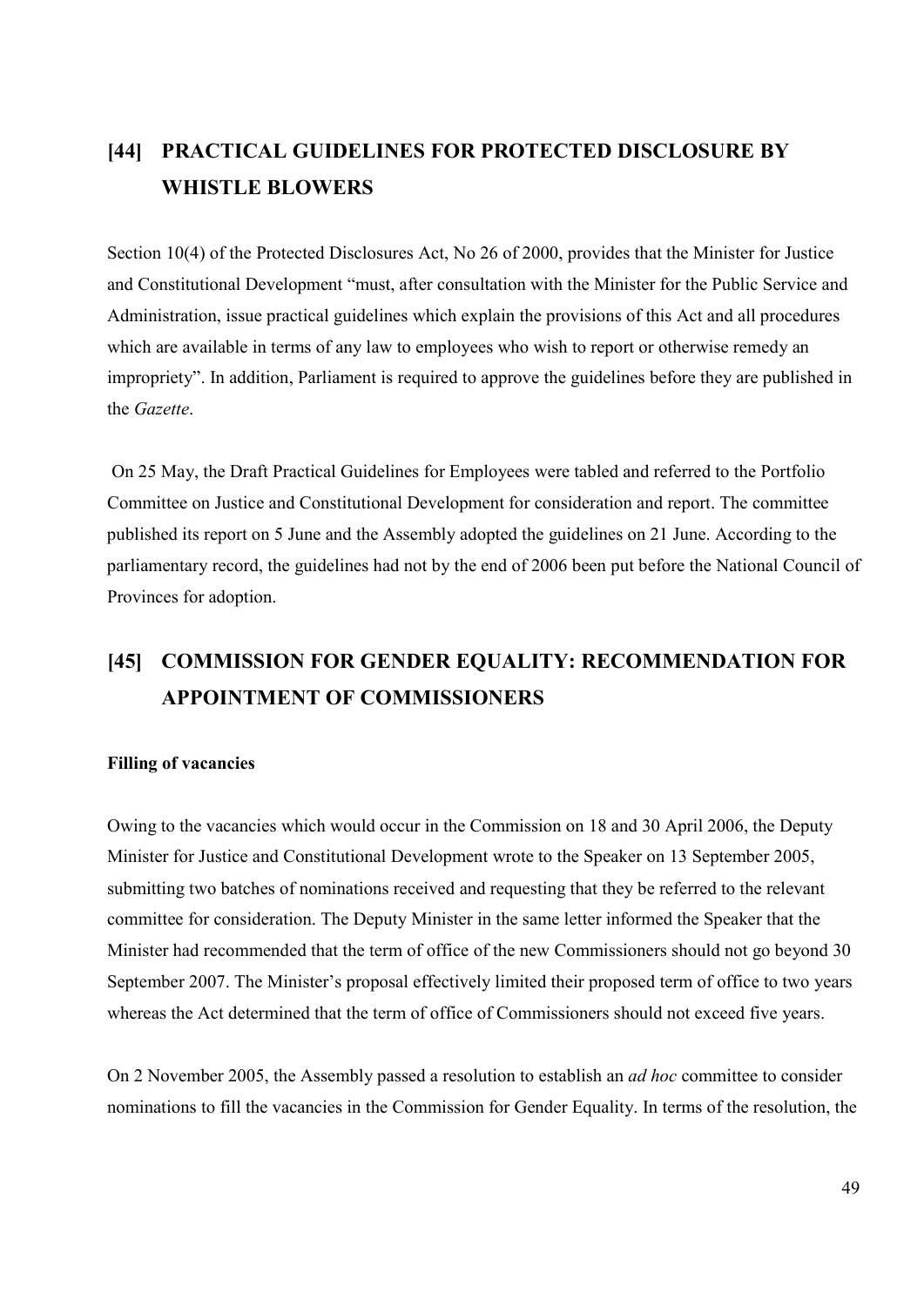## [44] PRACTICAL GUIDELINES FOR PROTECTED DISCLOSURE BY WHISTLE BLOWERS

Section 10(4) of the Protected Disclosures Act, No 26 of 2000, provides that the Minister for Justice and Constitutional Development "must, after consultation with the Minister for the Public Service and Administration, issue practical guidelines which explain the provisions of this Act and all procedures which are available in terms of any law to employees who wish to report or otherwise remedy an impropriety". In addition, Parliament is required to approve the guidelines before they are published in the *Gazette*.

On 25 May, the Draft Practical Guidelines for Employees were tabled and referred to the Portfolio Committee on Justice and Constitutional Development for consideration and report. The committee published its report on 5 June and the Assembly adopted the guidelines on 21 June. According to the parliamentary record, the guidelines had not by the end of 2006 been put before the National Council of Provinces for adoption.

## [45] COMMISSION FOR GENDER EQUALITY: RECOMMENDATION FOR APPOINTMENT OF COMMISSIONERS

**Filling of vacancies**

Owing to the vacancies which would occur in the Commission on 18 and 30 April 2006, the Deputy Minister for Justice and Constitutional Development wrote to the Speaker on 13 September 2005, submitting two batches of nominations received and requesting that they be referred to the relevant committee for consideration. The Deputy Minister in the same letter informed the Speaker that the Minister had recommended that the term of office of the new Commissioners should not go beyond 30 September 2007. The Minister's proposal effectively limited their proposed term of office to two years whereas the Act determined that the term of office of Commissioners should not exceed five years.

On 2 November 2005, the Assembly passed a resolution to establish an *ad hoc* committee to consider nominations to fill the vacancies in the Commission for Gender Equality. In terms of the resolution, the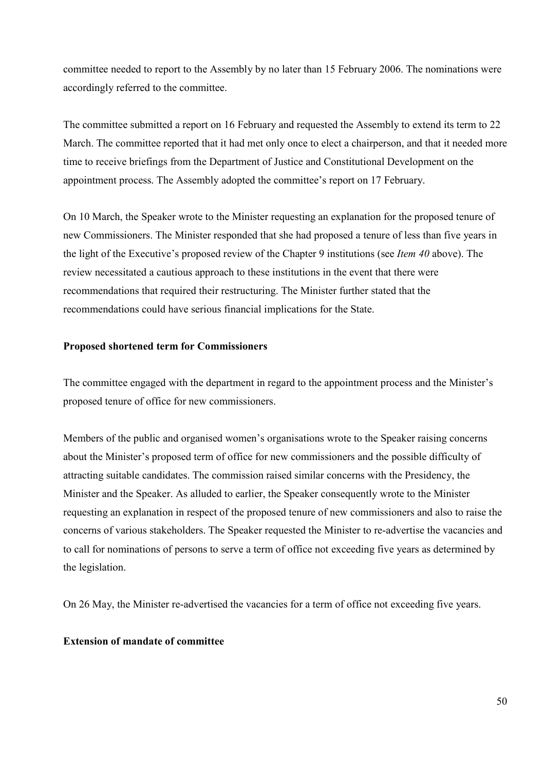committee needed to report to the Assembly by no later than 15 February 2006. The nominations were accordingly referred to the committee.

The committee submitted a report on 16 February and requested the Assembly to extend its term to 22 March. The committee reported that it had met only once to elect a chairperson, and that it needed more time to receive briefings from the Department of Justice and Constitutional Development on the appointment process. The Assembly adopted the committee's report on 17 February.

On 10 March, the Speaker wrote to the Minister requesting an explanation for the proposed tenure of new Commissioners. The Minister responded that she had proposed a tenure of less than five years in the light of the Executive's proposed review of the Chapter 9 institutions (see *Item 40* above). The review necessitated a cautious approach to these institutions in the event that there were recommendations that required their restructuring. The Minister further stated that the recommendations could have serious financial implications for the State.

**Proposed shortened term for Commissioners**

The committee engaged with the department in regard to the appointment process and the Minister's proposed tenure of office for new commissioners.

Members of the public and organised women's organisations wrote to the Speaker raising concerns about the Minister's proposed term of office for new commissioners and the possible difficulty of attracting suitable candidates. The commission raised similar concerns with the Presidency, the Minister and the Speaker. As alluded to earlier, the Speaker consequently wrote to the Minister requesting an explanation in respect of the proposed tenure of new commissioners and also to raise the concerns of various stakeholders. The Speaker requested the Minister to re-advertise the vacancies and to call for nominations of persons to serve a term of office not exceeding five years as determined by the legislation.

On 26 May, the Minister re-advertised the vacancies for a term of office not exceeding five years.

**Extension of mandate of committee**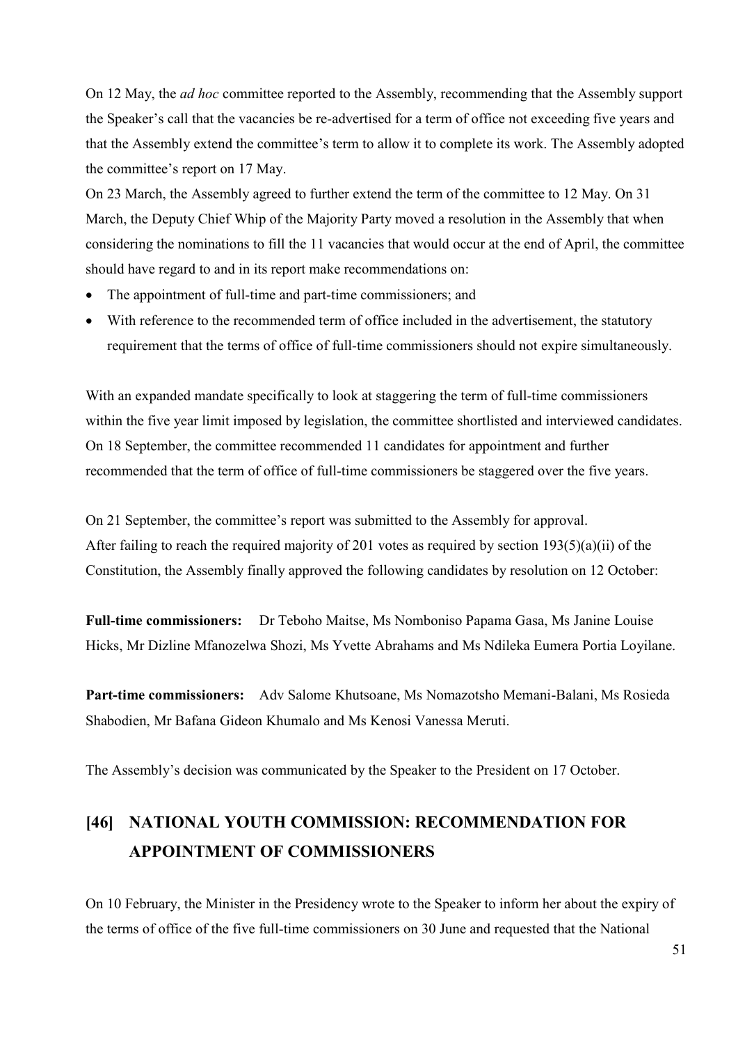On 12 May, the *ad hoc* committee reported to the Assembly, recommending that the Assembly support the Speaker's call that the vacancies be re-advertised for a term of office not exceeding five years and that the Assembly extend the committee's term to allow it to complete its work. The Assembly adopted the committee's report on 17 May.

On 23 March, the Assembly agreed to further extend the term of the committee to 12 May. On 31 March, the Deputy Chief Whip of the Majority Party moved a resolution in the Assembly that when considering the nominations to fill the 11 vacancies that would occur at the end of April, the committee should have regard to and in its report make recommendations on:

- The appointment of full-time and part-time commissioners; and
- With reference to the recommended term of office included in the advertisement, the statutory requirement that the terms of office of full-time commissioners should not expire simultaneously.

With an expanded mandate specifically to look at staggering the term of full-time commissioners within the five year limit imposed by legislation, the committee shortlisted and interviewed candidates. On 18 September, the committee recommended 11 candidates for appointment and further recommended that the term of office of full-time commissioners be staggered over the five years.

On 21 September, the committee's report was submitted to the Assembly for approval.
After failing to reach the required majority of 201 votes as required by section 193(5)(a)(ii) of the Constitution, the Assembly finally approved the following candidates by resolution on 12 October:

**Full-time commissioners:** Dr Teboho Maitse, Ms Nomboniso Papama Gasa, Ms Janine Louise Hicks, Mr Dizline Mfanozelwa Shozi, Ms Yvette Abrahams and Ms Ndileka Eumera Portia Loyilane.

**Part-time commissioners:** Adv Salome Khutsoane, Ms Nomazotsho Memani-Balani, Ms Rosieda Shabodien, Mr Bafana Gideon Khumalo and Ms Kenosi Vanessa Meruti.

The Assembly's decision was communicated by the Speaker to the President on 17 October.

## [46] NATIONAL YOUTH COMMISSION: RECOMMENDATION FOR APPOINTMENT OF COMMISSIONERS

On 10 February, the Minister in the Presidency wrote to the Speaker to inform her about the expiry of the terms of office of the five full-time commissioners on 30 June and requested that the National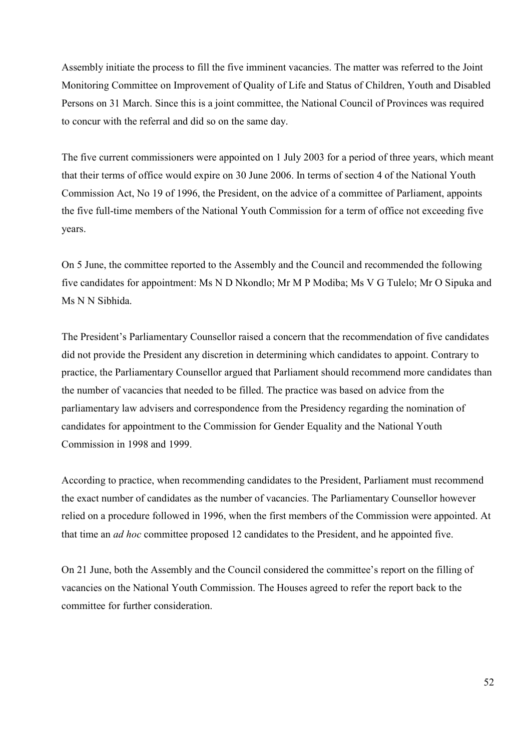Assembly initiate the process to fill the five imminent vacancies. The matter was referred to the Joint Monitoring Committee on Improvement of Quality of Life and Status of Children, Youth and Disabled Persons on 31 March. Since this is a joint committee, the National Council of Provinces was required to concur with the referral and did so on the same day.

The five current commissioners were appointed on 1 July 2003 for a period of three years, which meant that their terms of office would expire on 30 June 2006. In terms of section 4 of the National Youth Commission Act, No 19 of 1996, the President, on the advice of a committee of Parliament, appoints the five full-time members of the National Youth Commission for a term of office not exceeding five years.

On 5 June, the committee reported to the Assembly and the Council and recommended the following five candidates for appointment: Ms N D Nkondlo; Mr M P Modiba; Ms V G Tulelo; Mr O Sipuka and Ms N N Sibhida.

The President's Parliamentary Counsellor raised a concern that the recommendation of five candidates did not provide the President any discretion in determining which candidates to appoint. Contrary to practice, the Parliamentary Counsellor argued that Parliament should recommend more candidates than the number of vacancies that needed to be filled. The practice was based on advice from the parliamentary law advisers and correspondence from the Presidency regarding the nomination of candidates for appointment to the Commission for Gender Equality and the National Youth Commission in 1998 and 1999.

According to practice, when recommending candidates to the President, Parliament must recommend the exact number of candidates as the number of vacancies. The Parliamentary Counsellor however relied on a procedure followed in 1996, when the first members of the Commission were appointed. At that time an *ad hoc* committee proposed 12 candidates to the President, and he appointed five.

On 21 June, both the Assembly and the Council considered the committee's report on the filling of vacancies on the National Youth Commission. The Houses agreed to refer the report back to the committee for further consideration.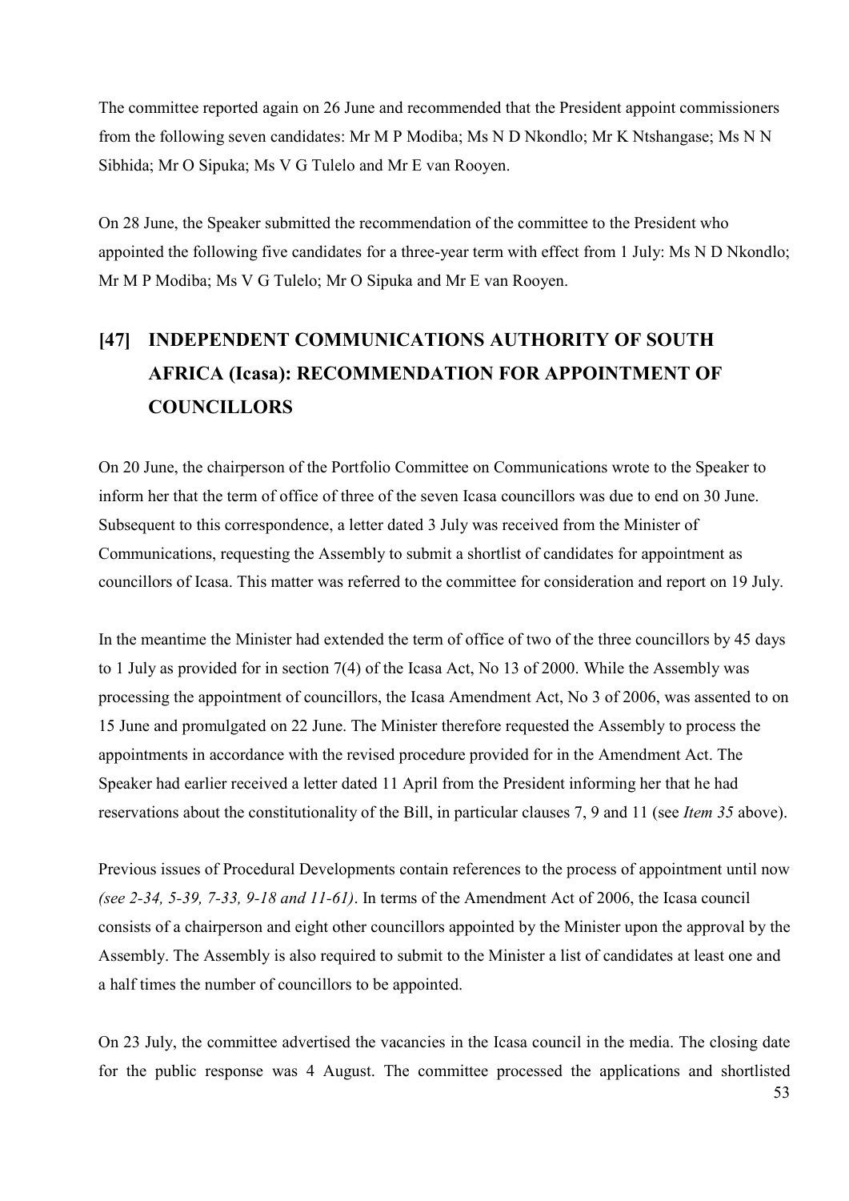The committee reported again on 26 June and recommended that the President appoint commissioners from the following seven candidates: Mr M P Modiba; Ms N D Nkondlo; Mr K Ntshangase; Ms N N Sibhida; Mr O Sipuka; Ms V G Tulelo and Mr E van Rooyen.

On 28 June, the Speaker submitted the recommendation of the committee to the President who appointed the following five candidates for a three-year term with effect from 1 July: Ms N D Nkondlo; Mr M P Modiba; Ms V G Tulelo; Mr O Sipuka and Mr E van Rooyen.

## [47] INDEPENDENT COMMUNICATIONS AUTHORITY OF SOUTH AFRICA (Icasa): RECOMMENDATION FOR APPOINTMENT OF COUNCILLORS

On 20 June, the chairperson of the Portfolio Committee on Communications wrote to the Speaker to inform her that the term of office of three of the seven Icasa councillors was due to end on 30 June. Subsequent to this correspondence, a letter dated 3 July was received from the Minister of Communications, requesting the Assembly to submit a shortlist of candidates for appointment as councillors of Icasa. This matter was referred to the committee for consideration and report on 19 July.

In the meantime the Minister had extended the term of office of two of the three councillors by 45 days to 1 July as provided for in section 7(4) of the Icasa Act, No 13 of 2000. While the Assembly was processing the appointment of councillors, the Icasa Amendment Act, No 3 of 2006, was assented to on 15 June and promulgated on 22 June. The Minister therefore requested the Assembly to process the appointments in accordance with the revised procedure provided for in the Amendment Act. The Speaker had earlier received a letter dated 11 April from the President informing her that he had reservations about the constitutionality of the Bill, in particular clauses 7, 9 and 11 (see *Item 35* above).

Previous issues of Procedural Developments contain references to the process of appointment until now *(see 2-34, 5-39, 7-33, 9-18 and 11-61)*. In terms of the Amendment Act of 2006, the Icasa council consists of a chairperson and eight other councillors appointed by the Minister upon the approval by the Assembly. The Assembly is also required to submit to the Minister a list of candidates at least one and a half times the number of councillors to be appointed.

On 23 July, the committee advertised the vacancies in the Icasa council in the media. The closing date for the public response was 4 August. The committee processed the applications and shortlisted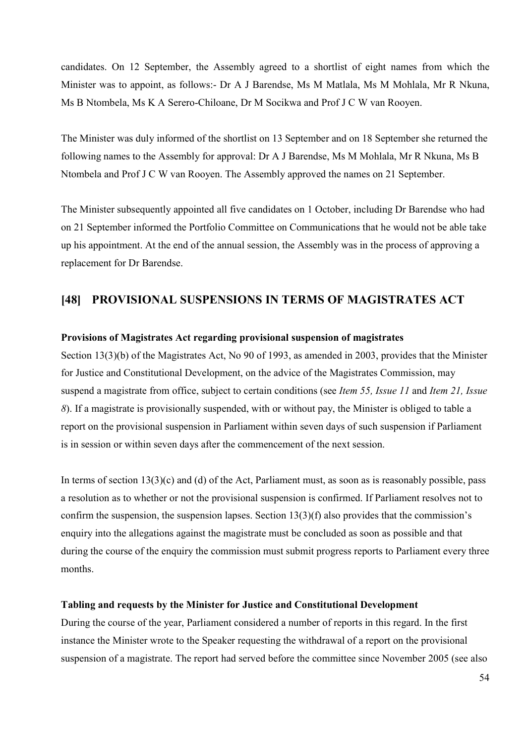candidates. On 12 September, the Assembly agreed to a shortlist of eight names from which the Minister was to appoint, as follows:- Dr A J Barendse, Ms M Matlala, Ms M Mohlala, Mr R Nkuna, Ms B Ntombela, Ms K A Serero-Chiloane, Dr M Socikwa and Prof J C W van Rooyen.

The Minister was duly informed of the shortlist on 13 September and on 18 September she returned the following names to the Assembly for approval: Dr A J Barendse, Ms M Mohlala, Mr R Nkuna, Ms B Ntombela and Prof J C W van Rooyen. The Assembly approved the names on 21 September.

The Minister subsequently appointed all five candidates on 1 October, including Dr Barendse who had on 21 September informed the Portfolio Committee on Communications that he would not be able take up his appointment. At the end of the annual session, the Assembly was in the process of approving a replacement for Dr Barendse.

## [48] PROVISIONAL SUSPENSIONS IN TERMS OF MAGISTRATES ACT

**Provisions of Magistrates Act regarding provisional suspension of magistrates**

Section 13(3)(b) of the Magistrates Act, No 90 of 1993, as amended in 2003, provides that the Minister for Justice and Constitutional Development, on the advice of the Magistrates Commission, may suspend a magistrate from office, subject to certain conditions (see *Item 55, Issue 11* and *Item 21, Issue 8*). If a magistrate is provisionally suspended, with or without pay, the Minister is obliged to table a report on the provisional suspension in Parliament within seven days of such suspension if Parliament is in session or within seven days after the commencement of the next session.

In terms of section 13(3)(c) and (d) of the Act, Parliament must, as soon as is reasonably possible, pass a resolution as to whether or not the provisional suspension is confirmed. If Parliament resolves not to confirm the suspension, the suspension lapses. Section 13(3)(f) also provides that the commission's enquiry into the allegations against the magistrate must be concluded as soon as possible and that during the course of the enquiry the commission must submit progress reports to Parliament every three months.

**Tabling and requests by the Minister for Justice and Constitutional Development**

During the course of the year, Parliament considered a number of reports in this regard. In the first instance the Minister wrote to the Speaker requesting the withdrawal of a report on the provisional suspension of a magistrate. The report had served before the committee since November 2005 (see also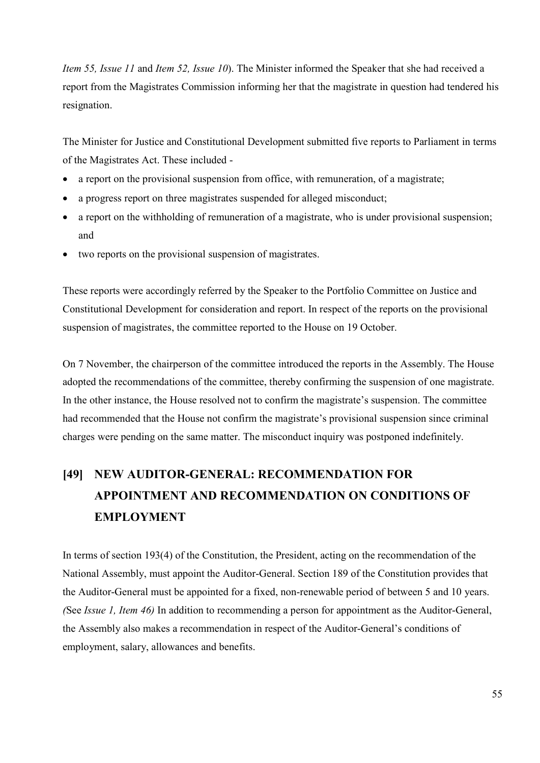*Item 55, Issue 11* and *Item 52, Issue 10*). The Minister informed the Speaker that she had received a report from the Magistrates Commission informing her that the magistrate in question had tendered his resignation.

The Minister for Justice and Constitutional Development submitted five reports to Parliament in terms of the Magistrates Act. These included -

- a report on the provisional suspension from office, with remuneration, of a magistrate;
- a progress report on three magistrates suspended for alleged misconduct;
- a report on the withholding of remuneration of a magistrate, who is under provisional suspension; and
- two reports on the provisional suspension of magistrates.

These reports were accordingly referred by the Speaker to the Portfolio Committee on Justice and Constitutional Development for consideration and report. In respect of the reports on the provisional suspension of magistrates, the committee reported to the House on 19 October.

On 7 November, the chairperson of the committee introduced the reports in the Assembly. The House adopted the recommendations of the committee, thereby confirming the suspension of one magistrate. In the other instance, the House resolved not to confirm the magistrate's suspension. The committee had recommended that the House not confirm the magistrate's provisional suspension since criminal charges were pending on the same matter. The misconduct inquiry was postponed indefinitely.

## [49] NEW AUDITOR-GENERAL: RECOMMENDATION FOR APPOINTMENT AND RECOMMENDATION ON CONDITIONS OF EMPLOYMENT

In terms of section 193(4) of the Constitution, the President, acting on the recommendation of the National Assembly, must appoint the Auditor-General. Section 189 of the Constitution provides that the Auditor-General must be appointed for a fixed, non-renewable period of between 5 and 10 years. *(*See *Issue 1, Item 46)* In addition to recommending a person for appointment as the Auditor-General, the Assembly also makes a recommendation in respect of the Auditor-General's conditions of employment, salary, allowances and benefits.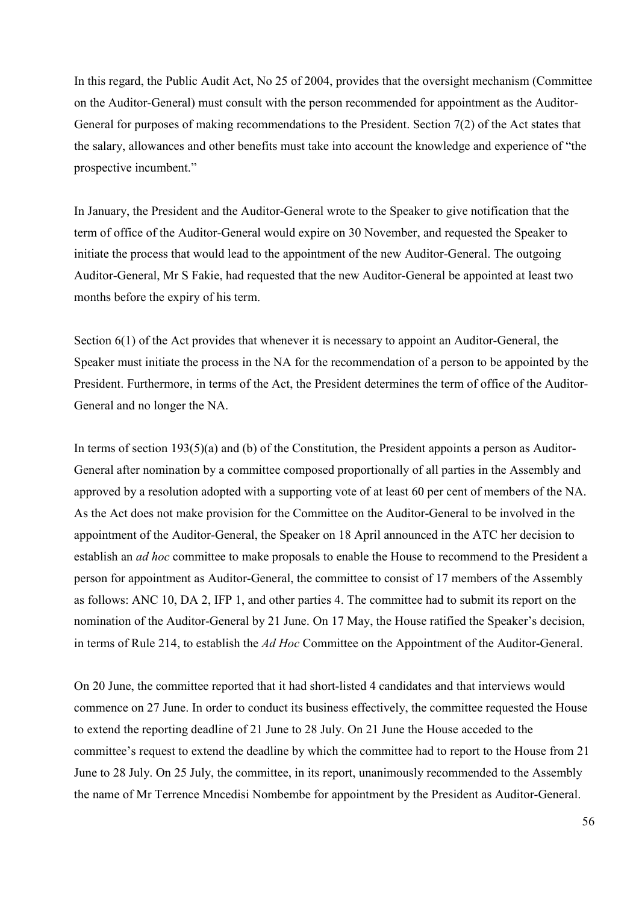In this regard, the Public Audit Act, No 25 of 2004, provides that the oversight mechanism (Committee on the Auditor-General) must consult with the person recommended for appointment as the Auditor-General for purposes of making recommendations to the President. Section 7(2) of the Act states that the salary, allowances and other benefits must take into account the knowledge and experience of "the prospective incumbent."

In January, the President and the Auditor-General wrote to the Speaker to give notification that the term of office of the Auditor-General would expire on 30 November, and requested the Speaker to initiate the process that would lead to the appointment of the new Auditor-General. The outgoing Auditor-General, Mr S Fakie, had requested that the new Auditor-General be appointed at least two months before the expiry of his term.

Section 6(1) of the Act provides that whenever it is necessary to appoint an Auditor-General, the Speaker must initiate the process in the NA for the recommendation of a person to be appointed by the President. Furthermore, in terms of the Act, the President determines the term of office of the Auditor-General and no longer the NA.

In terms of section 193(5)(a) and (b) of the Constitution, the President appoints a person as Auditor-General after nomination by a committee composed proportionally of all parties in the Assembly and approved by a resolution adopted with a supporting vote of at least 60 per cent of members of the NA. As the Act does not make provision for the Committee on the Auditor-General to be involved in the appointment of the Auditor-General, the Speaker on 18 April announced in the ATC her decision to establish an *ad hoc* committee to make proposals to enable the House to recommend to the President a person for appointment as Auditor-General, the committee to consist of 17 members of the Assembly as follows: ANC 10, DA 2, IFP 1, and other parties 4. The committee had to submit its report on the nomination of the Auditor-General by 21 June. On 17 May, the House ratified the Speaker's decision, in terms of Rule 214, to establish the *Ad Hoc* Committee on the Appointment of the Auditor-General.

On 20 June, the committee reported that it had short-listed 4 candidates and that interviews would commence on 27 June. In order to conduct its business effectively, the committee requested the House to extend the reporting deadline of 21 June to 28 July. On 21 June the House acceded to the committee's request to extend the deadline by which the committee had to report to the House from 21 June to 28 July. On 25 July, the committee, in its report, unanimously recommended to the Assembly the name of Mr Terrence Mncedisi Nombembe for appointment by the President as Auditor-General.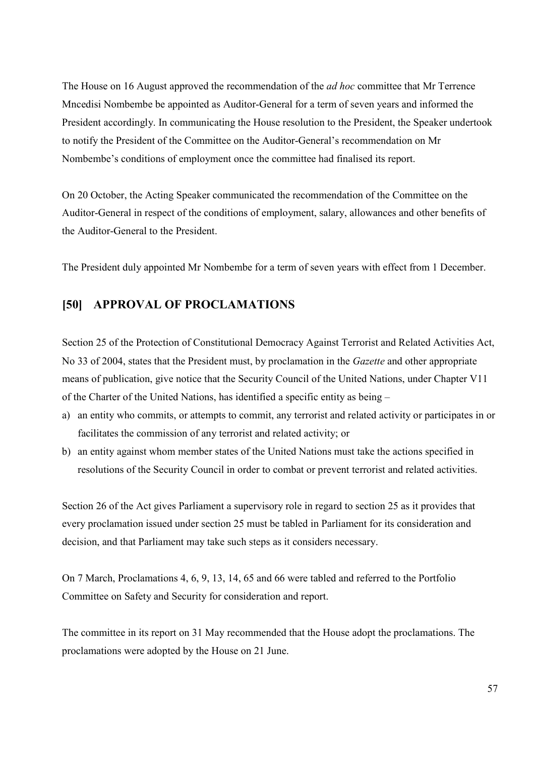The House on 16 August approved the recommendation of the *ad hoc* committee that Mr Terrence Mncedisi Nombembe be appointed as Auditor-General for a term of seven years and informed the President accordingly. In communicating the House resolution to the President, the Speaker undertook to notify the President of the Committee on the Auditor-General's recommendation on Mr Nombembe's conditions of employment once the committee had finalised its report.

On 20 October, the Acting Speaker communicated the recommendation of the Committee on the Auditor-General in respect of the conditions of employment, salary, allowances and other benefits of the Auditor-General to the President.

The President duly appointed Mr Nombembe for a term of seven years with effect from 1 December.

## [50] APPROVAL OF PROCLAMATIONS

Section 25 of the Protection of Constitutional Democracy Against Terrorist and Related Activities Act, No 33 of 2004, states that the President must, by proclamation in the *Gazette* and other appropriate means of publication, give notice that the Security Council of the United Nations, under Chapter V11 of the Charter of the United Nations, has identified a specific entity as being –

a) an entity who commits, or attempts to commit, any terrorist and related activity or participates in or facilitates the commission of any terrorist and related activity; or
b) an entity against whom member states of the United Nations must take the actions specified in resolutions of the Security Council in order to combat or prevent terrorist and related activities.

Section 26 of the Act gives Parliament a supervisory role in regard to section 25 as it provides that every proclamation issued under section 25 must be tabled in Parliament for its consideration and decision, and that Parliament may take such steps as it considers necessary.

On 7 March, Proclamations 4, 6, 9, 13, 14, 65 and 66 were tabled and referred to the Portfolio Committee on Safety and Security for consideration and report.

The committee in its report on 31 May recommended that the House adopt the proclamations. The proclamations were adopted by the House on 21 June.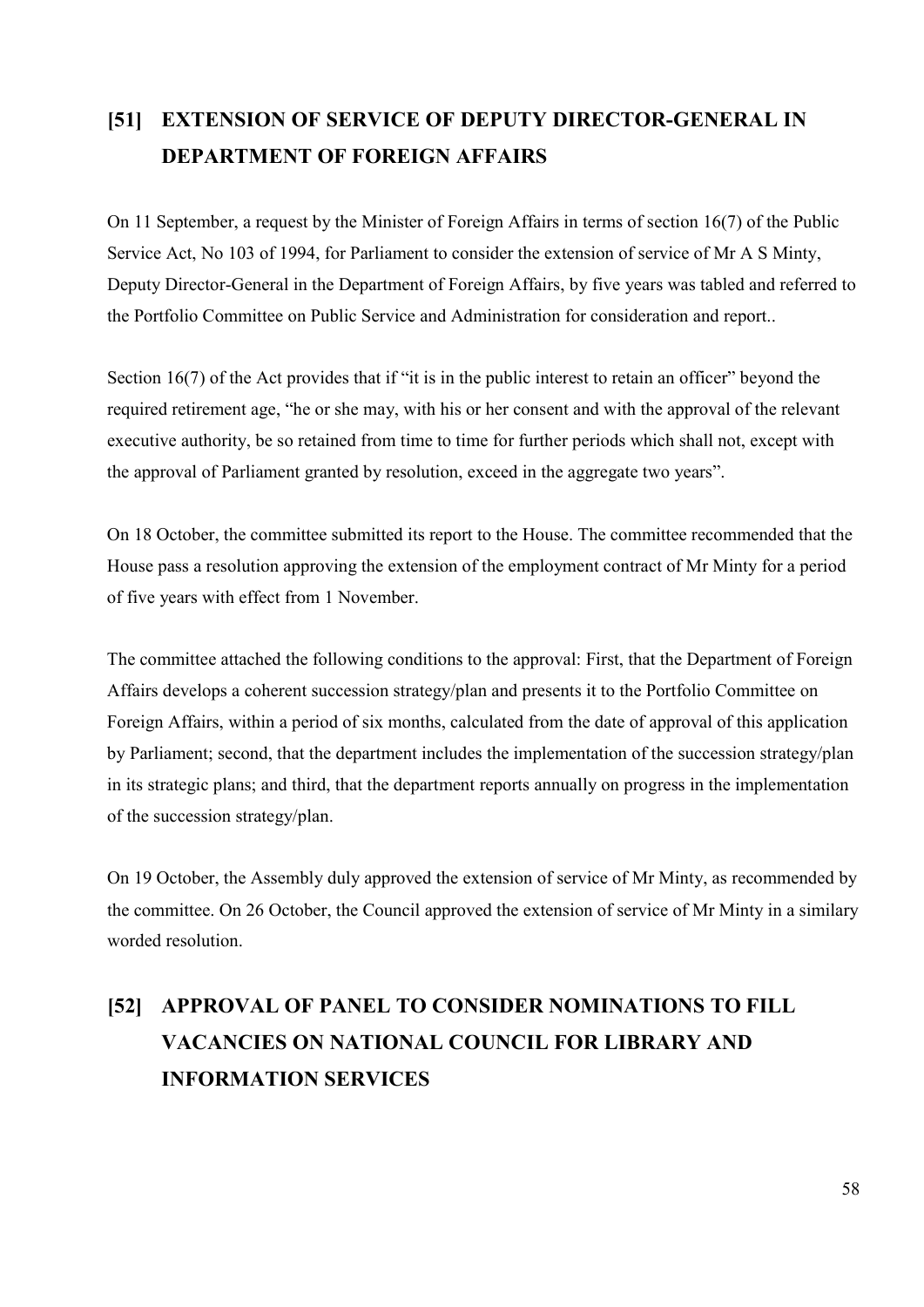## [51] EXTENSION OF SERVICE OF DEPUTY DIRECTOR-GENERAL IN DEPARTMENT OF FOREIGN AFFAIRS

On 11 September, a request by the Minister of Foreign Affairs in terms of section 16(7) of the Public Service Act, No 103 of 1994, for Parliament to consider the extension of service of Mr A S Minty, Deputy Director-General in the Department of Foreign Affairs, by five years was tabled and referred to the Portfolio Committee on Public Service and Administration for consideration and report..

Section 16(7) of the Act provides that if "it is in the public interest to retain an officer" beyond the required retirement age, "he or she may, with his or her consent and with the approval of the relevant executive authority, be so retained from time to time for further periods which shall not, except with the approval of Parliament granted by resolution, exceed in the aggregate two years".

On 18 October, the committee submitted its report to the House. The committee recommended that the House pass a resolution approving the extension of the employment contract of Mr Minty for a period of five years with effect from 1 November.

The committee attached the following conditions to the approval: First, that the Department of Foreign Affairs develops a coherent succession strategy/plan and presents it to the Portfolio Committee on Foreign Affairs, within a period of six months, calculated from the date of approval of this application by Parliament; second, that the department includes the implementation of the succession strategy/plan in its strategic plans; and third, that the department reports annually on progress in the implementation of the succession strategy/plan.

On 19 October, the Assembly duly approved the extension of service of Mr Minty, as recommended by the committee. On 26 October, the Council approved the extension of service of Mr Minty in a similary worded resolution.

## [52] APPROVAL OF PANEL TO CONSIDER NOMINATIONS TO FILL VACANCIES ON NATIONAL COUNCIL FOR LIBRARY AND INFORMATION SERVICES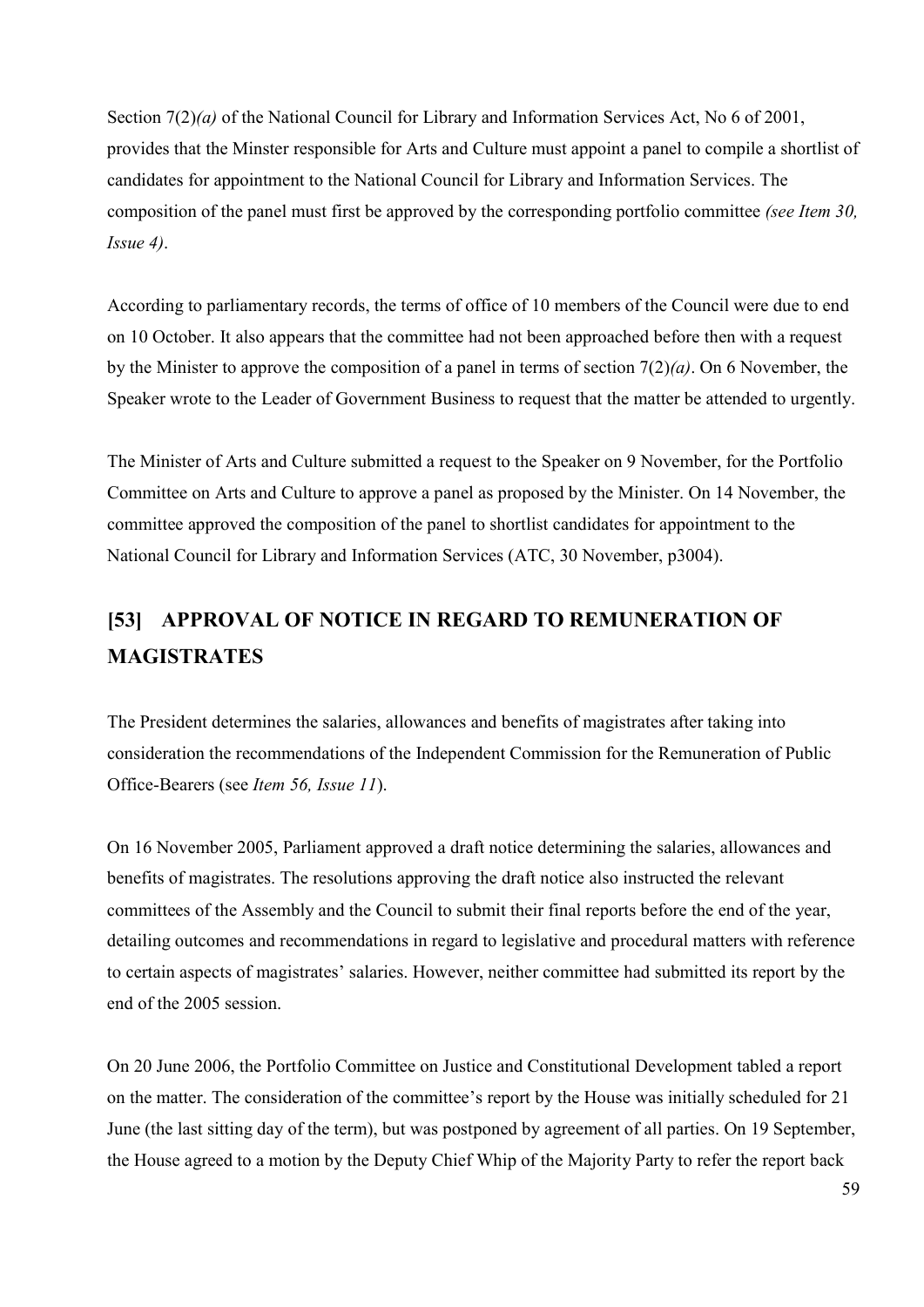Section 7(2)*(a)* of the National Council for Library and Information Services Act, No 6 of 2001, provides that the Minster responsible for Arts and Culture must appoint a panel to compile a shortlist of candidates for appointment to the National Council for Library and Information Services. The composition of the panel must first be approved by the corresponding portfolio committee *(see Item 30, Issue 4)*.

According to parliamentary records, the terms of office of 10 members of the Council were due to end on 10 October. It also appears that the committee had not been approached before then with a request by the Minister to approve the composition of a panel in terms of section 7(2)*(a)*. On 6 November, the Speaker wrote to the Leader of Government Business to request that the matter be attended to urgently.

The Minister of Arts and Culture submitted a request to the Speaker on 9 November, for the Portfolio Committee on Arts and Culture to approve a panel as proposed by the Minister. On 14 November, the committee approved the composition of the panel to shortlist candidates for appointment to the National Council for Library and Information Services (ATC, 30 November, p3004).

## [53] APPROVAL OF NOTICE IN REGARD TO REMUNERATION OF MAGISTRATES

The President determines the salaries, allowances and benefits of magistrates after taking into consideration the recommendations of the Independent Commission for the Remuneration of Public Office-Bearers (see *Item 56, Issue 11*).

On 16 November 2005, Parliament approved a draft notice determining the salaries, allowances and benefits of magistrates. The resolutions approving the draft notice also instructed the relevant committees of the Assembly and the Council to submit their final reports before the end of the year, detailing outcomes and recommendations in regard to legislative and procedural matters with reference to certain aspects of magistrates' salaries. However, neither committee had submitted its report by the end of the 2005 session.

On 20 June 2006, the Portfolio Committee on Justice and Constitutional Development tabled a report on the matter. The consideration of the committee's report by the House was initially scheduled for 21 June (the last sitting day of the term), but was postponed by agreement of all parties. On 19 September, the House agreed to a motion by the Deputy Chief Whip of the Majority Party to refer the report back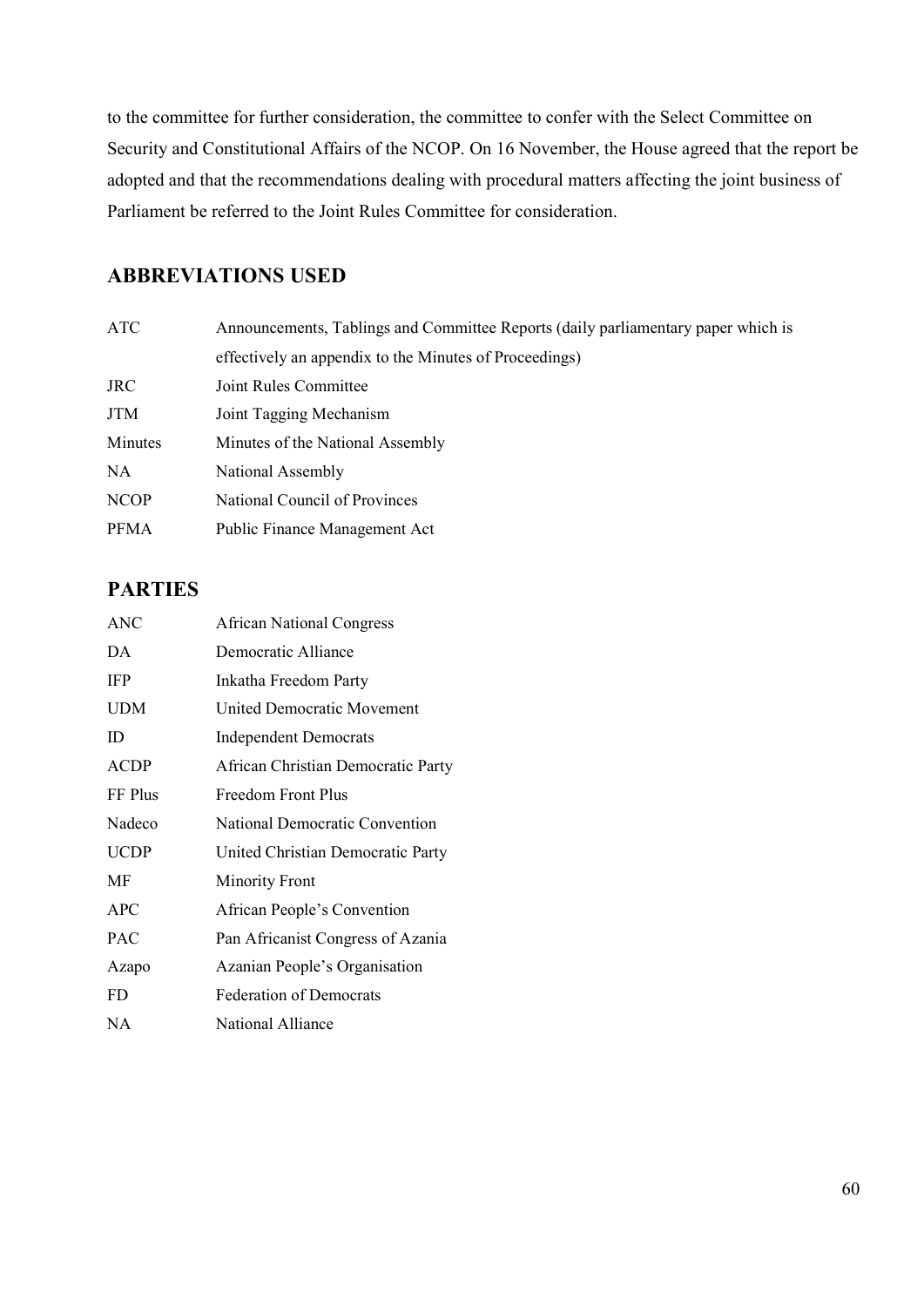to the committee for further consideration, the committee to confer with the Select Committee on Security and Constitutional Affairs of the NCOP. On 16 November, the House agreed that the report be adopted and that the recommendations dealing with procedural matters affecting the joint business of Parliament be referred to the Joint Rules Committee for consideration.

## ABBREVIATIONS USED

| | |
|---|---|
| ATC | Announcements, Tablings and Committee Reports (daily parliamentary paper which is effectively an appendix to the Minutes of Proceedings) |
| JRC | Joint Rules Committee |
| JTM | Joint Tagging Mechanism |
| Minutes | Minutes of the National Assembly |
| NA | National Assembly |
| NCOP | National Council of Provinces |
| PFMA | Public Finance Management Act |

## PARTIES

| | |
|---|---|
| ANC | African National Congress |
| DA | Democratic Alliance |
| IFP | Inkatha Freedom Party |
| UDM | United Democratic Movement |
| ID | Independent Democrats |
| ACDP | African Christian Democratic Party |
| FF Plus | Freedom Front Plus |
| Nadeco | National Democratic Convention |
| UCDP | United Christian Democratic Party |
| MF | Minority Front |
| APC | African People's Convention |
| PAC | Pan Africanist Congress of Azania |
| Azapo | Azanian People's Organisation |
| FD | Federation of Democrats |
| NA | National Alliance |